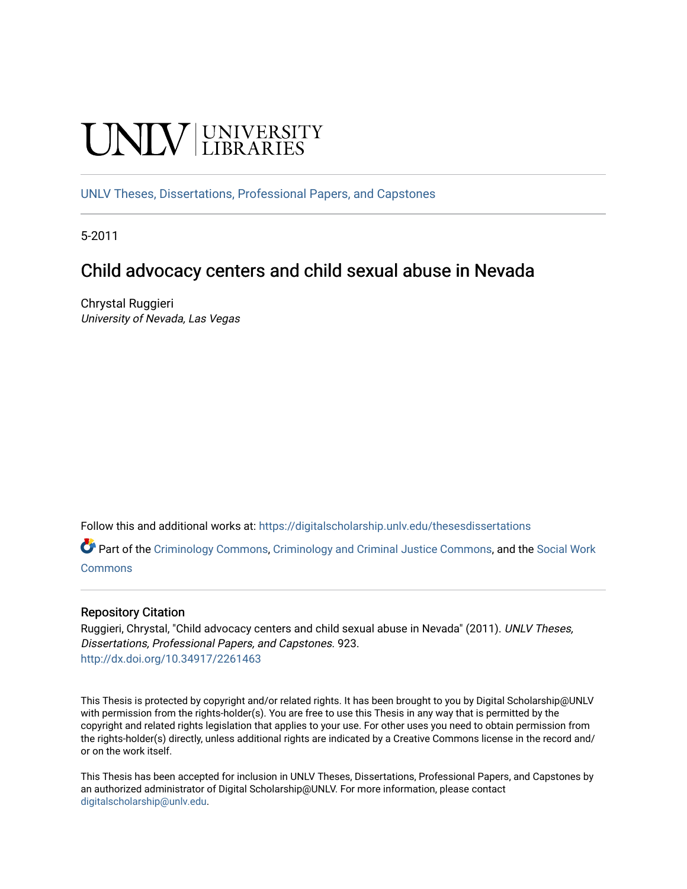UNLV | UNIVERSITY LIBRARIES

UNLV Theses, Dissertations, Professional Papers, and Capstones

5-2011

# Child advocacy centers and child sexual abuse in Nevada

Chrystal Ruggieri
*University of Nevada, Las Vegas*

Follow this and additional works at: https://digitalscholarship.unlv.edu/thesesdissertations

Part of the Criminology Commons, Criminology and Criminal Justice Commons, and the Social Work Commons

## Repository Citation

Ruggieri, Chrystal, "Child advocacy centers and child sexual abuse in Nevada" (2011). *UNLV Theses, Dissertations, Professional Papers, and Capstones*. 923.
http://dx.doi.org/10.34917/2261463

This Thesis is protected by copyright and/or related rights. It has been brought to you by Digital Scholarship@UNLV with permission from the rights-holder(s). You are free to use this Thesis in any way that is permitted by the copyright and related rights legislation that applies to your use. For other uses you need to obtain permission from the rights-holder(s) directly, unless additional rights are indicated by a Creative Commons license in the record and/or on the work itself.

This Thesis has been accepted for inclusion in UNLV Theses, Dissertations, Professional Papers, and Capstones by an authorized administrator of Digital Scholarship@UNLV. For more information, please contact digitalscholarship@unlv.edu.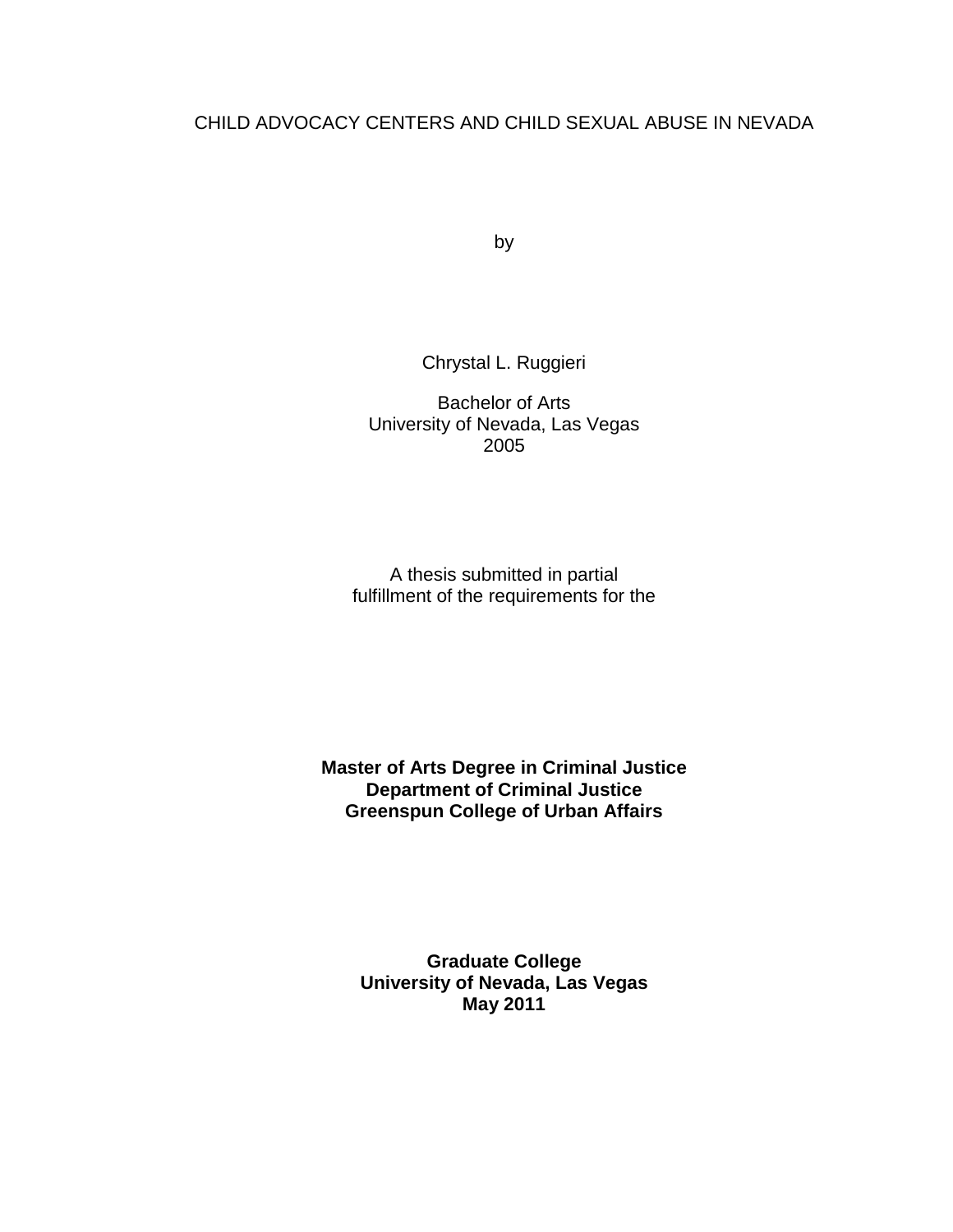# CHILD ADVOCACY CENTERS AND CHILD SEXUAL ABUSE IN NEVADA

by

Chrystal L. Ruggieri

Bachelor of Arts
University of Nevada, Las Vegas
2005

A thesis submitted in partial
fulfillment of the requirements for the

**Master of Arts Degree in Criminal Justice**
**Department of Criminal Justice**
**Greenspun College of Urban Affairs**

**Graduate College**
**University of Nevada, Las Vegas**
**May 2011**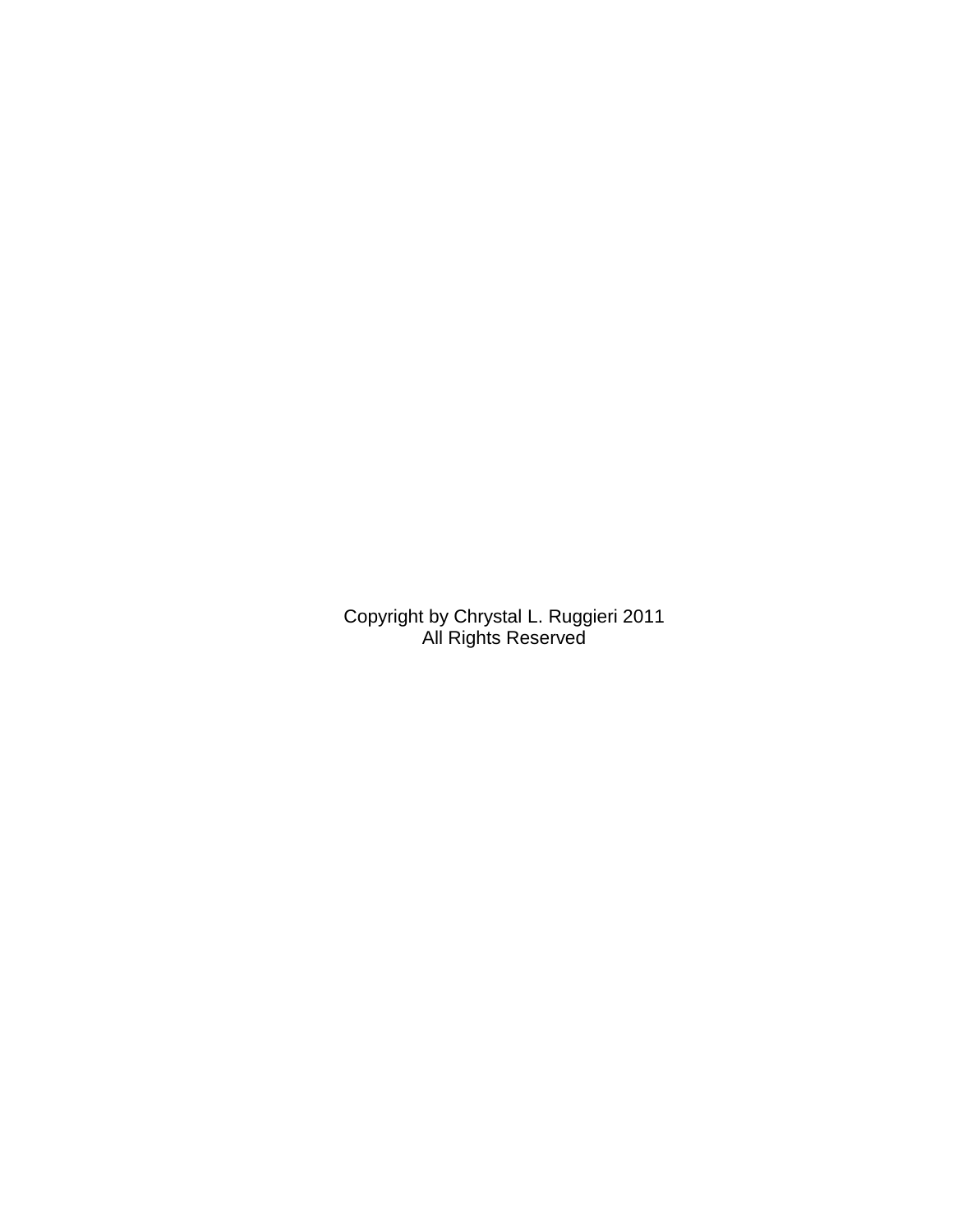Copyright by Chrystal L. Ruggieri 2011
All Rights Reserved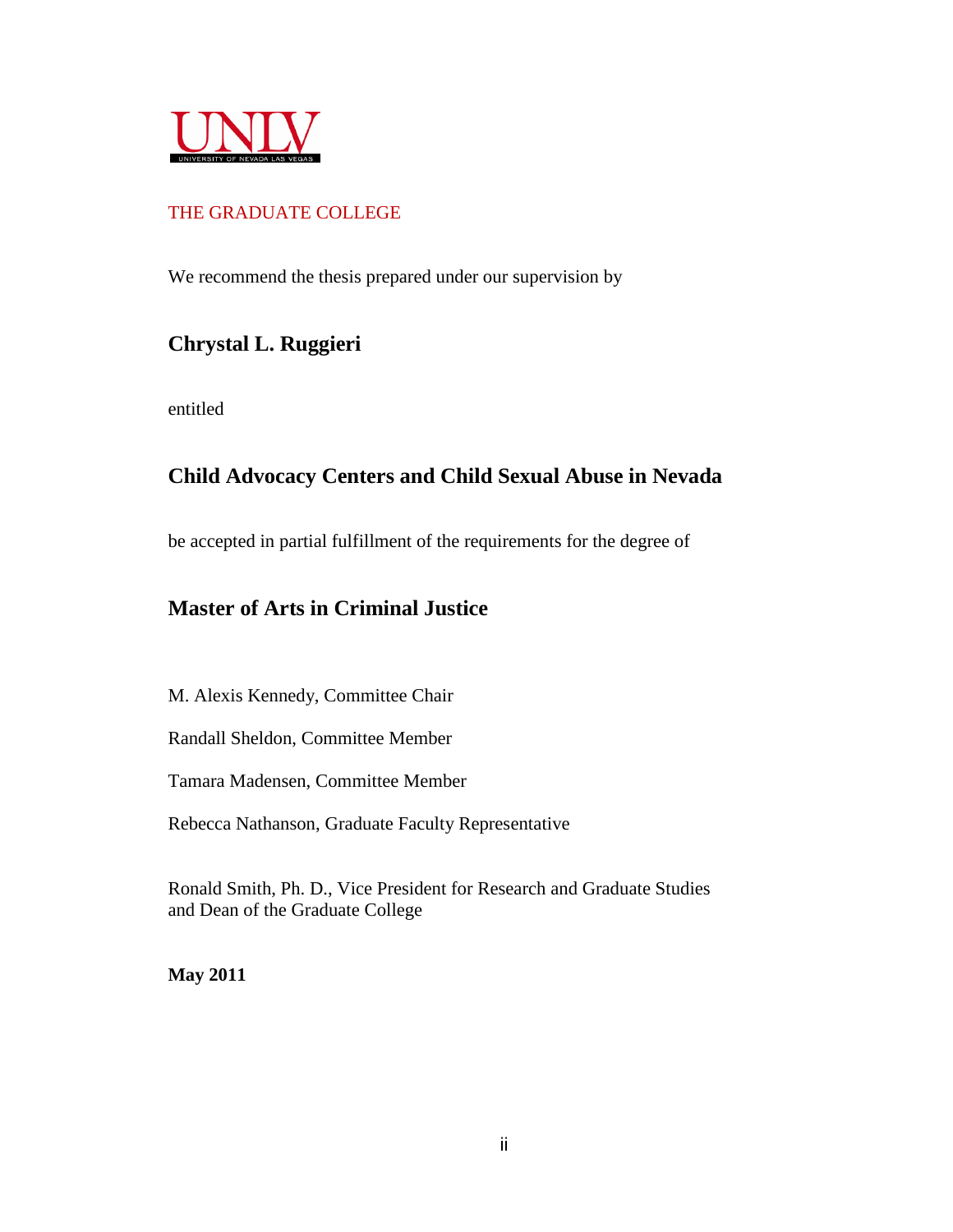UNLV
UNIVERSITY OF NEVADA LAS VEGAS

THE GRADUATE COLLEGE

We recommend the thesis prepared under our supervision by

**Chrystal L. Ruggieri**

entitled

**Child Advocacy Centers and Child Sexual Abuse in Nevada**

be accepted in partial fulfillment of the requirements for the degree of

**Master of Arts in Criminal Justice**

M. Alexis Kennedy, Committee Chair

Randall Sheldon, Committee Member

Tamara Madensen, Committee Member

Rebecca Nathanson, Graduate Faculty Representative

Ronald Smith, Ph. D., Vice President for Research and Graduate Studies and Dean of the Graduate College

**May 2011**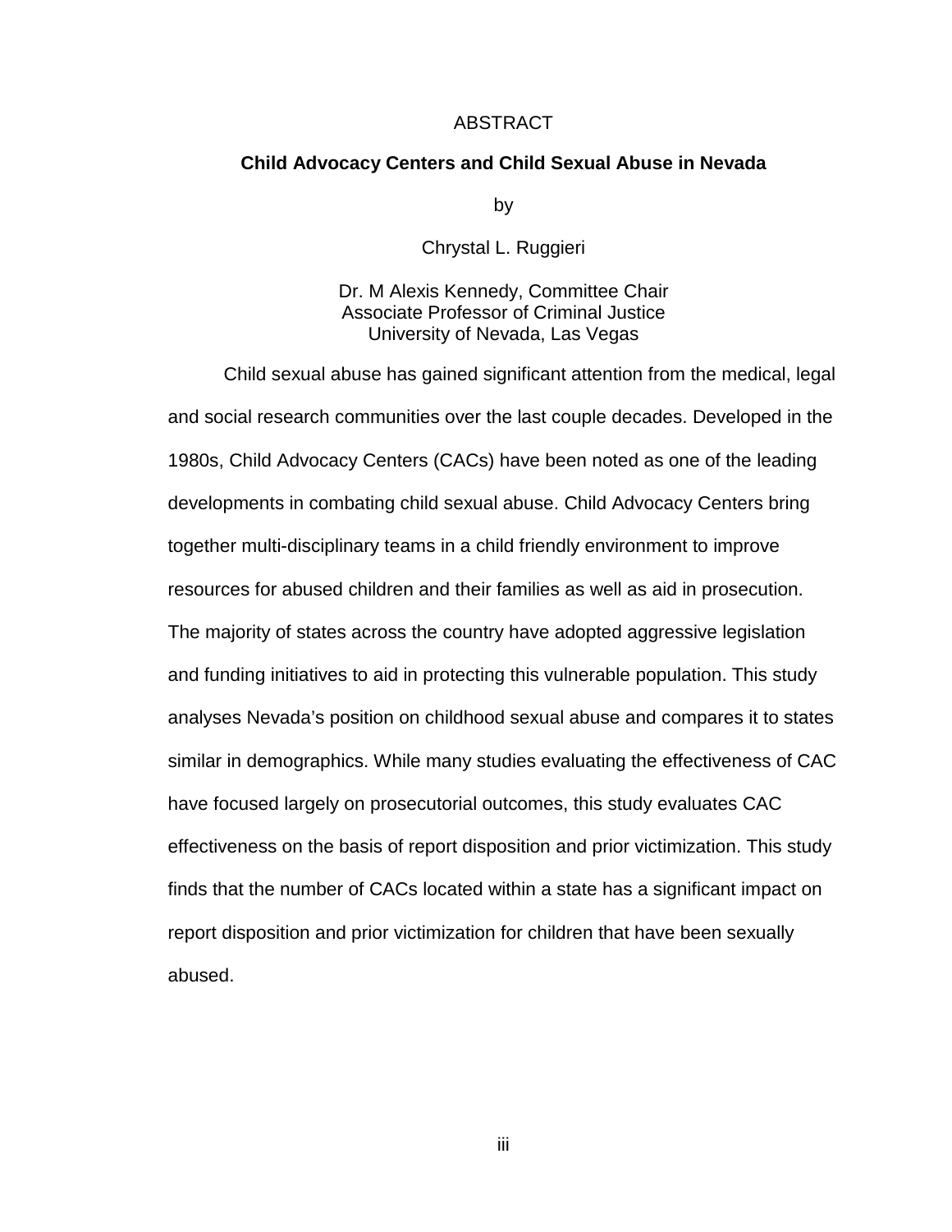# ABSTRACT

## Child Advocacy Centers and Child Sexual Abuse in Nevada

by

Chrystal L. Ruggieri

Dr. M Alexis Kennedy, Committee Chair
Associate Professor of Criminal Justice
University of Nevada, Las Vegas

Child sexual abuse has gained significant attention from the medical, legal and social research communities over the last couple decades. Developed in the 1980s, Child Advocacy Centers (CACs) have been noted as one of the leading developments in combating child sexual abuse. Child Advocacy Centers bring together multi-disciplinary teams in a child friendly environment to improve resources for abused children and their families as well as aid in prosecution. The majority of states across the country have adopted aggressive legislation and funding initiatives to aid in protecting this vulnerable population. This study analyses Nevada's position on childhood sexual abuse and compares it to states similar in demographics. While many studies evaluating the effectiveness of CAC have focused largely on prosecutorial outcomes, this study evaluates CAC effectiveness on the basis of report disposition and prior victimization. This study finds that the number of CACs located within a state has a significant impact on report disposition and prior victimization for children that have been sexually abused.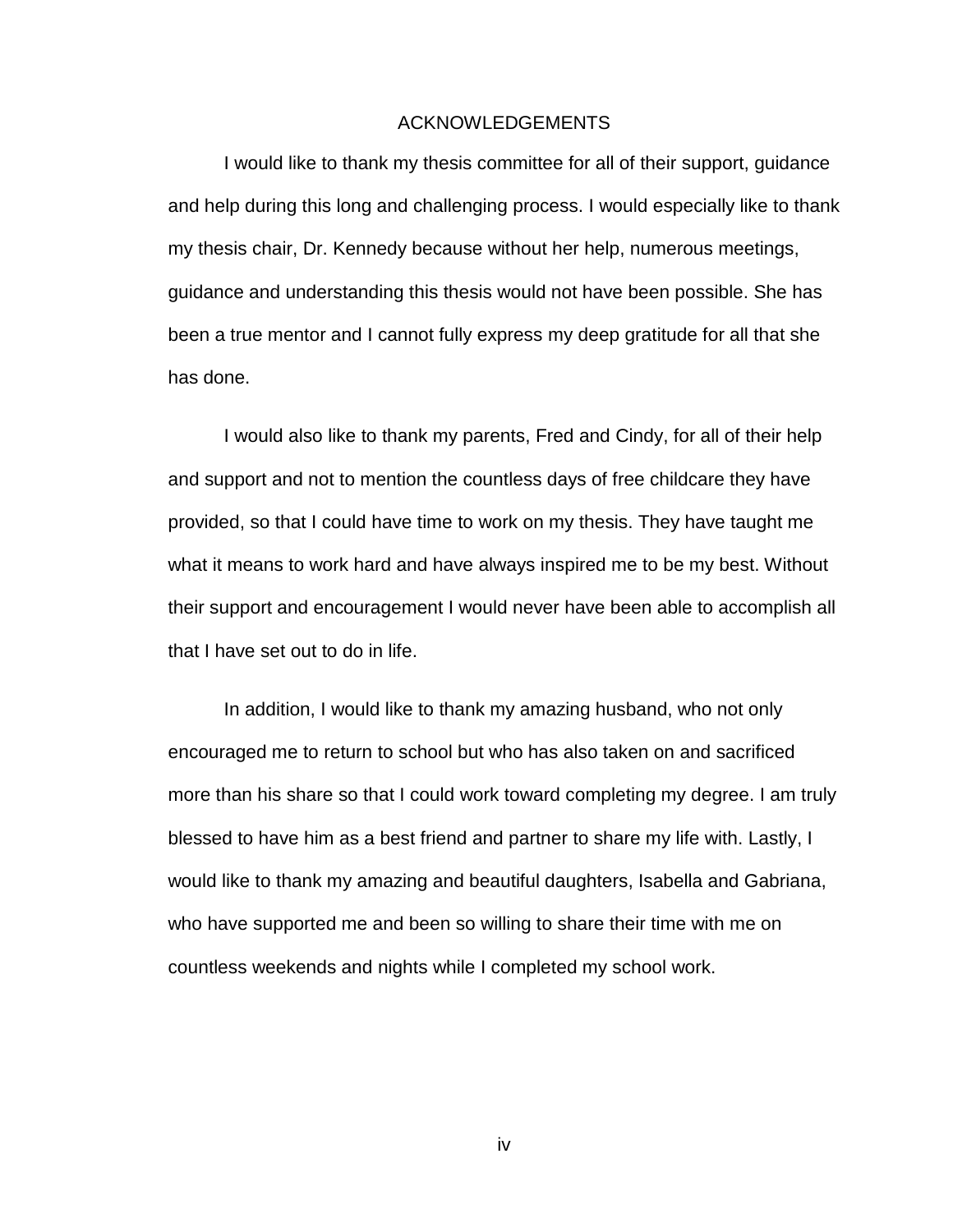# ACKNOWLEDGEMENTS

I would like to thank my thesis committee for all of their support, guidance and help during this long and challenging process. I would especially like to thank my thesis chair, Dr. Kennedy because without her help, numerous meetings, guidance and understanding this thesis would not have been possible. She has been a true mentor and I cannot fully express my deep gratitude for all that she has done.

I would also like to thank my parents, Fred and Cindy, for all of their help and support and not to mention the countless days of free childcare they have provided, so that I could have time to work on my thesis. They have taught me what it means to work hard and have always inspired me to be my best. Without their support and encouragement I would never have been able to accomplish all that I have set out to do in life.

In addition, I would like to thank my amazing husband, who not only encouraged me to return to school but who has also taken on and sacrificed more than his share so that I could work toward completing my degree. I am truly blessed to have him as a best friend and partner to share my life with. Lastly, I would like to thank my amazing and beautiful daughters, Isabella and Gabriana, who have supported me and been so willing to share their time with me on countless weekends and nights while I completed my school work.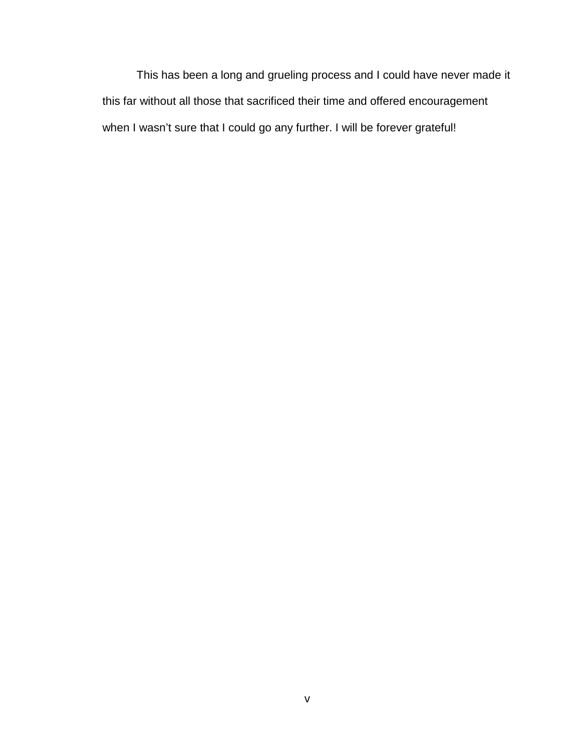This has been a long and grueling process and I could have never made it this far without all those that sacrificed their time and offered encouragement when I wasn't sure that I could go any further. I will be forever grateful!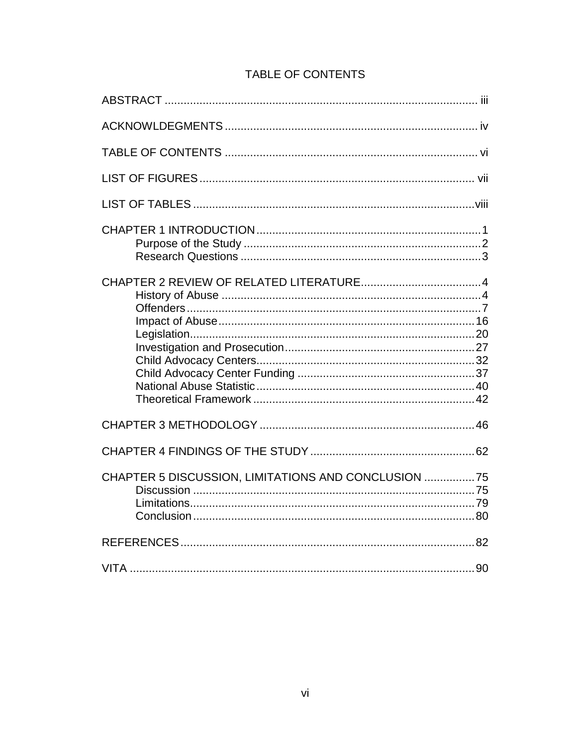# TABLE OF CONTENTS

ABSTRACT ..................................................................................................... iii

ACKNOWLDEGMENTS ................................................................................. iv

TABLE OF CONTENTS .................................................................................. vi

LIST OF FIGURES ......................................................................................... vii

LIST OF TABLES ...........................................................................................viii

CHAPTER 1 INTRODUCTION ........................................................................1
- Purpose of the Study ..........................................................................2
- Research Questions ............................................................................3

CHAPTER 2 REVIEW OF RELATED LITERATURE.......................................4
- History of Abuse ..................................................................................4
- Offenders .............................................................................................7
- Impact of Abuse ..................................................................................16
- Legislation ...........................................................................................20
- Investigation and Prosecution .............................................................27
- Child Advocacy Centers.......................................................................32
- Child Advocacy Center Funding .........................................................37
- National Abuse Statistic .......................................................................40
- Theoretical Framework .......................................................................42

CHAPTER 3 METHODOLOGY .....................................................................46

CHAPTER 4 FINDINGS OF THE STUDY .....................................................62

CHAPTER 5 DISCUSSION, LIMITATIONS AND CONCLUSION .................75
- Discussion ...........................................................................................75
- Limitations ...........................................................................................79
- Conclusion ..........................................................................................80

REFERENCES ...............................................................................................82

VITA ...............................................................................................................90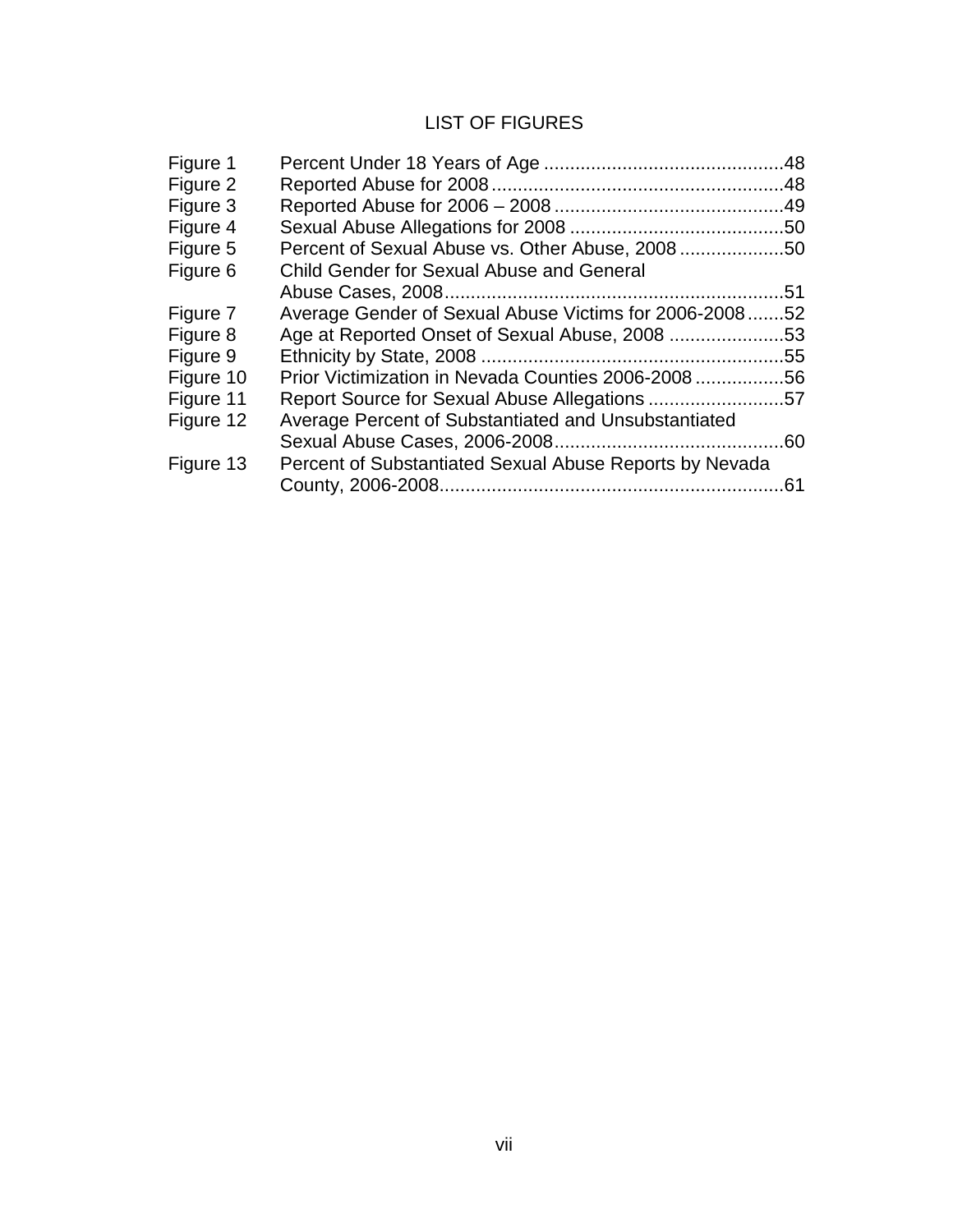# LIST OF FIGURES

| | | |
|---|---|---|
| Figure 1 | Percent Under 18 Years of Age | 48 |
| Figure 2 | Reported Abuse for 2008 | 48 |
| Figure 3 | Reported Abuse for 2006 – 2008 | 49 |
| Figure 4 | Sexual Abuse Allegations for 2008 | 50 |
| Figure 5 | Percent of Sexual Abuse vs. Other Abuse, 2008 | 50 |
| Figure 6 | Child Gender for Sexual Abuse and General Abuse Cases, 2008 | 51 |
| Figure 7 | Average Gender of Sexual Abuse Victims for 2006-2008 | 52 |
| Figure 8 | Age at Reported Onset of Sexual Abuse, 2008 | 53 |
| Figure 9 | Ethnicity by State, 2008 | 55 |
| Figure 10 | Prior Victimization in Nevada Counties 2006-2008 | 56 |
| Figure 11 | Report Source for Sexual Abuse Allegations | 57 |
| Figure 12 | Average Percent of Substantiated and Unsubstantiated Sexual Abuse Cases, 2006-2008 | 60 |
| Figure 13 | Percent of Substantiated Sexual Abuse Reports by Nevada County, 2006-2008 | 61 |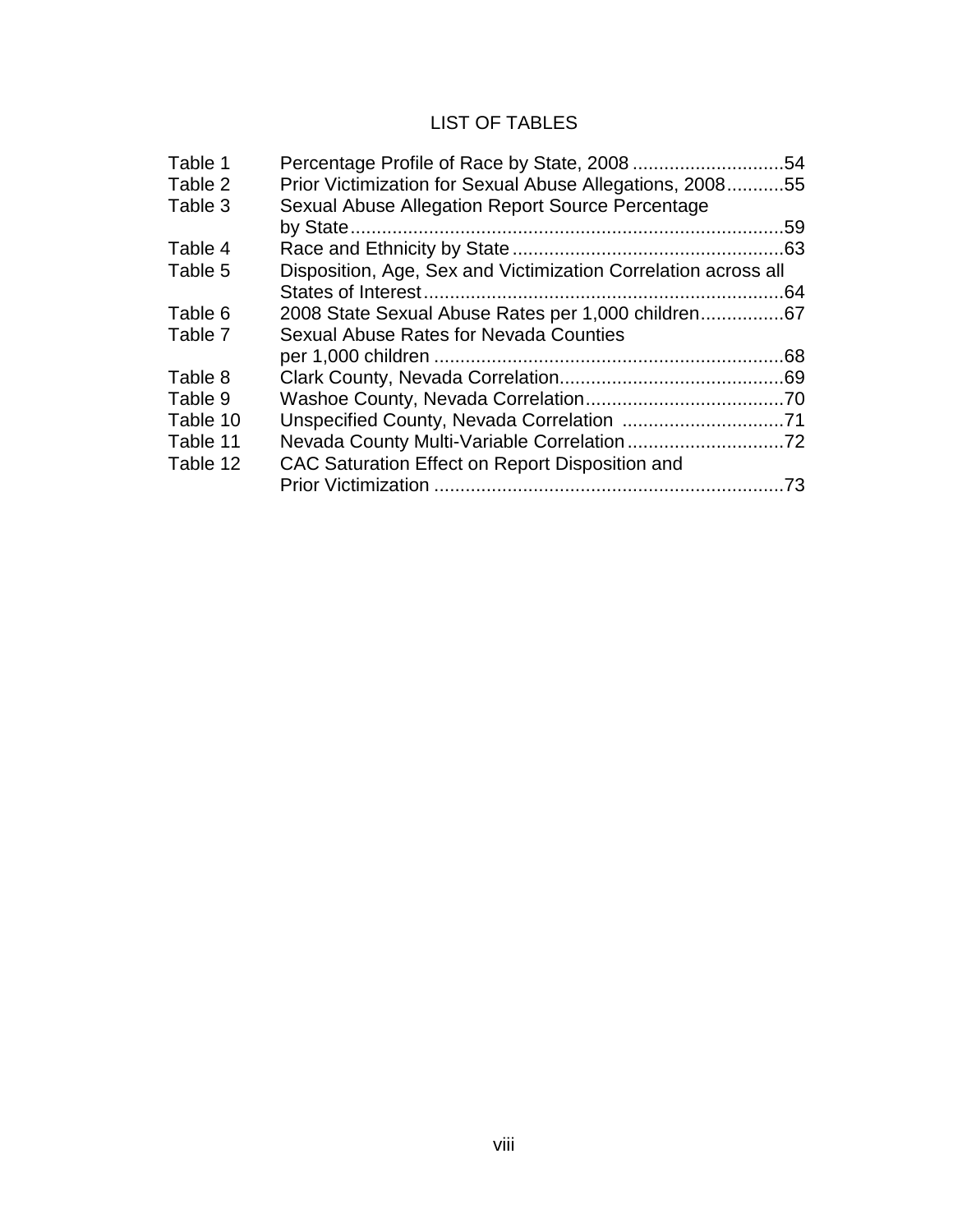# LIST OF TABLES

| | | |
|---|---|---|
| Table 1 | Percentage Profile of Race by State, 2008 | 54 |
| Table 2 | Prior Victimization for Sexual Abuse Allegations, 2008 | 55 |
| Table 3 | Sexual Abuse Allegation Report Source Percentage by State | 59 |
| Table 4 | Race and Ethnicity by State | 63 |
| Table 5 | Disposition, Age, Sex and Victimization Correlation across all States of Interest | 64 |
| Table 6 | 2008 State Sexual Abuse Rates per 1,000 children | 67 |
| Table 7 | Sexual Abuse Rates for Nevada Counties per 1,000 children | 68 |
| Table 8 | Clark County, Nevada Correlation | 69 |
| Table 9 | Washoe County, Nevada Correlation | 70 |
| Table 10 | Unspecified County, Nevada Correlation | 71 |
| Table 11 | Nevada County Multi-Variable Correlation | 72 |
| Table 12 | CAC Saturation Effect on Report Disposition and Prior Victimization | 73 |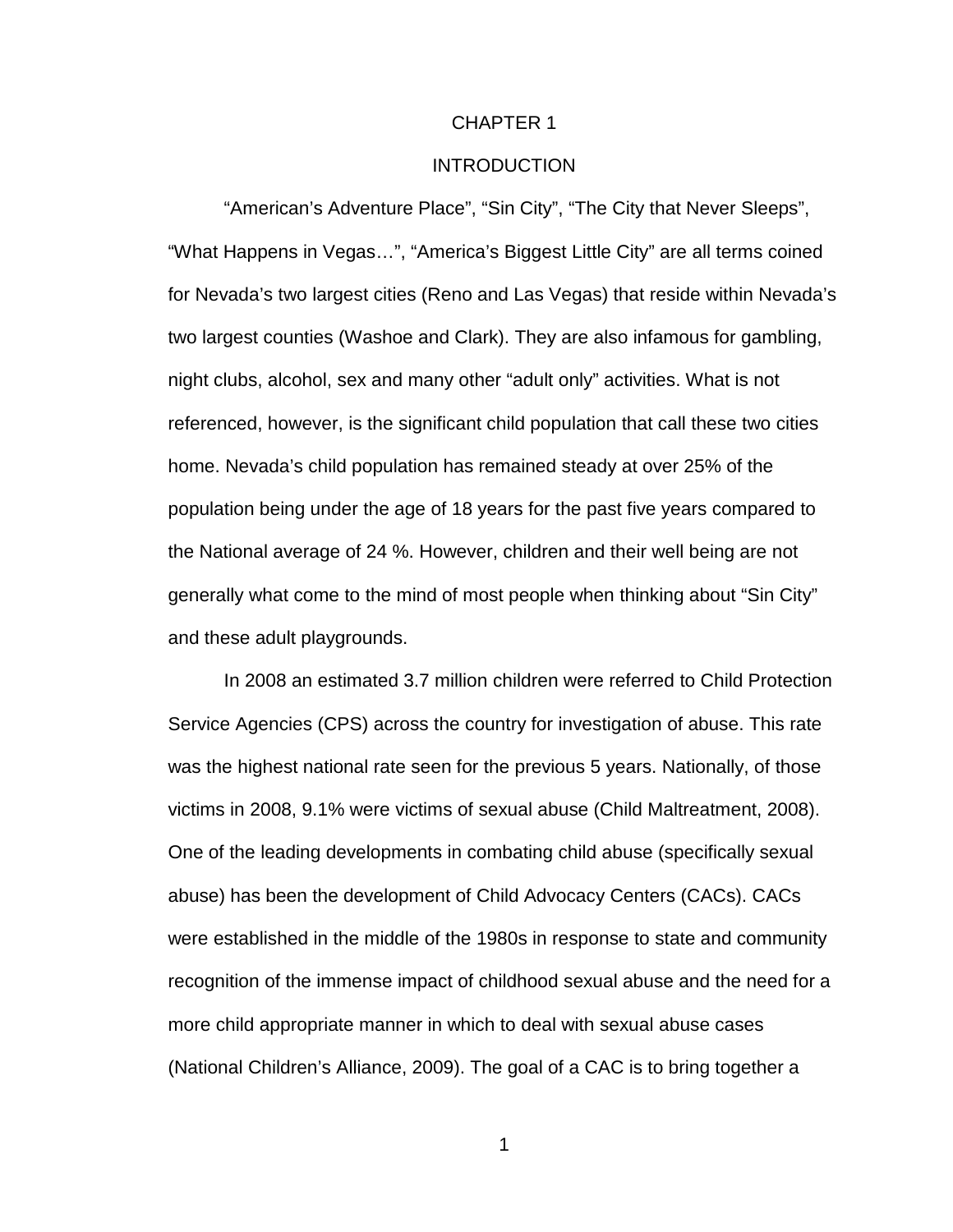# CHAPTER 1

## INTRODUCTION

“American’s Adventure Place”, “Sin City”, “The City that Never Sleeps”, “What Happens in Vegas…”, “America’s Biggest Little City” are all terms coined for Nevada’s two largest cities (Reno and Las Vegas) that reside within Nevada’s two largest counties (Washoe and Clark). They are also infamous for gambling, night clubs, alcohol, sex and many other “adult only” activities. What is not referenced, however, is the significant child population that call these two cities home. Nevada’s child population has remained steady at over 25% of the population being under the age of 18 years for the past five years compared to the National average of 24 %. However, children and their well being are not generally what come to the mind of most people when thinking about “Sin City” and these adult playgrounds.

In 2008 an estimated 3.7 million children were referred to Child Protection Service Agencies (CPS) across the country for investigation of abuse. This rate was the highest national rate seen for the previous 5 years. Nationally, of those victims in 2008, 9.1% were victims of sexual abuse (Child Maltreatment, 2008). One of the leading developments in combating child abuse (specifically sexual abuse) has been the development of Child Advocacy Centers (CACs). CACs were established in the middle of the 1980s in response to state and community recognition of the immense impact of childhood sexual abuse and the need for a more child appropriate manner in which to deal with sexual abuse cases (National Children’s Alliance, 2009). The goal of a CAC is to bring together a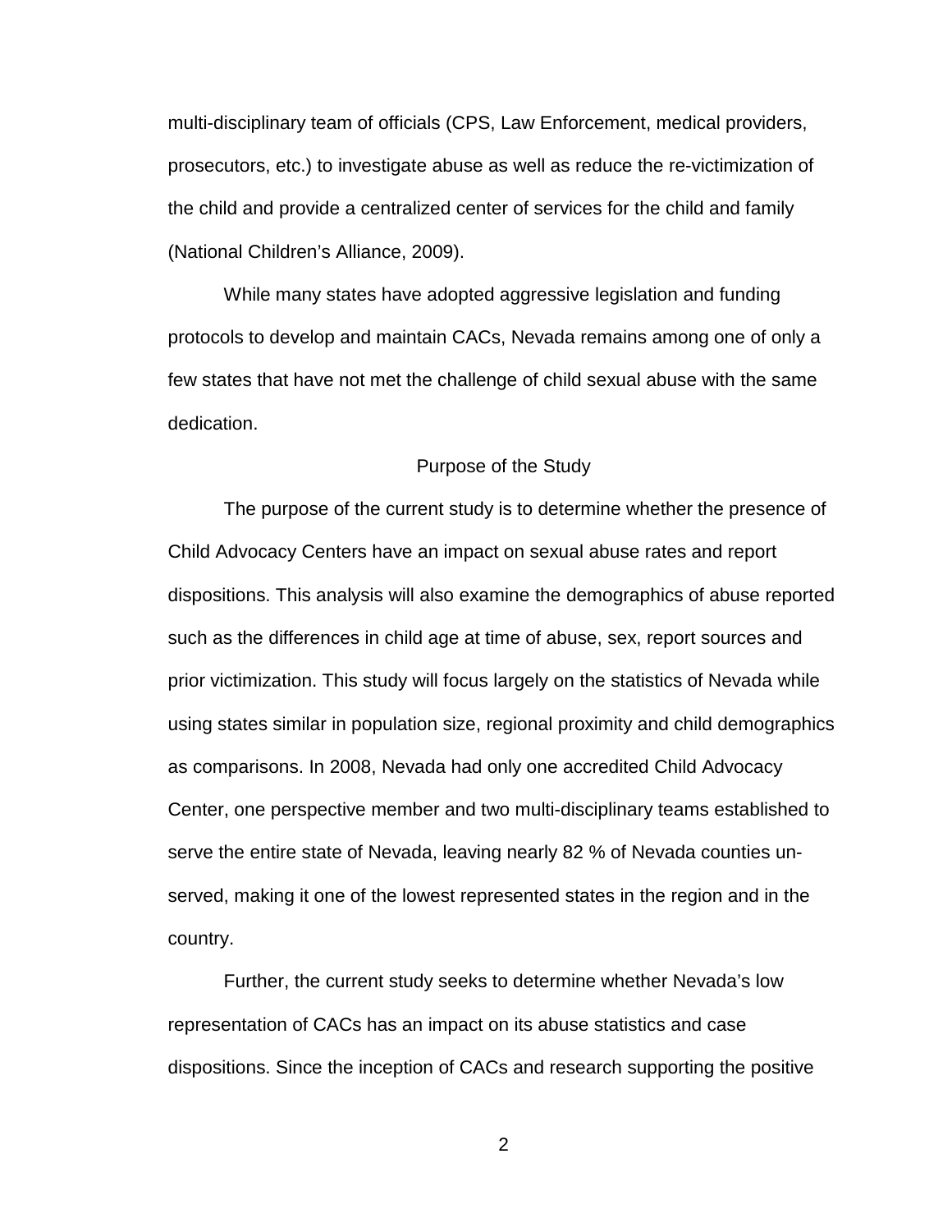multi-disciplinary team of officials (CPS, Law Enforcement, medical providers, prosecutors, etc.) to investigate abuse as well as reduce the re-victimization of the child and provide a centralized center of services for the child and family (National Children's Alliance, 2009).

While many states have adopted aggressive legislation and funding protocols to develop and maintain CACs, Nevada remains among one of only a few states that have not met the challenge of child sexual abuse with the same dedication.

## Purpose of the Study

The purpose of the current study is to determine whether the presence of Child Advocacy Centers have an impact on sexual abuse rates and report dispositions. This analysis will also examine the demographics of abuse reported such as the differences in child age at time of abuse, sex, report sources and prior victimization. This study will focus largely on the statistics of Nevada while using states similar in population size, regional proximity and child demographics as comparisons. In 2008, Nevada had only one accredited Child Advocacy Center, one perspective member and two multi-disciplinary teams established to serve the entire state of Nevada, leaving nearly 82 % of Nevada counties un-served, making it one of the lowest represented states in the region and in the country.

Further, the current study seeks to determine whether Nevada's low representation of CACs has an impact on its abuse statistics and case dispositions. Since the inception of CACs and research supporting the positive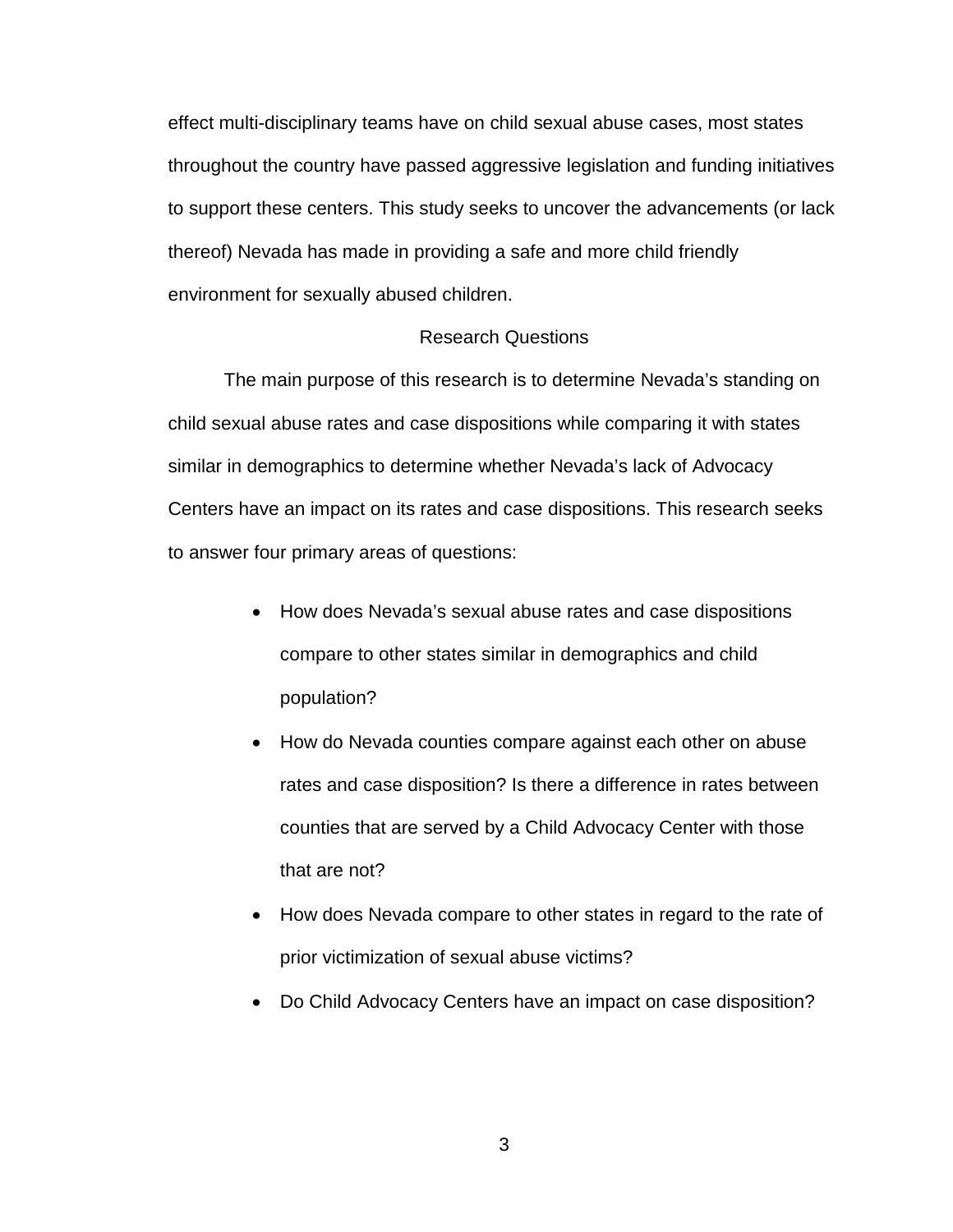effect multi-disciplinary teams have on child sexual abuse cases, most states throughout the country have passed aggressive legislation and funding initiatives to support these centers. This study seeks to uncover the advancements (or lack thereof) Nevada has made in providing a safe and more child friendly environment for sexually abused children.

## Research Questions

The main purpose of this research is to determine Nevada's standing on child sexual abuse rates and case dispositions while comparing it with states similar in demographics to determine whether Nevada's lack of Advocacy Centers have an impact on its rates and case dispositions. This research seeks to answer four primary areas of questions:

- How does Nevada's sexual abuse rates and case dispositions compare to other states similar in demographics and child population?
- How do Nevada counties compare against each other on abuse rates and case disposition? Is there a difference in rates between counties that are served by a Child Advocacy Center with those that are not?
- How does Nevada compare to other states in regard to the rate of prior victimization of sexual abuse victims?
- Do Child Advocacy Centers have an impact on case disposition?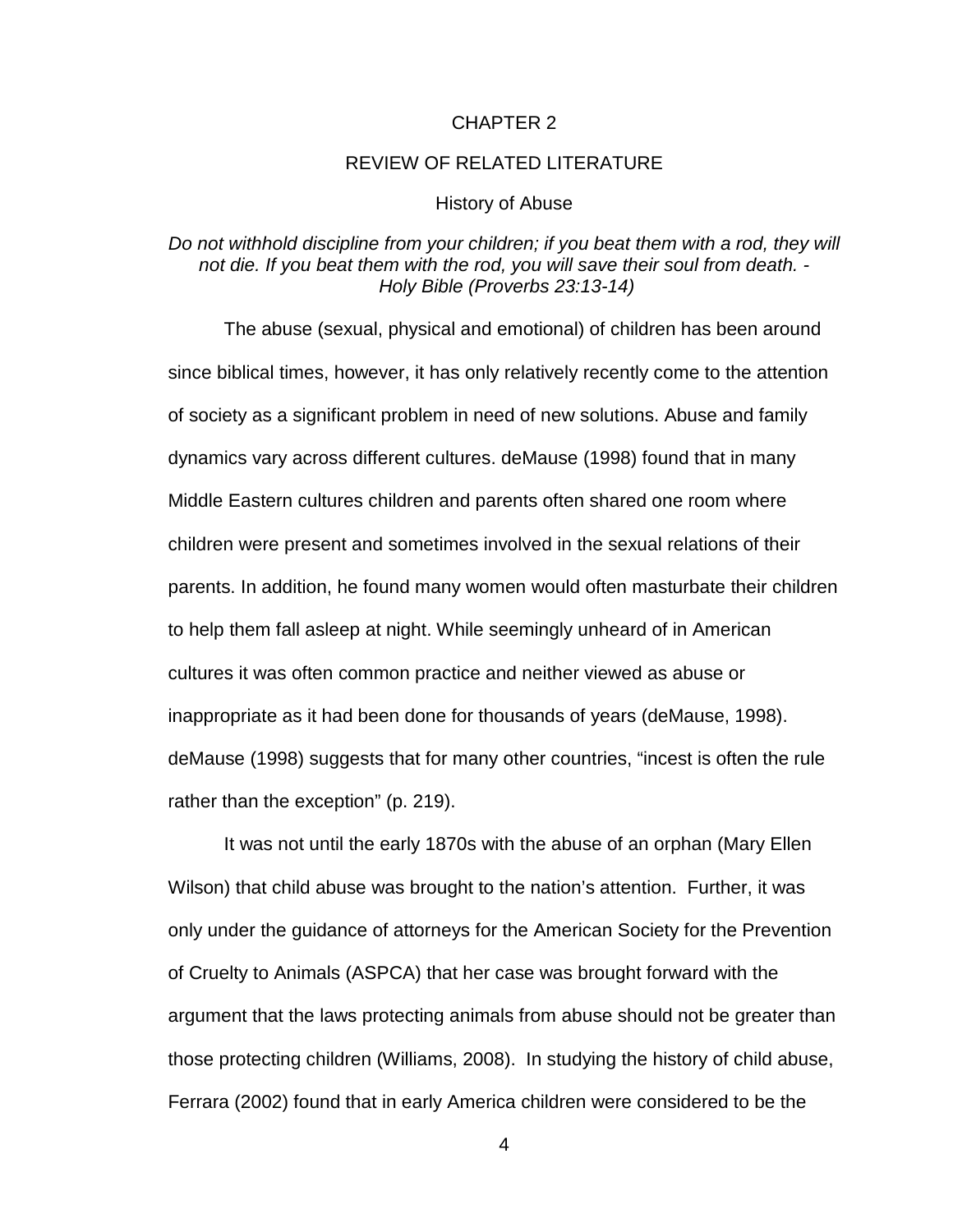# CHAPTER 2

# REVIEW OF RELATED LITERATURE

## History of Abuse

*Do not withhold discipline from your children; if you beat them with a rod, they will not die. If you beat them with the rod, you will save their soul from death. - Holy Bible (Proverbs 23:13-14)*

The abuse (sexual, physical and emotional) of children has been around since biblical times, however, it has only relatively recently come to the attention of society as a significant problem in need of new solutions. Abuse and family dynamics vary across different cultures. deMause (1998) found that in many Middle Eastern cultures children and parents often shared one room where children were present and sometimes involved in the sexual relations of their parents. In addition, he found many women would often masturbate their children to help them fall asleep at night. While seemingly unheard of in American cultures it was often common practice and neither viewed as abuse or inappropriate as it had been done for thousands of years (deMause, 1998). deMause (1998) suggests that for many other countries, "incest is often the rule rather than the exception" (p. 219).

It was not until the early 1870s with the abuse of an orphan (Mary Ellen Wilson) that child abuse was brought to the nation's attention. Further, it was only under the guidance of attorneys for the American Society for the Prevention of Cruelty to Animals (ASPCA) that her case was brought forward with the argument that the laws protecting animals from abuse should not be greater than those protecting children (Williams, 2008). In studying the history of child abuse, Ferrara (2002) found that in early America children were considered to be the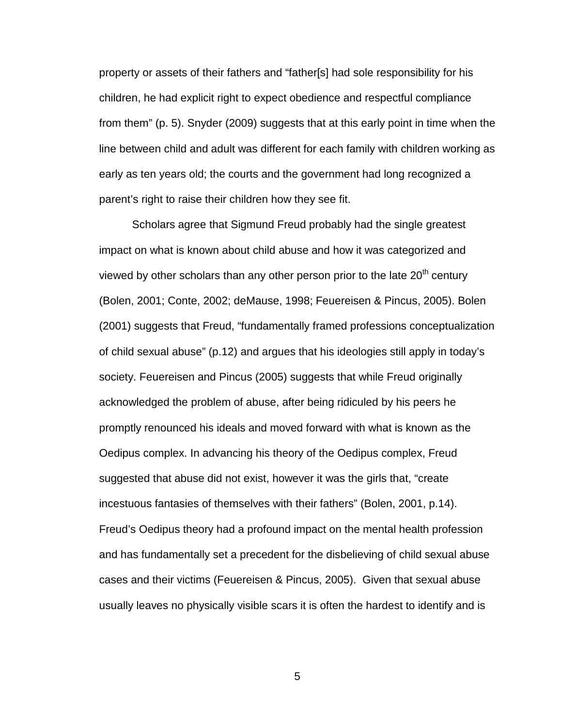property or assets of their fathers and “father[s] had sole responsibility for his children, he had explicit right to expect obedience and respectful compliance from them” (p. 5). Snyder (2009) suggests that at this early point in time when the line between child and adult was different for each family with children working as early as ten years old; the courts and the government had long recognized a parent’s right to raise their children how they see fit.

Scholars agree that Sigmund Freud probably had the single greatest impact on what is known about child abuse and how it was categorized and viewed by other scholars than any other person prior to the late 20th century (Bolen, 2001; Conte, 2002; deMause, 1998; Feuereisen & Pincus, 2005). Bolen (2001) suggests that Freud, “fundamentally framed professions conceptualization of child sexual abuse” (p.12) and argues that his ideologies still apply in today’s society. Feuereisen and Pincus (2005) suggests that while Freud originally acknowledged the problem of abuse, after being ridiculed by his peers he promptly renounced his ideals and moved forward with what is known as the Oedipus complex. In advancing his theory of the Oedipus complex, Freud suggested that abuse did not exist, however it was the girls that, “create incestuous fantasies of themselves with their fathers” (Bolen, 2001, p.14). Freud’s Oedipus theory had a profound impact on the mental health profession and has fundamentally set a precedent for the disbelieving of child sexual abuse cases and their victims (Feuereisen & Pincus, 2005). Given that sexual abuse usually leaves no physically visible scars it is often the hardest to identify and is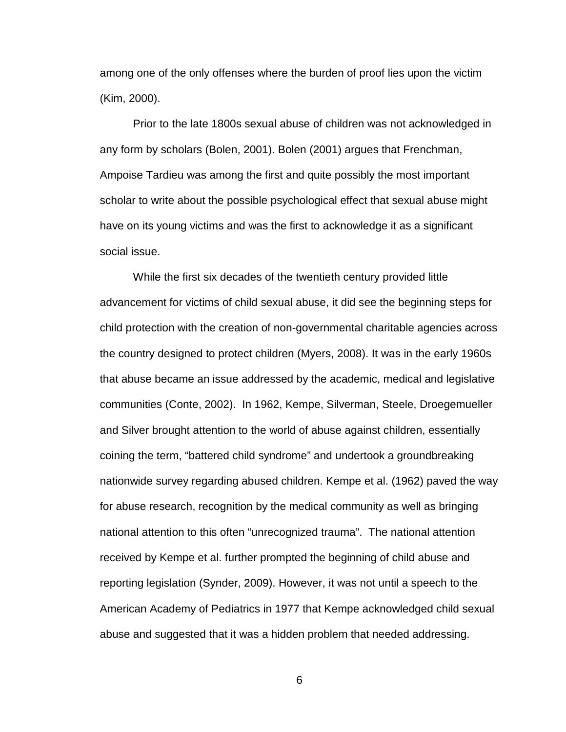among one of the only offenses where the burden of proof lies upon the victim (Kim, 2000).

Prior to the late 1800s sexual abuse of children was not acknowledged in any form by scholars (Bolen, 2001). Bolen (2001) argues that Frenchman, Ampoise Tardieu was among the first and quite possibly the most important scholar to write about the possible psychological effect that sexual abuse might have on its young victims and was the first to acknowledge it as a significant social issue.

While the first six decades of the twentieth century provided little advancement for victims of child sexual abuse, it did see the beginning steps for child protection with the creation of non-governmental charitable agencies across the country designed to protect children (Myers, 2008). It was in the early 1960s that abuse became an issue addressed by the academic, medical and legislative communities (Conte, 2002). In 1962, Kempe, Silverman, Steele, Droegemueller and Silver brought attention to the world of abuse against children, essentially coining the term, “battered child syndrome” and undertook a groundbreaking nationwide survey regarding abused children. Kempe et al. (1962) paved the way for abuse research, recognition by the medical community as well as bringing national attention to this often “unrecognized trauma”. The national attention received by Kempe et al. further prompted the beginning of child abuse and reporting legislation (Synder, 2009). However, it was not until a speech to the American Academy of Pediatrics in 1977 that Kempe acknowledged child sexual abuse and suggested that it was a hidden problem that needed addressing.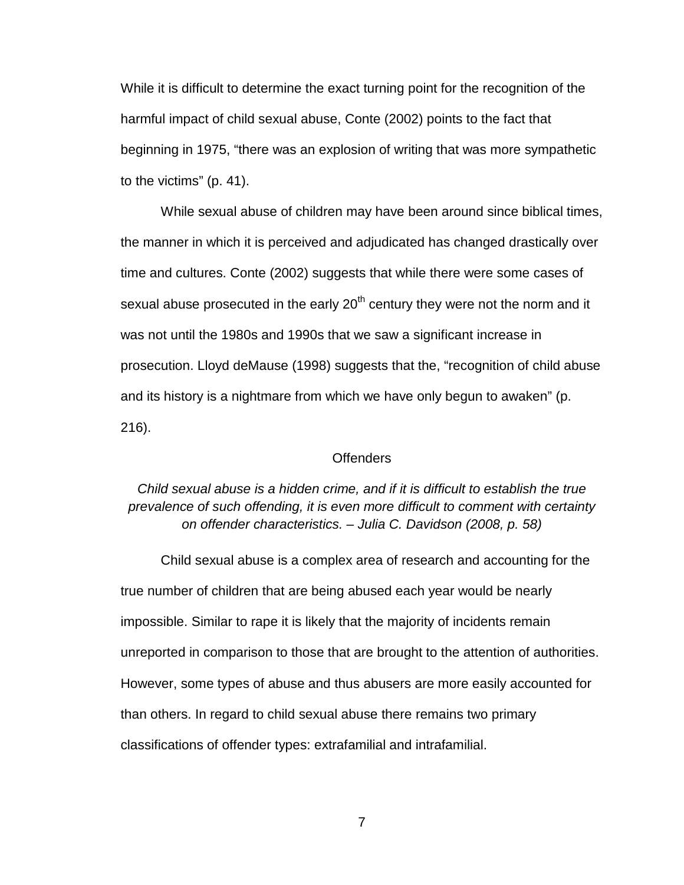While it is difficult to determine the exact turning point for the recognition of the harmful impact of child sexual abuse, Conte (2002) points to the fact that beginning in 1975, “there was an explosion of writing that was more sympathetic to the victims” (p. 41).

While sexual abuse of children may have been around since biblical times, the manner in which it is perceived and adjudicated has changed drastically over time and cultures. Conte (2002) suggests that while there were some cases of sexual abuse prosecuted in the early 20th century they were not the norm and it was not until the 1980s and 1990s that we saw a significant increase in prosecution. Lloyd deMause (1998) suggests that the, “recognition of child abuse and its history is a nightmare from which we have only begun to awaken” (p. 216).

## Offenders

*Child sexual abuse is a hidden crime, and if it is difficult to establish the true prevalence of such offending, it is even more difficult to comment with certainty on offender characteristics. – Julia C. Davidson (2008, p. 58)*

Child sexual abuse is a complex area of research and accounting for the true number of children that are being abused each year would be nearly impossible. Similar to rape it is likely that the majority of incidents remain unreported in comparison to those that are brought to the attention of authorities. However, some types of abuse and thus abusers are more easily accounted for than others. In regard to child sexual abuse there remains two primary classifications of offender types: extrafamilial and intrafamilial.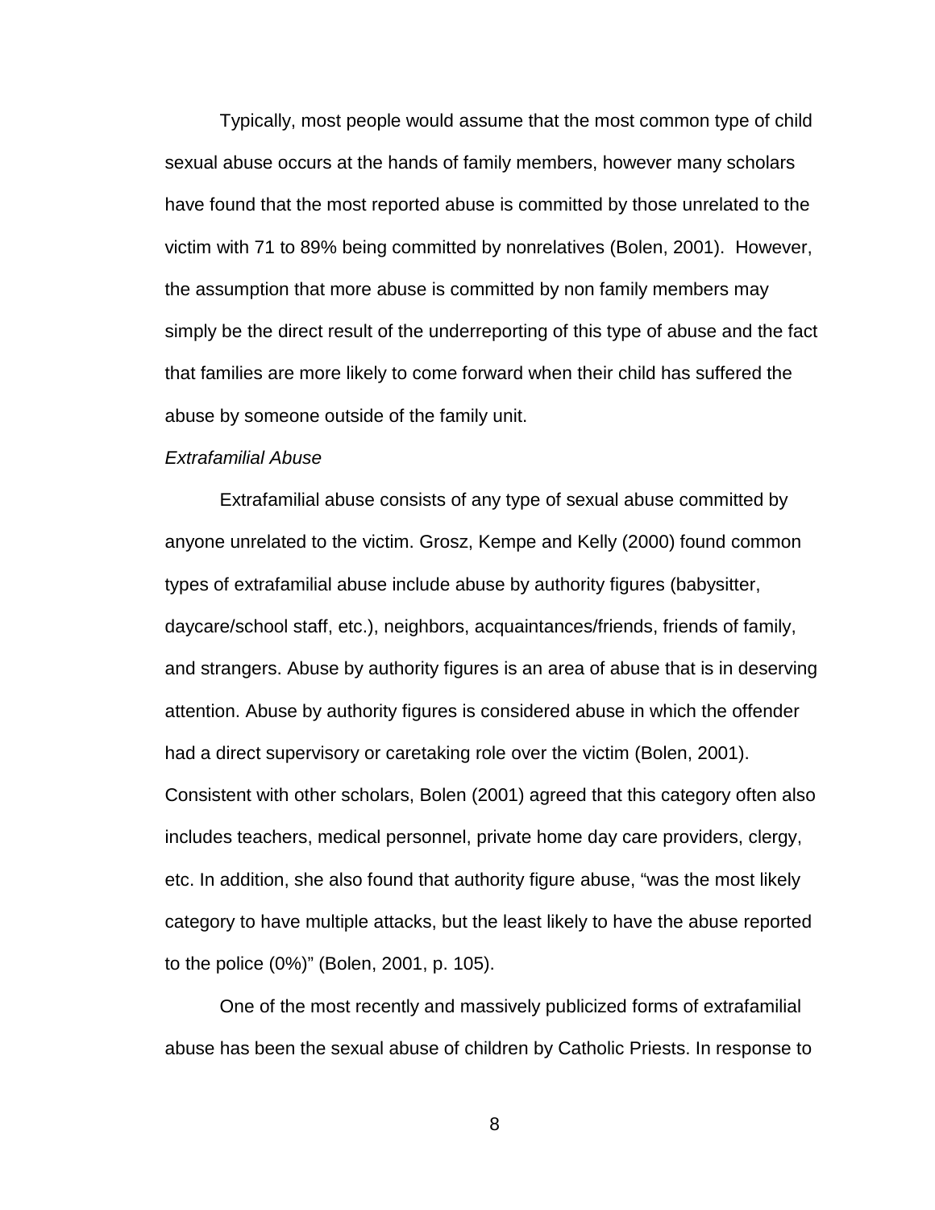Typically, most people would assume that the most common type of child sexual abuse occurs at the hands of family members, however many scholars have found that the most reported abuse is committed by those unrelated to the victim with 71 to 89% being committed by nonrelatives (Bolen, 2001). However, the assumption that more abuse is committed by non family members may simply be the direct result of the underreporting of this type of abuse and the fact that families are more likely to come forward when their child has suffered the abuse by someone outside of the family unit.

*Extrafamilial Abuse*

Extrafamilial abuse consists of any type of sexual abuse committed by anyone unrelated to the victim. Grosz, Kempe and Kelly (2000) found common types of extrafamilial abuse include abuse by authority figures (babysitter, daycare/school staff, etc.), neighbors, acquaintances/friends, friends of family, and strangers. Abuse by authority figures is an area of abuse that is in deserving attention. Abuse by authority figures is considered abuse in which the offender had a direct supervisory or caretaking role over the victim (Bolen, 2001). Consistent with other scholars, Bolen (2001) agreed that this category often also includes teachers, medical personnel, private home day care providers, clergy, etc. In addition, she also found that authority figure abuse, "was the most likely category to have multiple attacks, but the least likely to have the abuse reported to the police (0%)" (Bolen, 2001, p. 105).

One of the most recently and massively publicized forms of extrafamilial abuse has been the sexual abuse of children by Catholic Priests. In response to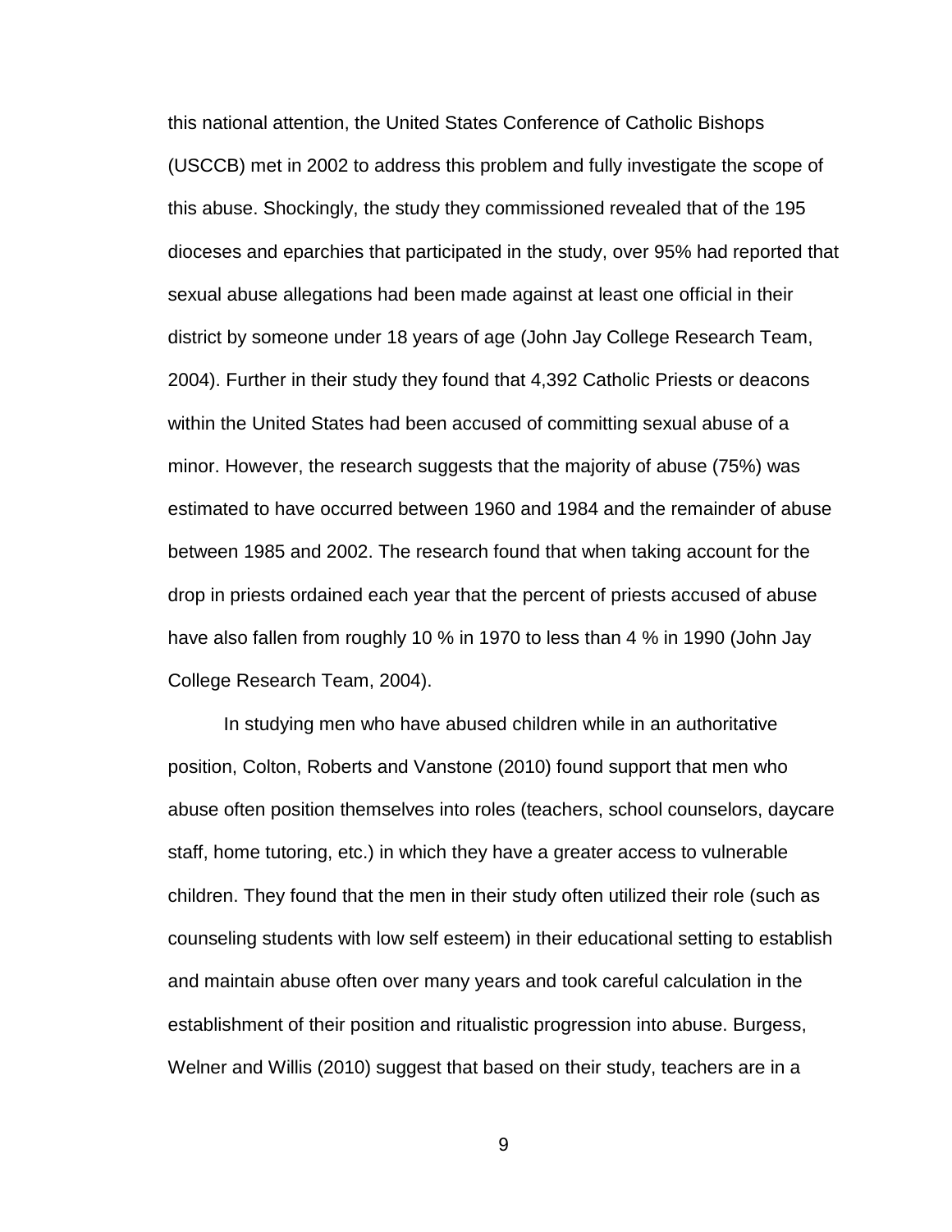this national attention, the United States Conference of Catholic Bishops (USCCB) met in 2002 to address this problem and fully investigate the scope of this abuse. Shockingly, the study they commissioned revealed that of the 195 dioceses and eparchies that participated in the study, over 95% had reported that sexual abuse allegations had been made against at least one official in their district by someone under 18 years of age (John Jay College Research Team, 2004). Further in their study they found that 4,392 Catholic Priests or deacons within the United States had been accused of committing sexual abuse of a minor. However, the research suggests that the majority of abuse (75%) was estimated to have occurred between 1960 and 1984 and the remainder of abuse between 1985 and 2002. The research found that when taking account for the drop in priests ordained each year that the percent of priests accused of abuse have also fallen from roughly 10 % in 1970 to less than 4 % in 1990 (John Jay College Research Team, 2004).

In studying men who have abused children while in an authoritative position, Colton, Roberts and Vanstone (2010) found support that men who abuse often position themselves into roles (teachers, school counselors, daycare staff, home tutoring, etc.) in which they have a greater access to vulnerable children. They found that the men in their study often utilized their role (such as counseling students with low self esteem) in their educational setting to establish and maintain abuse often over many years and took careful calculation in the establishment of their position and ritualistic progression into abuse. Burgess, Welner and Willis (2010) suggest that based on their study, teachers are in a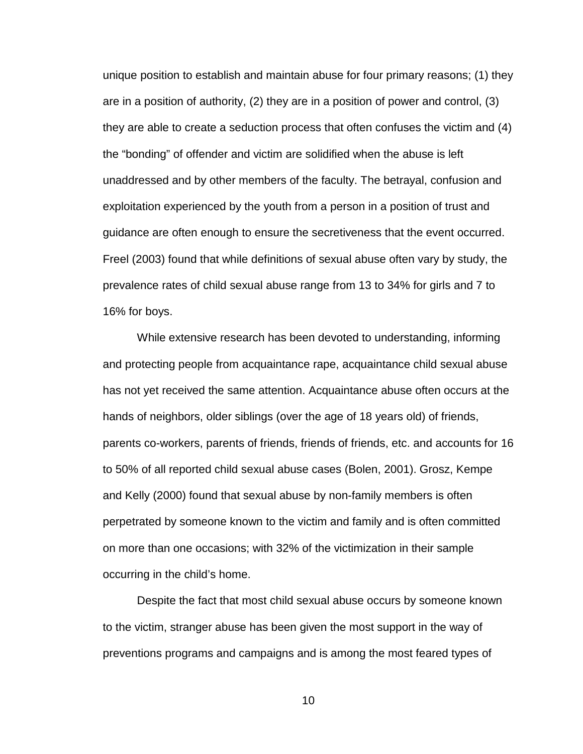unique position to establish and maintain abuse for four primary reasons; (1) they are in a position of authority, (2) they are in a position of power and control, (3) they are able to create a seduction process that often confuses the victim and (4) the "bonding" of offender and victim are solidified when the abuse is left unaddressed and by other members of the faculty. The betrayal, confusion and exploitation experienced by the youth from a person in a position of trust and guidance are often enough to ensure the secretiveness that the event occurred. Freel (2003) found that while definitions of sexual abuse often vary by study, the prevalence rates of child sexual abuse range from 13 to 34% for girls and 7 to 16% for boys.

While extensive research has been devoted to understanding, informing and protecting people from acquaintance rape, acquaintance child sexual abuse has not yet received the same attention. Acquaintance abuse often occurs at the hands of neighbors, older siblings (over the age of 18 years old) of friends, parents co-workers, parents of friends, friends of friends, etc. and accounts for 16 to 50% of all reported child sexual abuse cases (Bolen, 2001). Grosz, Kempe and Kelly (2000) found that sexual abuse by non-family members is often perpetrated by someone known to the victim and family and is often committed on more than one occasions; with 32% of the victimization in their sample occurring in the child's home.

Despite the fact that most child sexual abuse occurs by someone known to the victim, stranger abuse has been given the most support in the way of preventions programs and campaigns and is among the most feared types of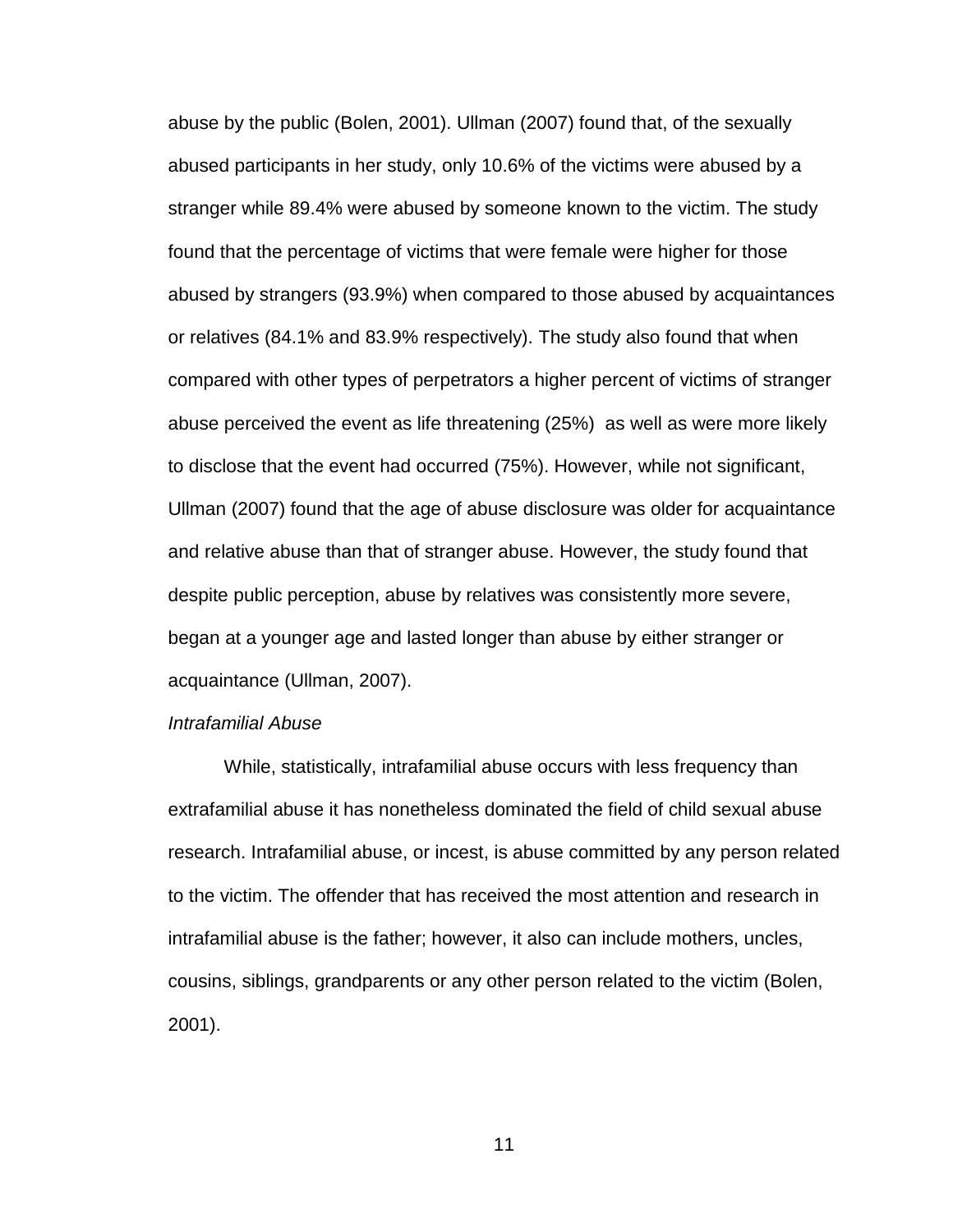abuse by the public (Bolen, 2001). Ullman (2007) found that, of the sexually abused participants in her study, only 10.6% of the victims were abused by a stranger while 89.4% were abused by someone known to the victim. The study found that the percentage of victims that were female were higher for those abused by strangers (93.9%) when compared to those abused by acquaintances or relatives (84.1% and 83.9% respectively). The study also found that when compared with other types of perpetrators a higher percent of victims of stranger abuse perceived the event as life threatening (25%) as well as were more likely to disclose that the event had occurred (75%). However, while not significant, Ullman (2007) found that the age of abuse disclosure was older for acquaintance and relative abuse than that of stranger abuse. However, the study found that despite public perception, abuse by relatives was consistently more severe, began at a younger age and lasted longer than abuse by either stranger or acquaintance (Ullman, 2007).

*Intrafamilial Abuse*

While, statistically, intrafamilial abuse occurs with less frequency than extrafamilial abuse it has nonetheless dominated the field of child sexual abuse research. Intrafamilial abuse, or incest, is abuse committed by any person related to the victim. The offender that has received the most attention and research in intrafamilial abuse is the father; however, it also can include mothers, uncles, cousins, siblings, grandparents or any other person related to the victim (Bolen, 2001).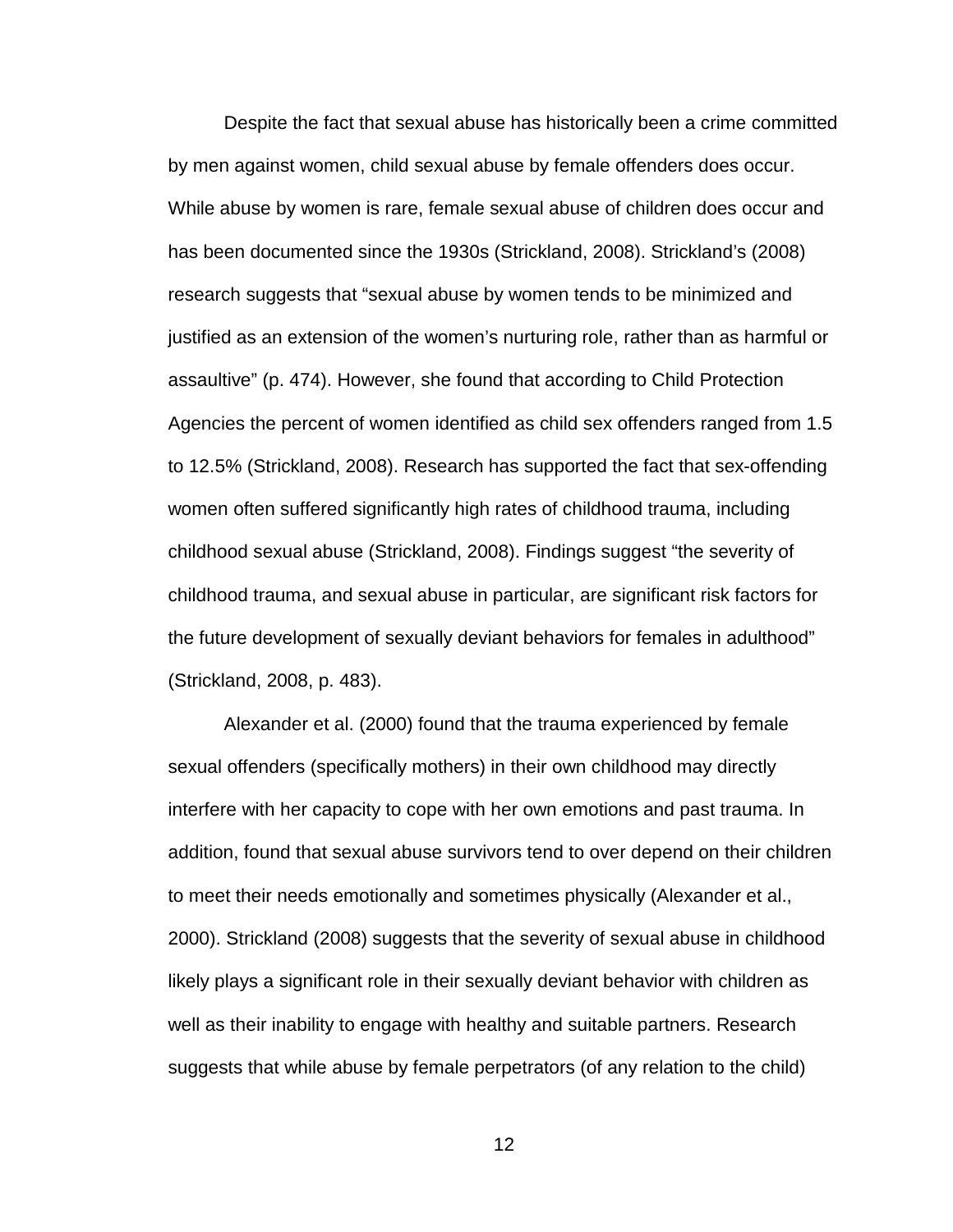Despite the fact that sexual abuse has historically been a crime committed by men against women, child sexual abuse by female offenders does occur. While abuse by women is rare, female sexual abuse of children does occur and has been documented since the 1930s (Strickland, 2008). Strickland's (2008) research suggests that "sexual abuse by women tends to be minimized and justified as an extension of the women's nurturing role, rather than as harmful or assaultive" (p. 474). However, she found that according to Child Protection Agencies the percent of women identified as child sex offenders ranged from 1.5 to 12.5% (Strickland, 2008). Research has supported the fact that sex-offending women often suffered significantly high rates of childhood trauma, including childhood sexual abuse (Strickland, 2008). Findings suggest "the severity of childhood trauma, and sexual abuse in particular, are significant risk factors for the future development of sexually deviant behaviors for females in adulthood" (Strickland, 2008, p. 483).

Alexander et al. (2000) found that the trauma experienced by female sexual offenders (specifically mothers) in their own childhood may directly interfere with her capacity to cope with her own emotions and past trauma. In addition, found that sexual abuse survivors tend to over depend on their children to meet their needs emotionally and sometimes physically (Alexander et al., 2000). Strickland (2008) suggests that the severity of sexual abuse in childhood likely plays a significant role in their sexually deviant behavior with children as well as their inability to engage with healthy and suitable partners. Research suggests that while abuse by female perpetrators (of any relation to the child)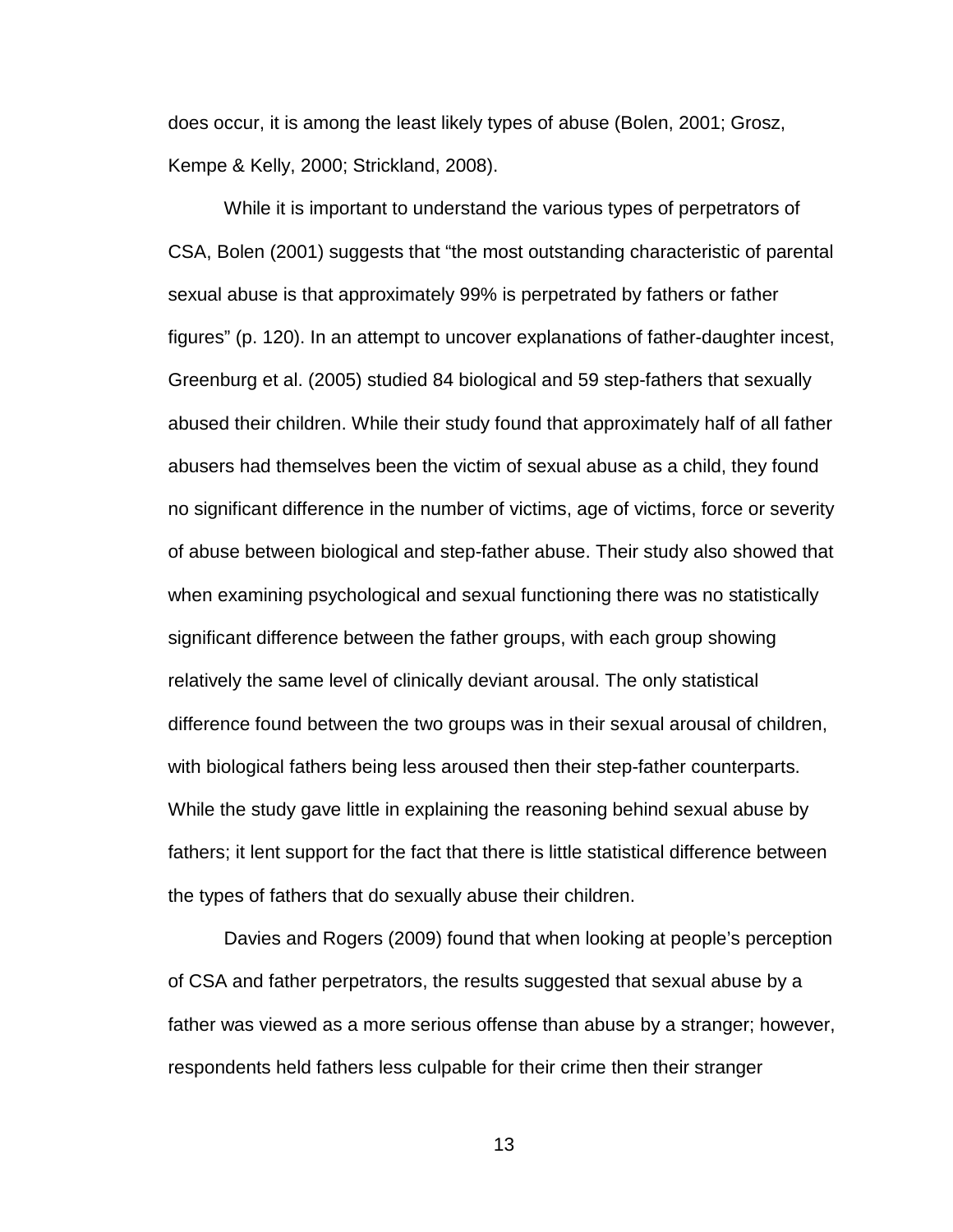does occur, it is among the least likely types of abuse (Bolen, 2001; Grosz, Kempe & Kelly, 2000; Strickland, 2008).

While it is important to understand the various types of perpetrators of CSA, Bolen (2001) suggests that "the most outstanding characteristic of parental sexual abuse is that approximately 99% is perpetrated by fathers or father figures" (p. 120). In an attempt to uncover explanations of father-daughter incest, Greenburg et al. (2005) studied 84 biological and 59 step-fathers that sexually abused their children. While their study found that approximately half of all father abusers had themselves been the victim of sexual abuse as a child, they found no significant difference in the number of victims, age of victims, force or severity of abuse between biological and step-father abuse. Their study also showed that when examining psychological and sexual functioning there was no statistically significant difference between the father groups, with each group showing relatively the same level of clinically deviant arousal. The only statistical difference found between the two groups was in their sexual arousal of children, with biological fathers being less aroused then their step-father counterparts. While the study gave little in explaining the reasoning behind sexual abuse by fathers; it lent support for the fact that there is little statistical difference between the types of fathers that do sexually abuse their children.

Davies and Rogers (2009) found that when looking at people's perception of CSA and father perpetrators, the results suggested that sexual abuse by a father was viewed as a more serious offense than abuse by a stranger; however, respondents held fathers less culpable for their crime then their stranger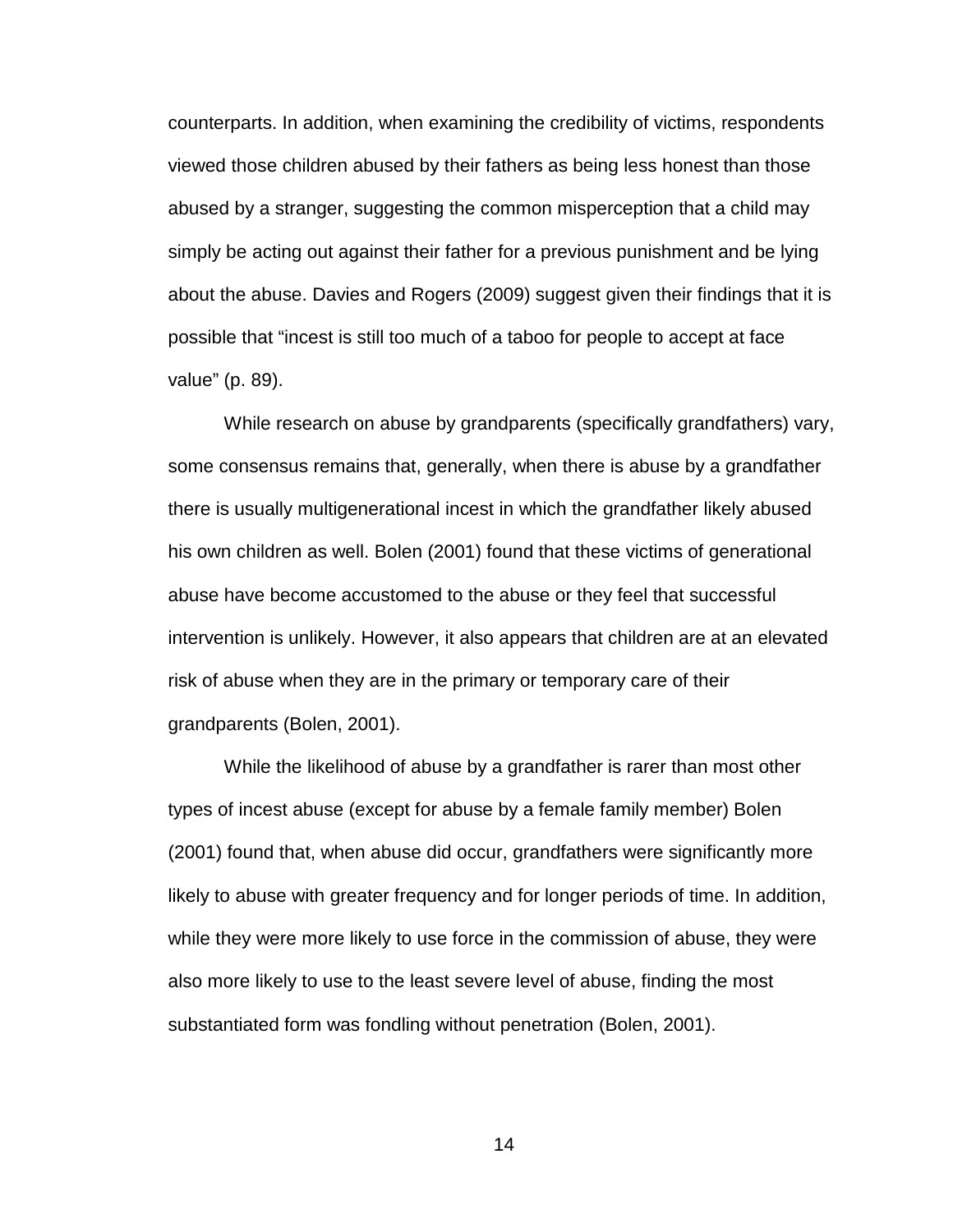counterparts. In addition, when examining the credibility of victims, respondents viewed those children abused by their fathers as being less honest than those abused by a stranger, suggesting the common misperception that a child may simply be acting out against their father for a previous punishment and be lying about the abuse. Davies and Rogers (2009) suggest given their findings that it is possible that “incest is still too much of a taboo for people to accept at face value” (p. 89).

While research on abuse by grandparents (specifically grandfathers) vary, some consensus remains that, generally, when there is abuse by a grandfather there is usually multigenerational incest in which the grandfather likely abused his own children as well. Bolen (2001) found that these victims of generational abuse have become accustomed to the abuse or they feel that successful intervention is unlikely. However, it also appears that children are at an elevated risk of abuse when they are in the primary or temporary care of their grandparents (Bolen, 2001).

While the likelihood of abuse by a grandfather is rarer than most other types of incest abuse (except for abuse by a female family member) Bolen (2001) found that, when abuse did occur, grandfathers were significantly more likely to abuse with greater frequency and for longer periods of time. In addition, while they were more likely to use force in the commission of abuse, they were also more likely to use to the least severe level of abuse, finding the most substantiated form was fondling without penetration (Bolen, 2001).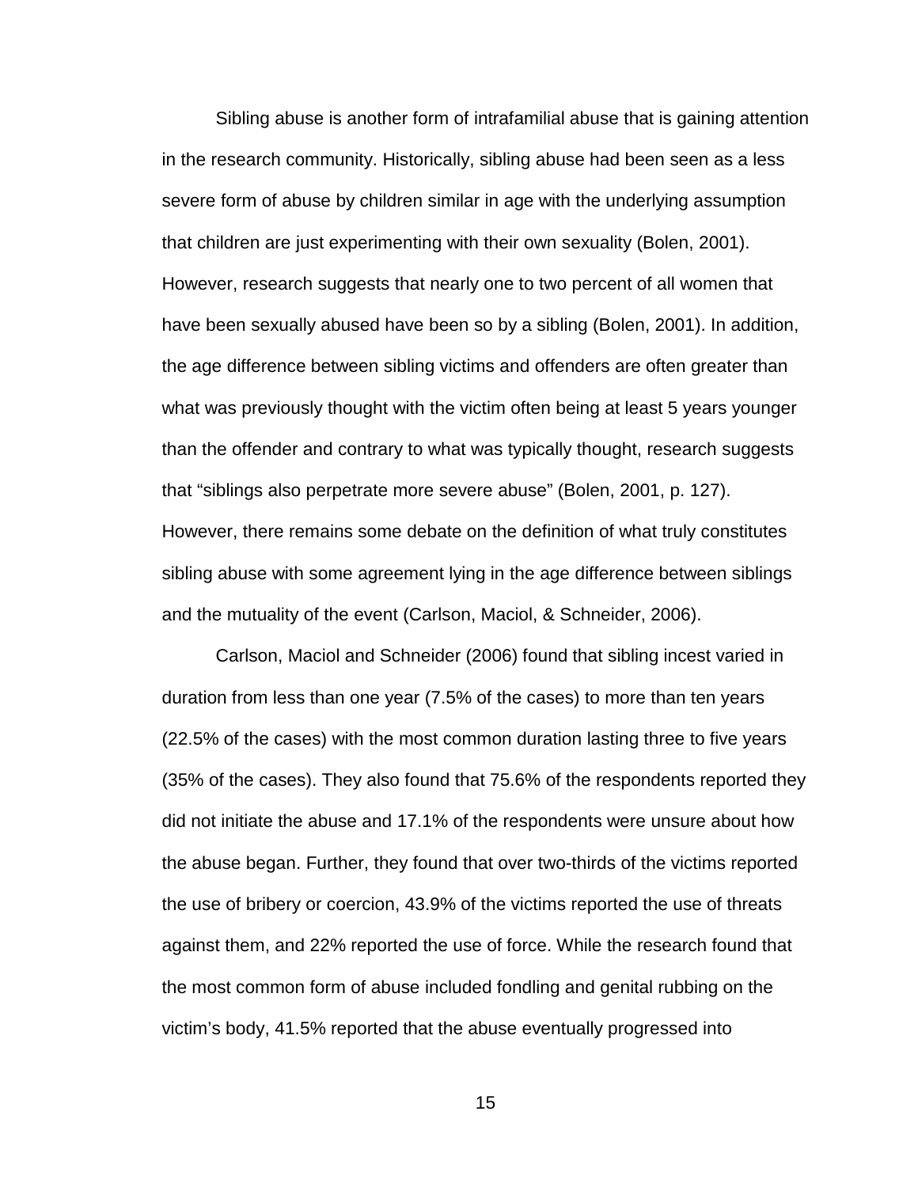Sibling abuse is another form of intrafamilial abuse that is gaining attention in the research community. Historically, sibling abuse had been seen as a less severe form of abuse by children similar in age with the underlying assumption that children are just experimenting with their own sexuality (Bolen, 2001). However, research suggests that nearly one to two percent of all women that have been sexually abused have been so by a sibling (Bolen, 2001). In addition, the age difference between sibling victims and offenders are often greater than what was previously thought with the victim often being at least 5 years younger than the offender and contrary to what was typically thought, research suggests that "siblings also perpetrate more severe abuse" (Bolen, 2001, p. 127). However, there remains some debate on the definition of what truly constitutes sibling abuse with some agreement lying in the age difference between siblings and the mutuality of the event (Carlson, Maciol, & Schneider, 2006).

Carlson, Maciol and Schneider (2006) found that sibling incest varied in duration from less than one year (7.5% of the cases) to more than ten years (22.5% of the cases) with the most common duration lasting three to five years (35% of the cases). They also found that 75.6% of the respondents reported they did not initiate the abuse and 17.1% of the respondents were unsure about how the abuse began. Further, they found that over two-thirds of the victims reported the use of bribery or coercion, 43.9% of the victims reported the use of threats against them, and 22% reported the use of force. While the research found that the most common form of abuse included fondling and genital rubbing on the victim's body, 41.5% reported that the abuse eventually progressed into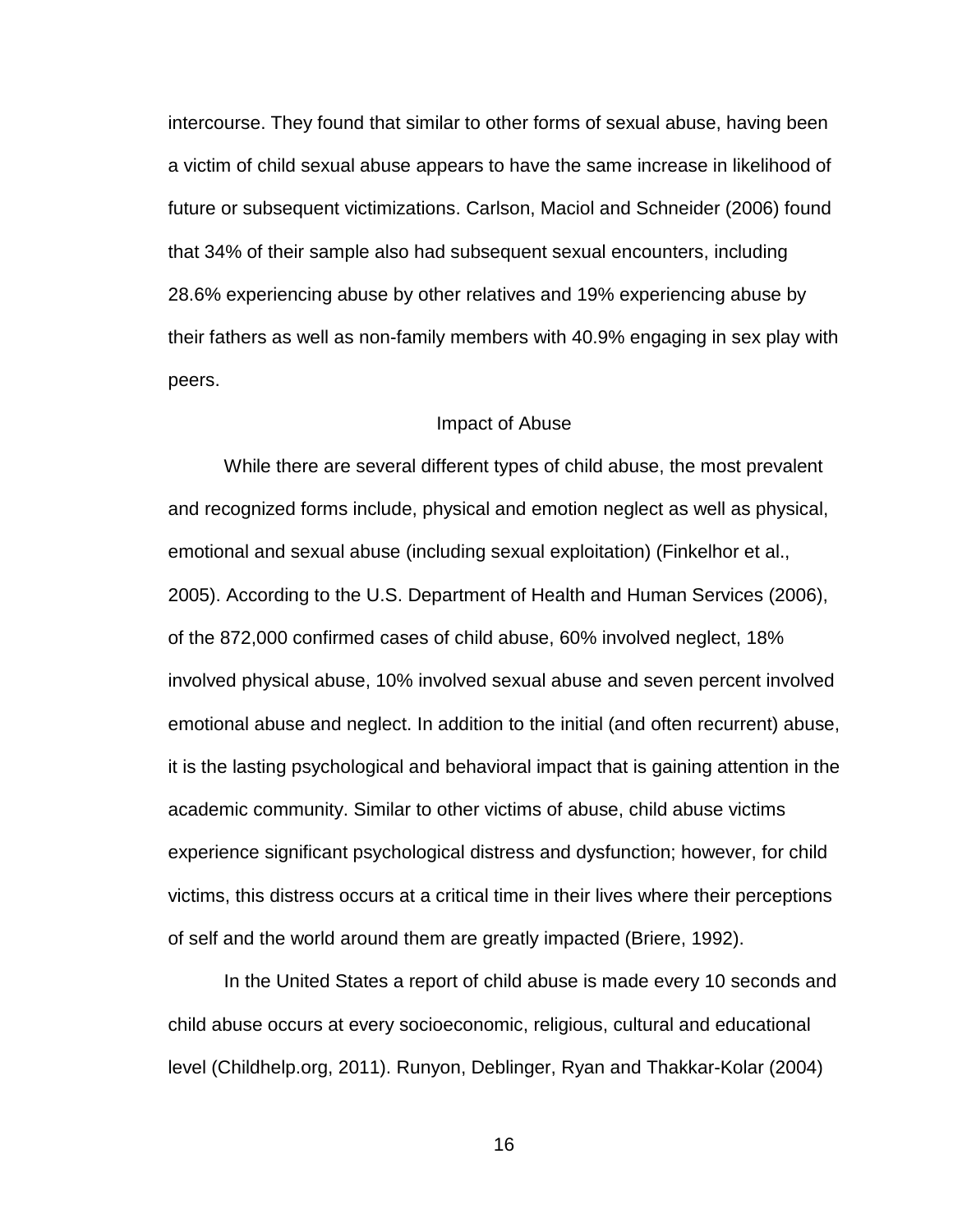intercourse. They found that similar to other forms of sexual abuse, having been a victim of child sexual abuse appears to have the same increase in likelihood of future or subsequent victimizations. Carlson, Maciol and Schneider (2006) found that 34% of their sample also had subsequent sexual encounters, including 28.6% experiencing abuse by other relatives and 19% experiencing abuse by their fathers as well as non-family members with 40.9% engaging in sex play with peers.

## Impact of Abuse

While there are several different types of child abuse, the most prevalent and recognized forms include, physical and emotion neglect as well as physical, emotional and sexual abuse (including sexual exploitation) (Finkelhor et al., 2005). According to the U.S. Department of Health and Human Services (2006), of the 872,000 confirmed cases of child abuse, 60% involved neglect, 18% involved physical abuse, 10% involved sexual abuse and seven percent involved emotional abuse and neglect. In addition to the initial (and often recurrent) abuse, it is the lasting psychological and behavioral impact that is gaining attention in the academic community. Similar to other victims of abuse, child abuse victims experience significant psychological distress and dysfunction; however, for child victims, this distress occurs at a critical time in their lives where their perceptions of self and the world around them are greatly impacted (Briere, 1992).

In the United States a report of child abuse is made every 10 seconds and child abuse occurs at every socioeconomic, religious, cultural and educational level (Childhelp.org, 2011). Runyon, Deblinger, Ryan and Thakkar-Kolar (2004)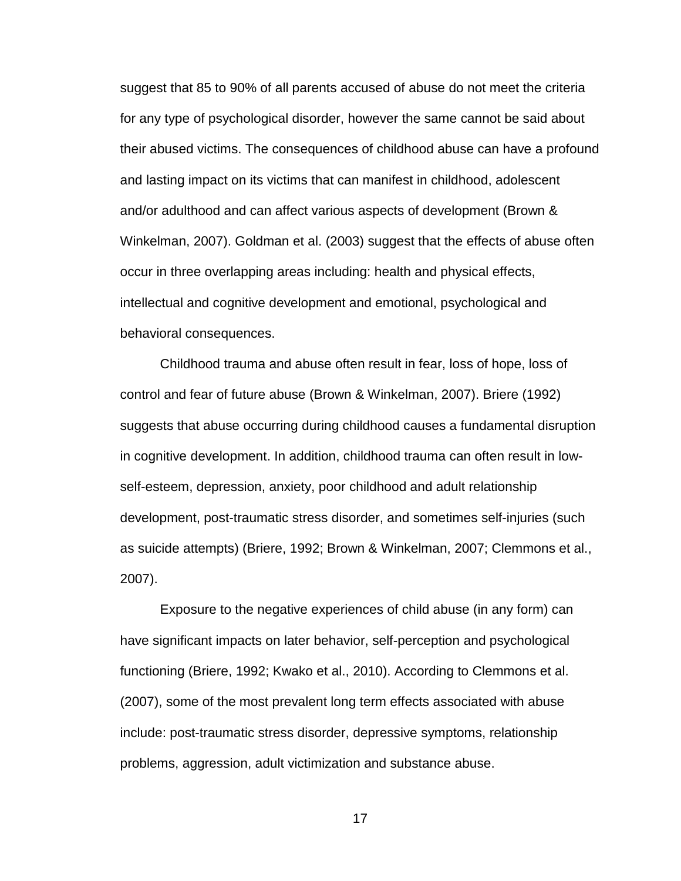suggest that 85 to 90% of all parents accused of abuse do not meet the criteria for any type of psychological disorder, however the same cannot be said about their abused victims. The consequences of childhood abuse can have a profound and lasting impact on its victims that can manifest in childhood, adolescent and/or adulthood and can affect various aspects of development (Brown & Winkelman, 2007). Goldman et al. (2003) suggest that the effects of abuse often occur in three overlapping areas including: health and physical effects, intellectual and cognitive development and emotional, psychological and behavioral consequences.

Childhood trauma and abuse often result in fear, loss of hope, loss of control and fear of future abuse (Brown & Winkelman, 2007). Briere (1992) suggests that abuse occurring during childhood causes a fundamental disruption in cognitive development. In addition, childhood trauma can often result in low-self-esteem, depression, anxiety, poor childhood and adult relationship development, post-traumatic stress disorder, and sometimes self-injuries (such as suicide attempts) (Briere, 1992; Brown & Winkelman, 2007; Clemmons et al., 2007).

Exposure to the negative experiences of child abuse (in any form) can have significant impacts on later behavior, self-perception and psychological functioning (Briere, 1992; Kwako et al., 2010). According to Clemmons et al. (2007), some of the most prevalent long term effects associated with abuse include: post-traumatic stress disorder, depressive symptoms, relationship problems, aggression, adult victimization and substance abuse.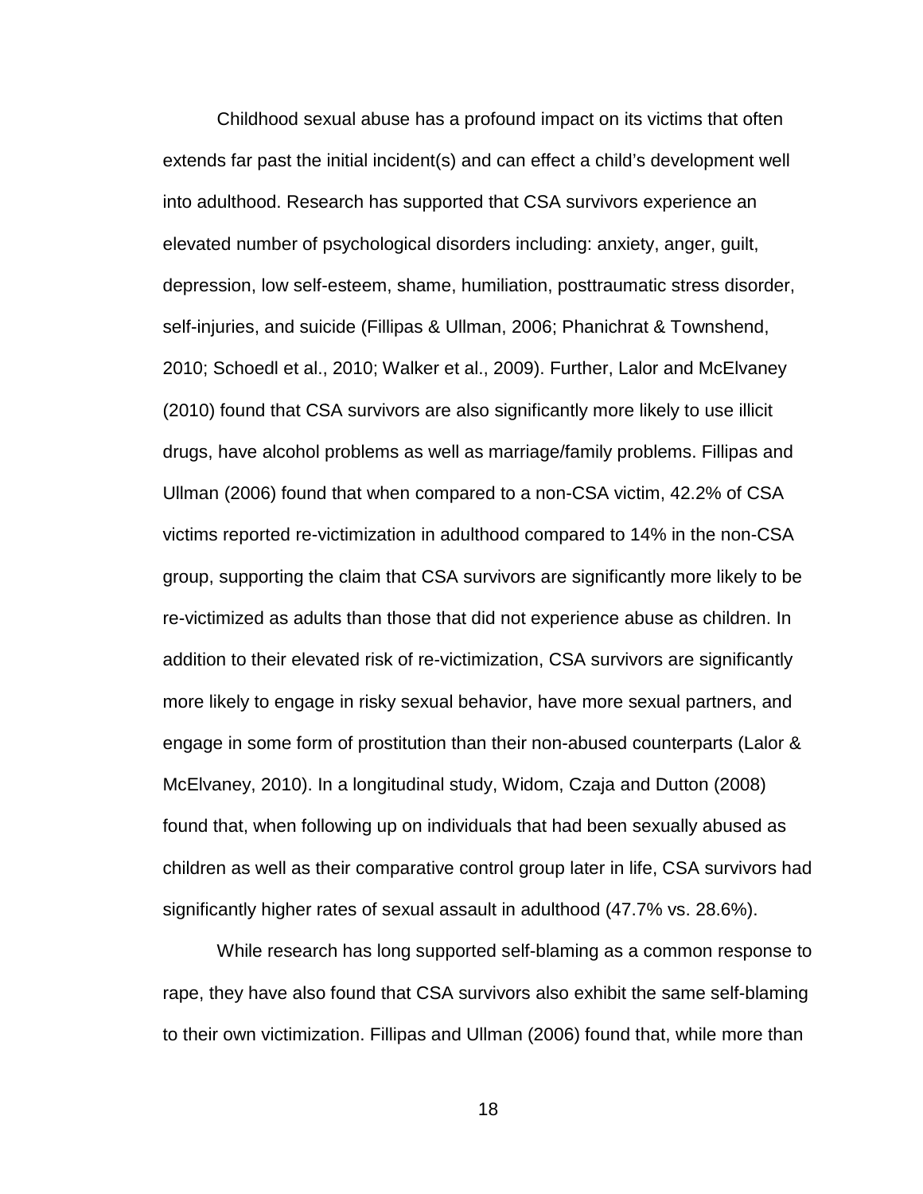Childhood sexual abuse has a profound impact on its victims that often extends far past the initial incident(s) and can effect a child's development well into adulthood. Research has supported that CSA survivors experience an elevated number of psychological disorders including: anxiety, anger, guilt, depression, low self-esteem, shame, humiliation, posttraumatic stress disorder, self-injuries, and suicide (Fillipas & Ullman, 2006; Phanichrat & Townshend, 2010; Schoedl et al., 2010; Walker et al., 2009). Further, Lalor and McElvaney (2010) found that CSA survivors are also significantly more likely to use illicit drugs, have alcohol problems as well as marriage/family problems. Fillipas and Ullman (2006) found that when compared to a non-CSA victim, 42.2% of CSA victims reported re-victimization in adulthood compared to 14% in the non-CSA group, supporting the claim that CSA survivors are significantly more likely to be re-victimized as adults than those that did not experience abuse as children. In addition to their elevated risk of re-victimization, CSA survivors are significantly more likely to engage in risky sexual behavior, have more sexual partners, and engage in some form of prostitution than their non-abused counterparts (Lalor & McElvaney, 2010). In a longitudinal study, Widom, Czaja and Dutton (2008) found that, when following up on individuals that had been sexually abused as children as well as their comparative control group later in life, CSA survivors had significantly higher rates of sexual assault in adulthood (47.7% vs. 28.6%).

While research has long supported self-blaming as a common response to rape, they have also found that CSA survivors also exhibit the same self-blaming to their own victimization. Fillipas and Ullman (2006) found that, while more than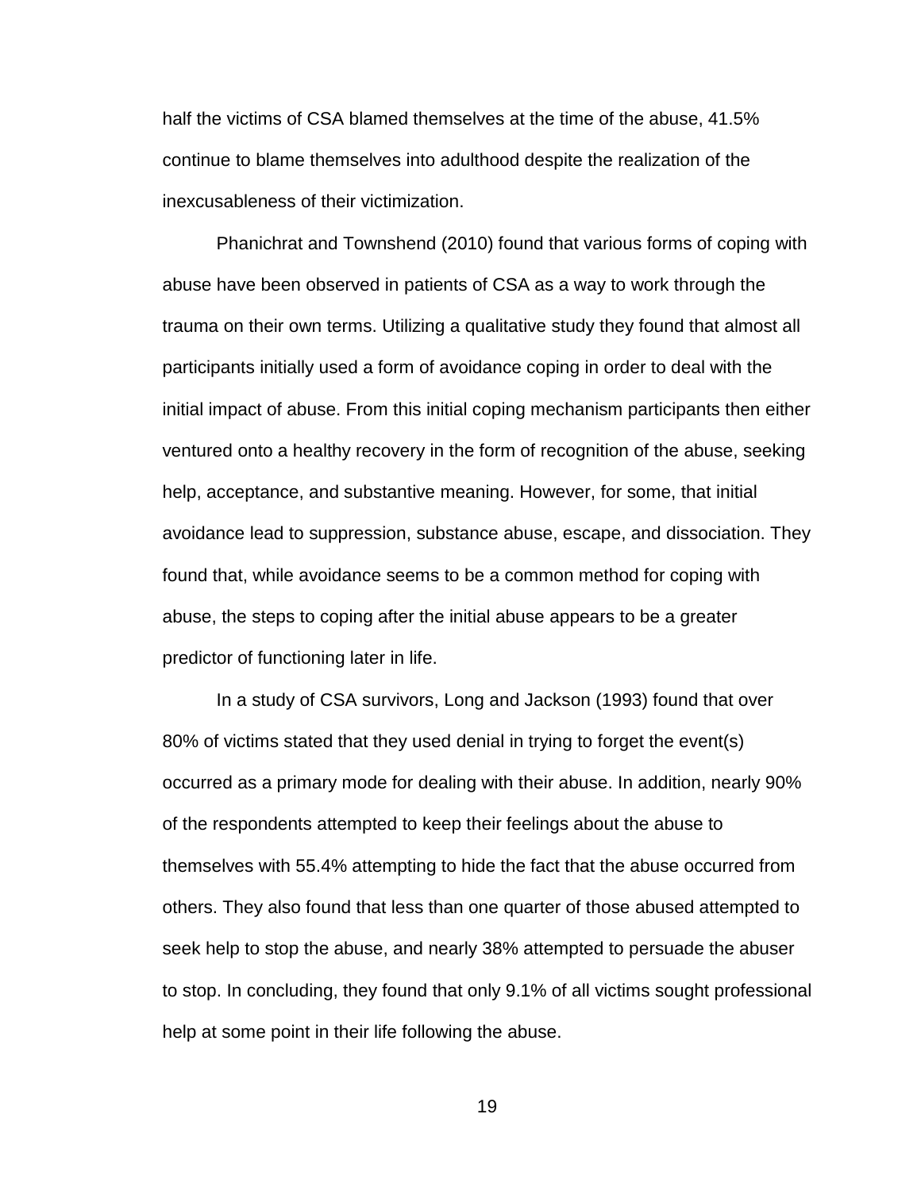half the victims of CSA blamed themselves at the time of the abuse, 41.5% continue to blame themselves into adulthood despite the realization of the inexcusableness of their victimization.

Phanichrat and Townshend (2010) found that various forms of coping with abuse have been observed in patients of CSA as a way to work through the trauma on their own terms. Utilizing a qualitative study they found that almost all participants initially used a form of avoidance coping in order to deal with the initial impact of abuse. From this initial coping mechanism participants then either ventured onto a healthy recovery in the form of recognition of the abuse, seeking help, acceptance, and substantive meaning. However, for some, that initial avoidance lead to suppression, substance abuse, escape, and dissociation. They found that, while avoidance seems to be a common method for coping with abuse, the steps to coping after the initial abuse appears to be a greater predictor of functioning later in life.

In a study of CSA survivors, Long and Jackson (1993) found that over 80% of victims stated that they used denial in trying to forget the event(s) occurred as a primary mode for dealing with their abuse. In addition, nearly 90% of the respondents attempted to keep their feelings about the abuse to themselves with 55.4% attempting to hide the fact that the abuse occurred from others. They also found that less than one quarter of those abused attempted to seek help to stop the abuse, and nearly 38% attempted to persuade the abuser to stop. In concluding, they found that only 9.1% of all victims sought professional help at some point in their life following the abuse.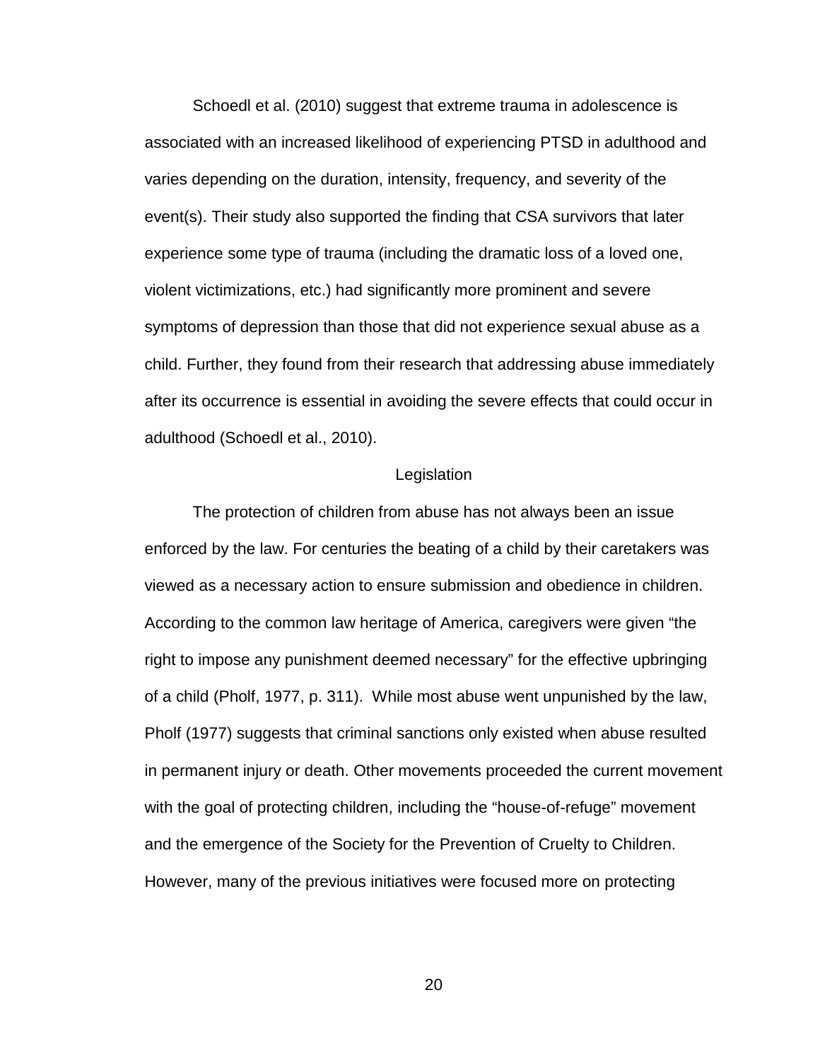Schoedl et al. (2010) suggest that extreme trauma in adolescence is associated with an increased likelihood of experiencing PTSD in adulthood and varies depending on the duration, intensity, frequency, and severity of the event(s). Their study also supported the finding that CSA survivors that later experience some type of trauma (including the dramatic loss of a loved one, violent victimizations, etc.) had significantly more prominent and severe symptoms of depression than those that did not experience sexual abuse as a child. Further, they found from their research that addressing abuse immediately after its occurrence is essential in avoiding the severe effects that could occur in adulthood (Schoedl et al., 2010).

## Legislation

The protection of children from abuse has not always been an issue enforced by the law. For centuries the beating of a child by their caretakers was viewed as a necessary action to ensure submission and obedience in children. According to the common law heritage of America, caregivers were given "the right to impose any punishment deemed necessary" for the effective upbringing of a child (Pholf, 1977, p. 311). While most abuse went unpunished by the law, Pholf (1977) suggests that criminal sanctions only existed when abuse resulted in permanent injury or death. Other movements proceeded the current movement with the goal of protecting children, including the "house-of-refuge" movement and the emergence of the Society for the Prevention of Cruelty to Children. However, many of the previous initiatives were focused more on protecting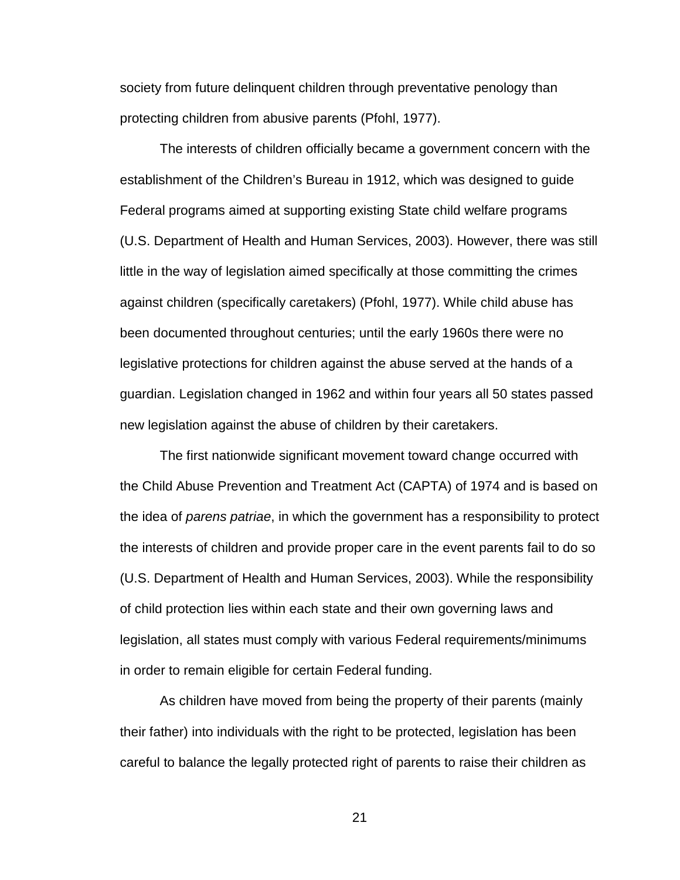society from future delinquent children through preventative penology than protecting children from abusive parents (Pfohl, 1977).

The interests of children officially became a government concern with the establishment of the Children's Bureau in 1912, which was designed to guide Federal programs aimed at supporting existing State child welfare programs (U.S. Department of Health and Human Services, 2003). However, there was still little in the way of legislation aimed specifically at those committing the crimes against children (specifically caretakers) (Pfohl, 1977). While child abuse has been documented throughout centuries; until the early 1960s there were no legislative protections for children against the abuse served at the hands of a guardian. Legislation changed in 1962 and within four years all 50 states passed new legislation against the abuse of children by their caretakers.

The first nationwide significant movement toward change occurred with the Child Abuse Prevention and Treatment Act (CAPTA) of 1974 and is based on the idea of *parens patriae*, in which the government has a responsibility to protect the interests of children and provide proper care in the event parents fail to do so (U.S. Department of Health and Human Services, 2003). While the responsibility of child protection lies within each state and their own governing laws and legislation, all states must comply with various Federal requirements/minimums in order to remain eligible for certain Federal funding.

As children have moved from being the property of their parents (mainly their father) into individuals with the right to be protected, legislation has been careful to balance the legally protected right of parents to raise their children as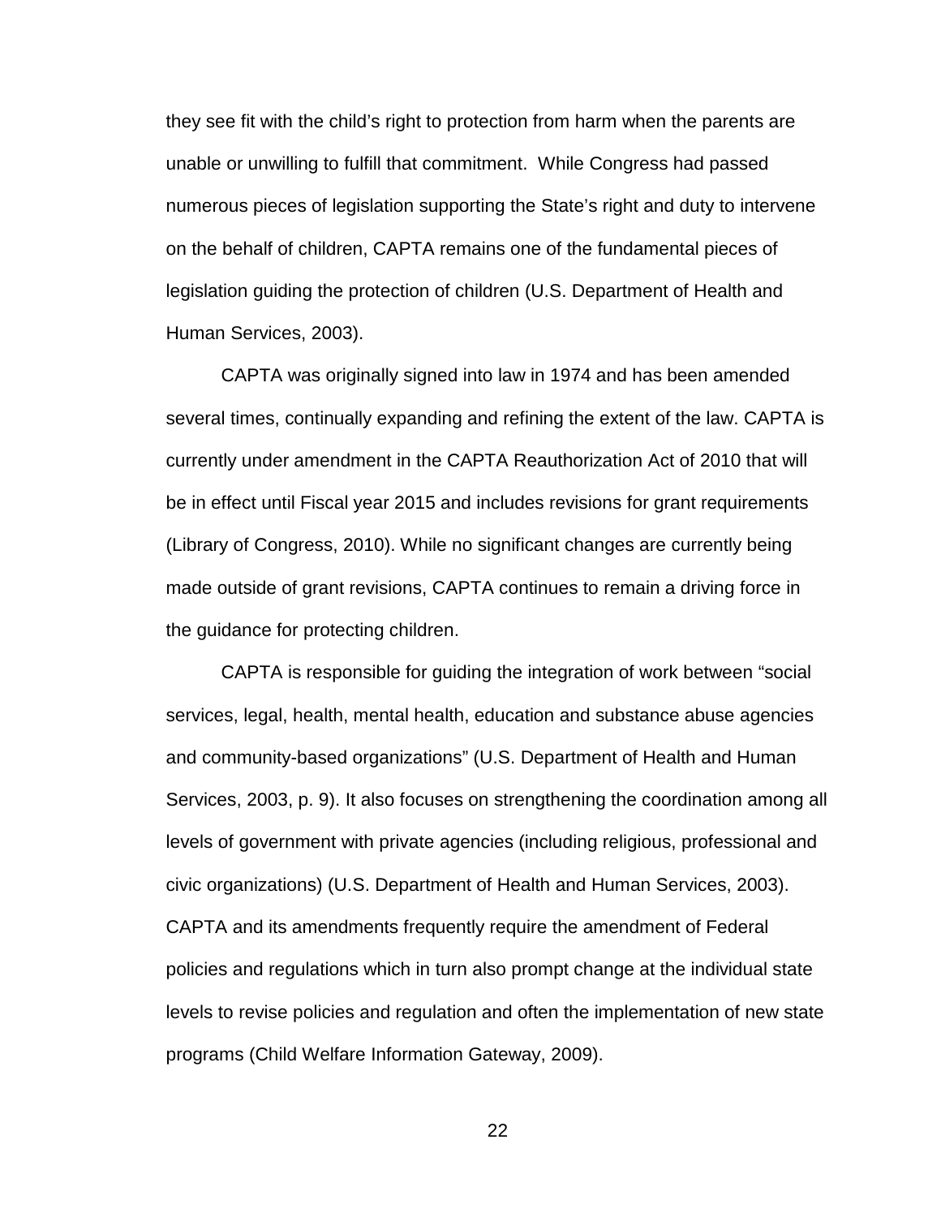they see fit with the child's right to protection from harm when the parents are unable or unwilling to fulfill that commitment. While Congress had passed numerous pieces of legislation supporting the State's right and duty to intervene on the behalf of children, CAPTA remains one of the fundamental pieces of legislation guiding the protection of children (U.S. Department of Health and Human Services, 2003).

CAPTA was originally signed into law in 1974 and has been amended several times, continually expanding and refining the extent of the law. CAPTA is currently under amendment in the CAPTA Reauthorization Act of 2010 that will be in effect until Fiscal year 2015 and includes revisions for grant requirements (Library of Congress, 2010). While no significant changes are currently being made outside of grant revisions, CAPTA continues to remain a driving force in the guidance for protecting children.

CAPTA is responsible for guiding the integration of work between "social services, legal, health, mental health, education and substance abuse agencies and community-based organizations" (U.S. Department of Health and Human Services, 2003, p. 9). It also focuses on strengthening the coordination among all levels of government with private agencies (including religious, professional and civic organizations) (U.S. Department of Health and Human Services, 2003). CAPTA and its amendments frequently require the amendment of Federal policies and regulations which in turn also prompt change at the individual state levels to revise policies and regulation and often the implementation of new state programs (Child Welfare Information Gateway, 2009).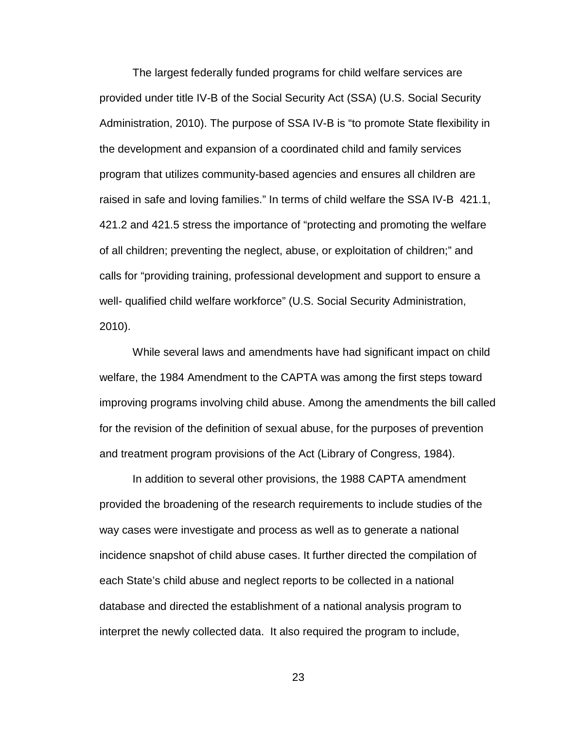The largest federally funded programs for child welfare services are provided under title IV-B of the Social Security Act (SSA) (U.S. Social Security Administration, 2010). The purpose of SSA IV-B is "to promote State flexibility in the development and expansion of a coordinated child and family services program that utilizes community-based agencies and ensures all children are raised in safe and loving families." In terms of child welfare the SSA IV-B 421.1, 421.2 and 421.5 stress the importance of "protecting and promoting the welfare of all children; preventing the neglect, abuse, or exploitation of children;" and calls for "providing training, professional development and support to ensure a well- qualified child welfare workforce" (U.S. Social Security Administration, 2010).

While several laws and amendments have had significant impact on child welfare, the 1984 Amendment to the CAPTA was among the first steps toward improving programs involving child abuse. Among the amendments the bill called for the revision of the definition of sexual abuse, for the purposes of prevention and treatment program provisions of the Act (Library of Congress, 1984).

In addition to several other provisions, the 1988 CAPTA amendment provided the broadening of the research requirements to include studies of the way cases were investigate and process as well as to generate a national incidence snapshot of child abuse cases. It further directed the compilation of each State's child abuse and neglect reports to be collected in a national database and directed the establishment of a national analysis program to interpret the newly collected data. It also required the program to include,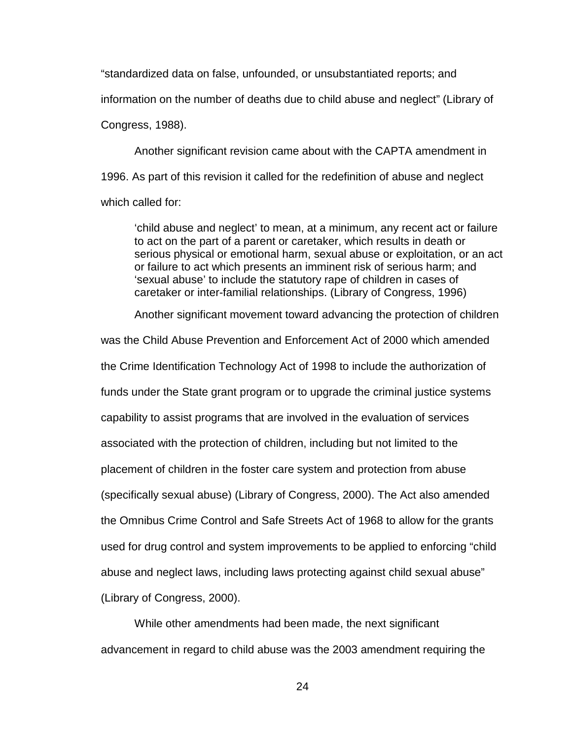"standardized data on false, unfounded, or unsubstantiated reports; and information on the number of deaths due to child abuse and neglect" (Library of Congress, 1988).

Another significant revision came about with the CAPTA amendment in 1996. As part of this revision it called for the redefinition of abuse and neglect which called for:

> 'child abuse and neglect' to mean, at a minimum, any recent act or failure to act on the part of a parent or caretaker, which results in death or serious physical or emotional harm, sexual abuse or exploitation, or an act or failure to act which presents an imminent risk of serious harm; and 'sexual abuse' to include the statutory rape of children in cases of caretaker or inter-familial relationships. (Library of Congress, 1996)

Another significant movement toward advancing the protection of children was the Child Abuse Prevention and Enforcement Act of 2000 which amended the Crime Identification Technology Act of 1998 to include the authorization of funds under the State grant program or to upgrade the criminal justice systems capability to assist programs that are involved in the evaluation of services associated with the protection of children, including but not limited to the placement of children in the foster care system and protection from abuse (specifically sexual abuse) (Library of Congress, 2000). The Act also amended the Omnibus Crime Control and Safe Streets Act of 1968 to allow for the grants used for drug control and system improvements to be applied to enforcing "child abuse and neglect laws, including laws protecting against child sexual abuse" (Library of Congress, 2000).

While other amendments had been made, the next significant advancement in regard to child abuse was the 2003 amendment requiring the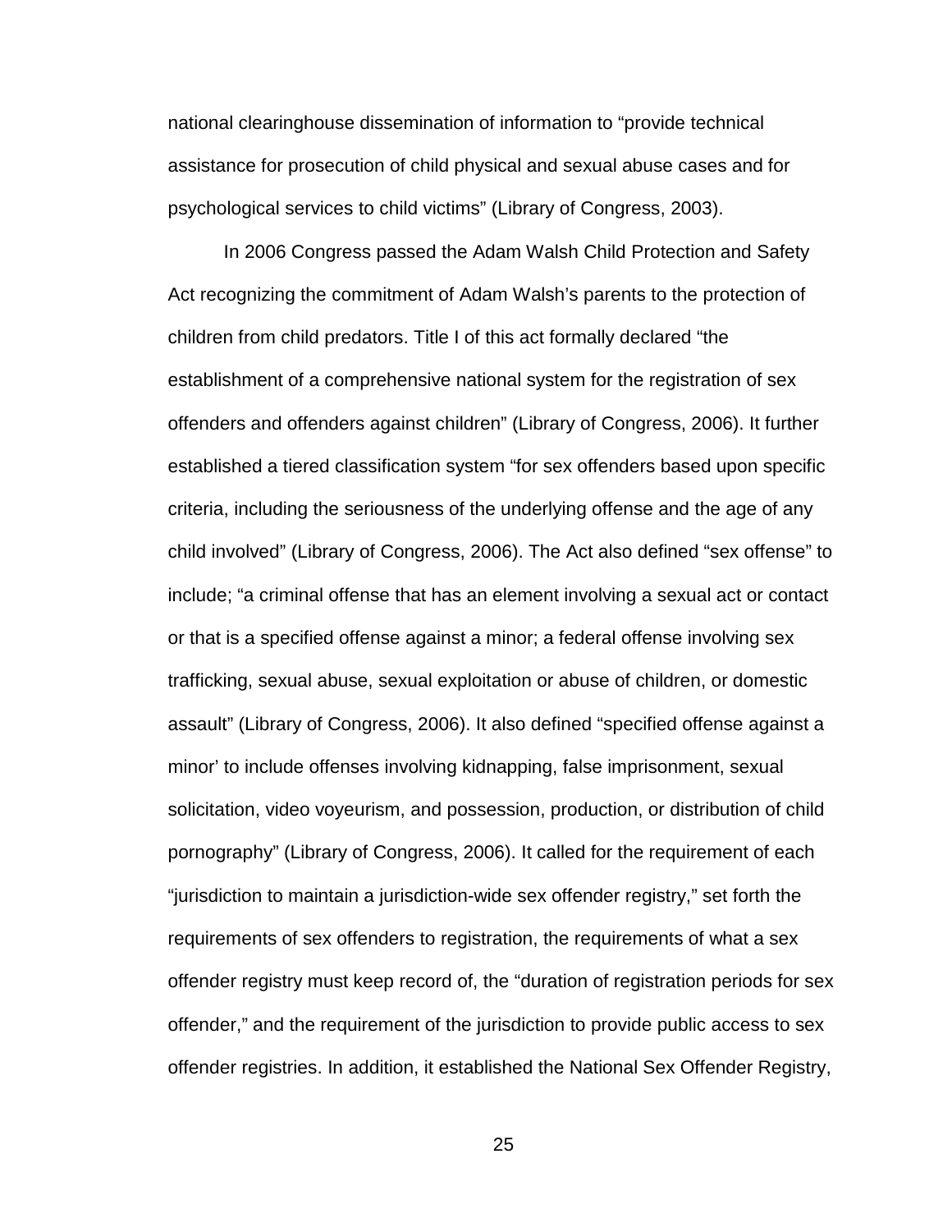national clearinghouse dissemination of information to "provide technical assistance for prosecution of child physical and sexual abuse cases and for psychological services to child victims" (Library of Congress, 2003).

In 2006 Congress passed the Adam Walsh Child Protection and Safety Act recognizing the commitment of Adam Walsh's parents to the protection of children from child predators. Title I of this act formally declared "the establishment of a comprehensive national system for the registration of sex offenders and offenders against children" (Library of Congress, 2006). It further established a tiered classification system "for sex offenders based upon specific criteria, including the seriousness of the underlying offense and the age of any child involved" (Library of Congress, 2006). The Act also defined "sex offense" to include; "a criminal offense that has an element involving a sexual act or contact or that is a specified offense against a minor; a federal offense involving sex trafficking, sexual abuse, sexual exploitation or abuse of children, or domestic assault" (Library of Congress, 2006). It also defined "specified offense against a minor' to include offenses involving kidnapping, false imprisonment, sexual solicitation, video voyeurism, and possession, production, or distribution of child pornography" (Library of Congress, 2006). It called for the requirement of each "jurisdiction to maintain a jurisdiction-wide sex offender registry," set forth the requirements of sex offenders to registration, the requirements of what a sex offender registry must keep record of, the "duration of registration periods for sex offender," and the requirement of the jurisdiction to provide public access to sex offender registries. In addition, it established the National Sex Offender Registry,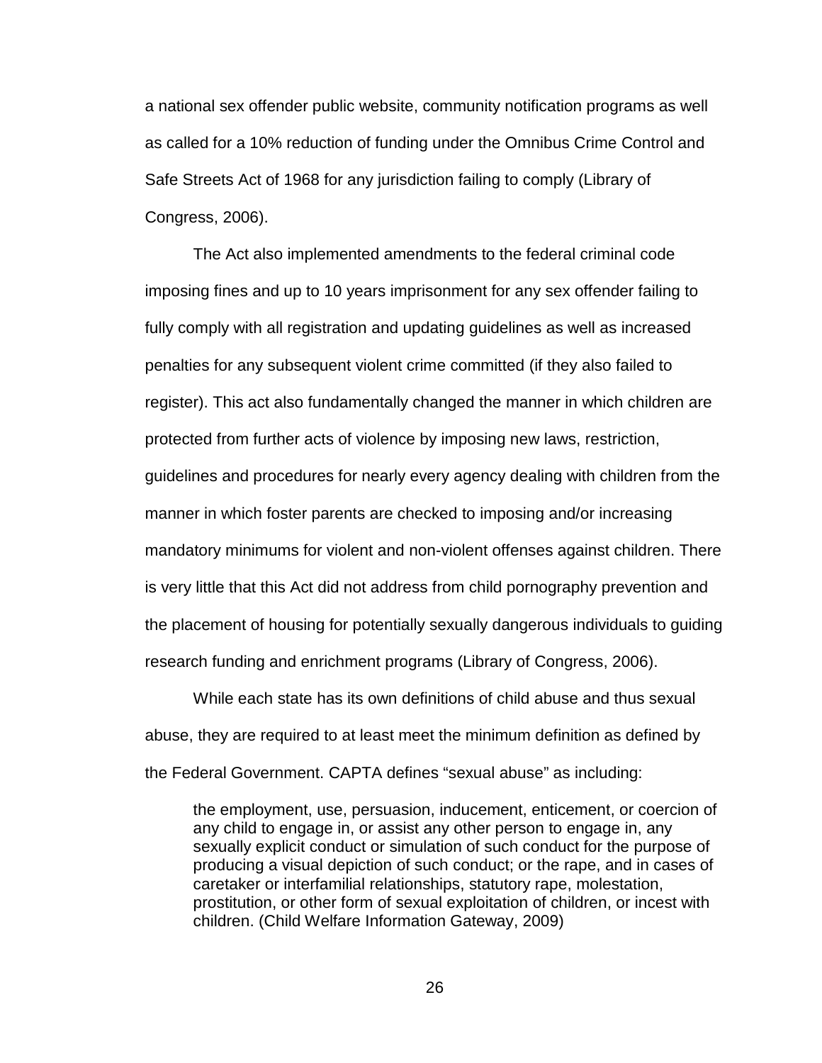a national sex offender public website, community notification programs as well as called for a 10% reduction of funding under the Omnibus Crime Control and Safe Streets Act of 1968 for any jurisdiction failing to comply (Library of Congress, 2006).

The Act also implemented amendments to the federal criminal code imposing fines and up to 10 years imprisonment for any sex offender failing to fully comply with all registration and updating guidelines as well as increased penalties for any subsequent violent crime committed (if they also failed to register). This act also fundamentally changed the manner in which children are protected from further acts of violence by imposing new laws, restriction, guidelines and procedures for nearly every agency dealing with children from the manner in which foster parents are checked to imposing and/or increasing mandatory minimums for violent and non-violent offenses against children. There is very little that this Act did not address from child pornography prevention and the placement of housing for potentially sexually dangerous individuals to guiding research funding and enrichment programs (Library of Congress, 2006).

While each state has its own definitions of child abuse and thus sexual abuse, they are required to at least meet the minimum definition as defined by the Federal Government. CAPTA defines “sexual abuse” as including:

> the employment, use, persuasion, inducement, enticement, or coercion of any child to engage in, or assist any other person to engage in, any sexually explicit conduct or simulation of such conduct for the purpose of producing a visual depiction of such conduct; or the rape, and in cases of caretaker or interfamilial relationships, statutory rape, molestation, prostitution, or other form of sexual exploitation of children, or incest with children. (Child Welfare Information Gateway, 2009)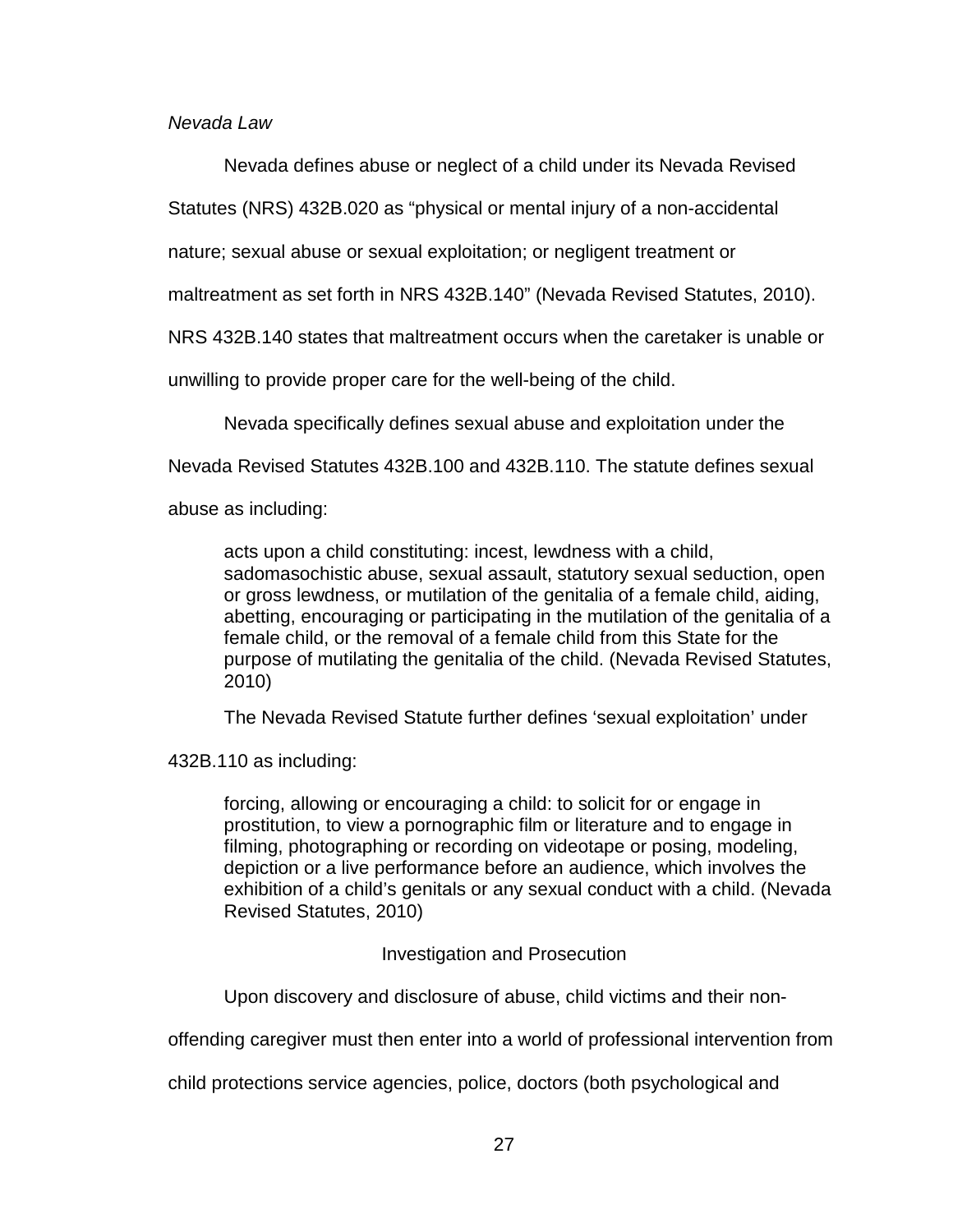*Nevada Law*

Nevada defines abuse or neglect of a child under its Nevada Revised Statutes (NRS) 432B.020 as “physical or mental injury of a non-accidental nature; sexual abuse or sexual exploitation; or negligent treatment or maltreatment as set forth in NRS 432B.140” (Nevada Revised Statutes, 2010). NRS 432B.140 states that maltreatment occurs when the caretaker is unable or unwilling to provide proper care for the well-being of the child.

Nevada specifically defines sexual abuse and exploitation under the Nevada Revised Statutes 432B.100 and 432B.110. The statute defines sexual abuse as including:

> acts upon a child constituting: incest, lewdness with a child, sadomasochistic abuse, sexual assault, statutory sexual seduction, open or gross lewdness, or mutilation of the genitalia of a female child, aiding, abetting, encouraging or participating in the mutilation of the genitalia of a female child, or the removal of a female child from this State for the purpose of mutilating the genitalia of the child. (Nevada Revised Statutes, 2010)

The Nevada Revised Statute further defines ‘sexual exploitation’ under 432B.110 as including:

> forcing, allowing or encouraging a child: to solicit for or engage in prostitution, to view a pornographic film or literature and to engage in filming, photographing or recording on videotape or posing, modeling, depiction or a live performance before an audience, which involves the exhibition of a child’s genitals or any sexual conduct with a child. (Nevada Revised Statutes, 2010)

## Investigation and Prosecution

Upon discovery and disclosure of abuse, child victims and their non-offending caregiver must then enter into a world of professional intervention from child protections service agencies, police, doctors (both psychological and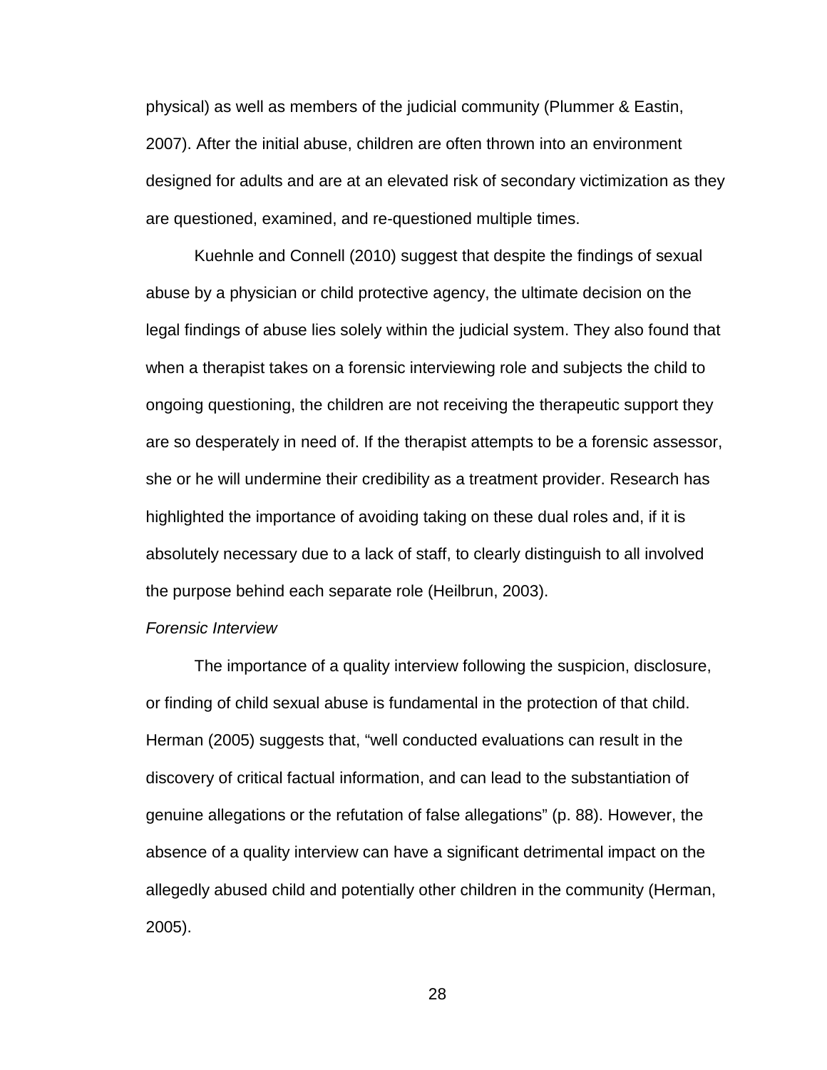physical) as well as members of the judicial community (Plummer & Eastin, 2007). After the initial abuse, children are often thrown into an environment designed for adults and are at an elevated risk of secondary victimization as they are questioned, examined, and re-questioned multiple times.

Kuehnle and Connell (2010) suggest that despite the findings of sexual abuse by a physician or child protective agency, the ultimate decision on the legal findings of abuse lies solely within the judicial system. They also found that when a therapist takes on a forensic interviewing role and subjects the child to ongoing questioning, the children are not receiving the therapeutic support they are so desperately in need of. If the therapist attempts to be a forensic assessor, she or he will undermine their credibility as a treatment provider. Research has highlighted the importance of avoiding taking on these dual roles and, if it is absolutely necessary due to a lack of staff, to clearly distinguish to all involved the purpose behind each separate role (Heilbrun, 2003).

*Forensic Interview*

The importance of a quality interview following the suspicion, disclosure, or finding of child sexual abuse is fundamental in the protection of that child. Herman (2005) suggests that, "well conducted evaluations can result in the discovery of critical factual information, and can lead to the substantiation of genuine allegations or the refutation of false allegations" (p. 88). However, the absence of a quality interview can have a significant detrimental impact on the allegedly abused child and potentially other children in the community (Herman, 2005).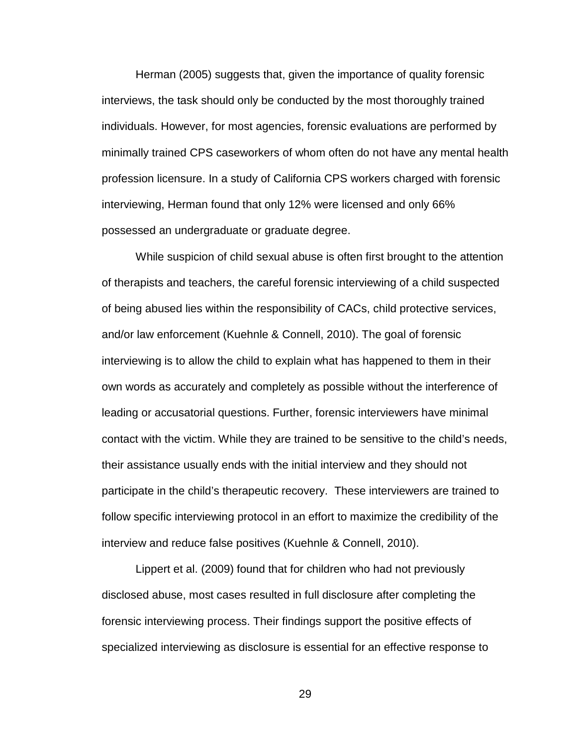Herman (2005) suggests that, given the importance of quality forensic interviews, the task should only be conducted by the most thoroughly trained individuals. However, for most agencies, forensic evaluations are performed by minimally trained CPS caseworkers of whom often do not have any mental health profession licensure. In a study of California CPS workers charged with forensic interviewing, Herman found that only 12% were licensed and only 66% possessed an undergraduate or graduate degree.

While suspicion of child sexual abuse is often first brought to the attention of therapists and teachers, the careful forensic interviewing of a child suspected of being abused lies within the responsibility of CACs, child protective services, and/or law enforcement (Kuehnle & Connell, 2010). The goal of forensic interviewing is to allow the child to explain what has happened to them in their own words as accurately and completely as possible without the interference of leading or accusatorial questions. Further, forensic interviewers have minimal contact with the victim. While they are trained to be sensitive to the child's needs, their assistance usually ends with the initial interview and they should not participate in the child's therapeutic recovery. These interviewers are trained to follow specific interviewing protocol in an effort to maximize the credibility of the interview and reduce false positives (Kuehnle & Connell, 2010).

Lippert et al. (2009) found that for children who had not previously disclosed abuse, most cases resulted in full disclosure after completing the forensic interviewing process. Their findings support the positive effects of specialized interviewing as disclosure is essential for an effective response to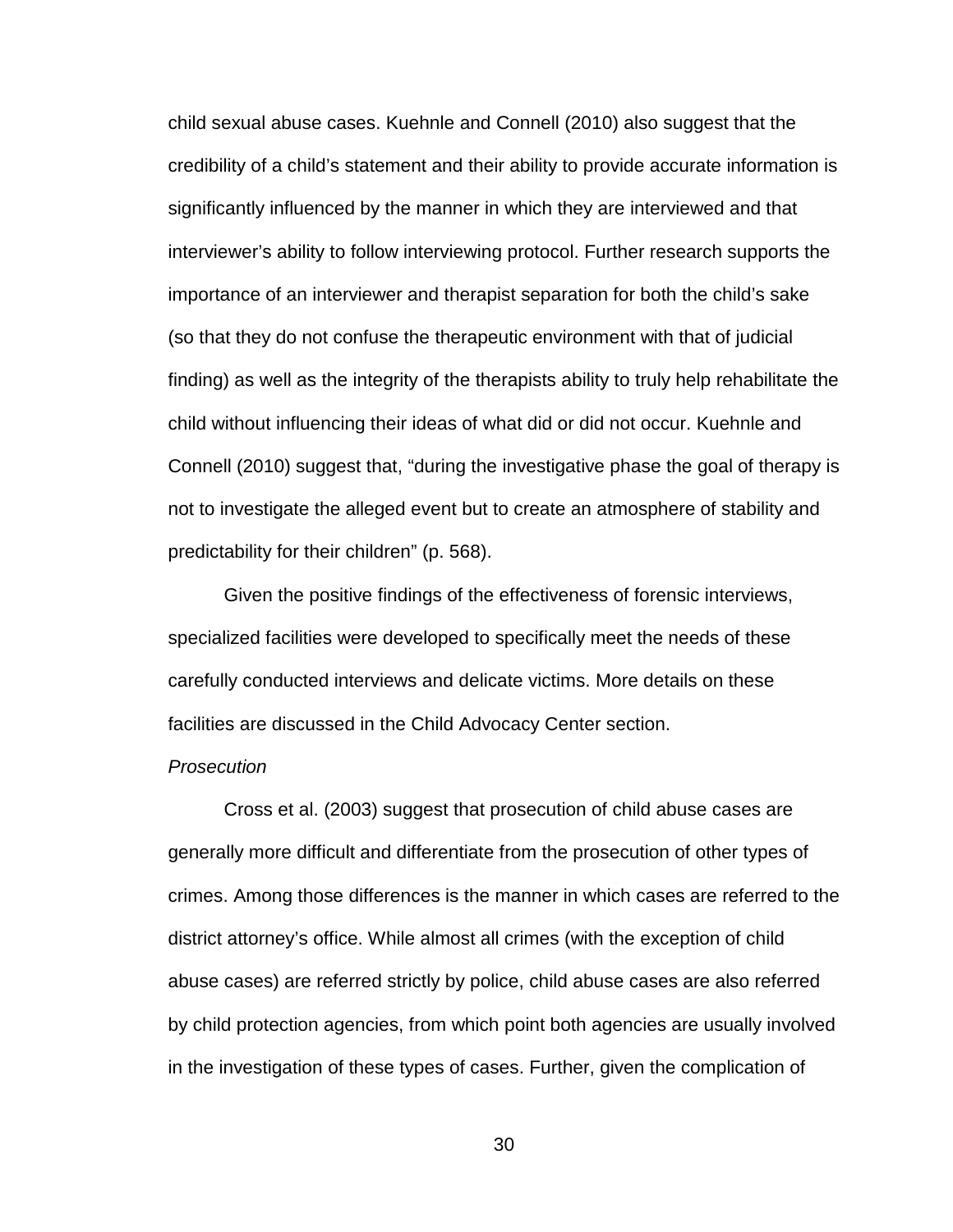child sexual abuse cases. Kuehnle and Connell (2010) also suggest that the credibility of a child's statement and their ability to provide accurate information is significantly influenced by the manner in which they are interviewed and that interviewer's ability to follow interviewing protocol. Further research supports the importance of an interviewer and therapist separation for both the child's sake (so that they do not confuse the therapeutic environment with that of judicial finding) as well as the integrity of the therapists ability to truly help rehabilitate the child without influencing their ideas of what did or did not occur. Kuehnle and Connell (2010) suggest that, "during the investigative phase the goal of therapy is not to investigate the alleged event but to create an atmosphere of stability and predictability for their children" (p. 568).

Given the positive findings of the effectiveness of forensic interviews, specialized facilities were developed to specifically meet the needs of these carefully conducted interviews and delicate victims. More details on these facilities are discussed in the Child Advocacy Center section.

*Prosecution*

Cross et al. (2003) suggest that prosecution of child abuse cases are generally more difficult and differentiate from the prosecution of other types of crimes. Among those differences is the manner in which cases are referred to the district attorney's office. While almost all crimes (with the exception of child abuse cases) are referred strictly by police, child abuse cases are also referred by child protection agencies, from which point both agencies are usually involved in the investigation of these types of cases. Further, given the complication of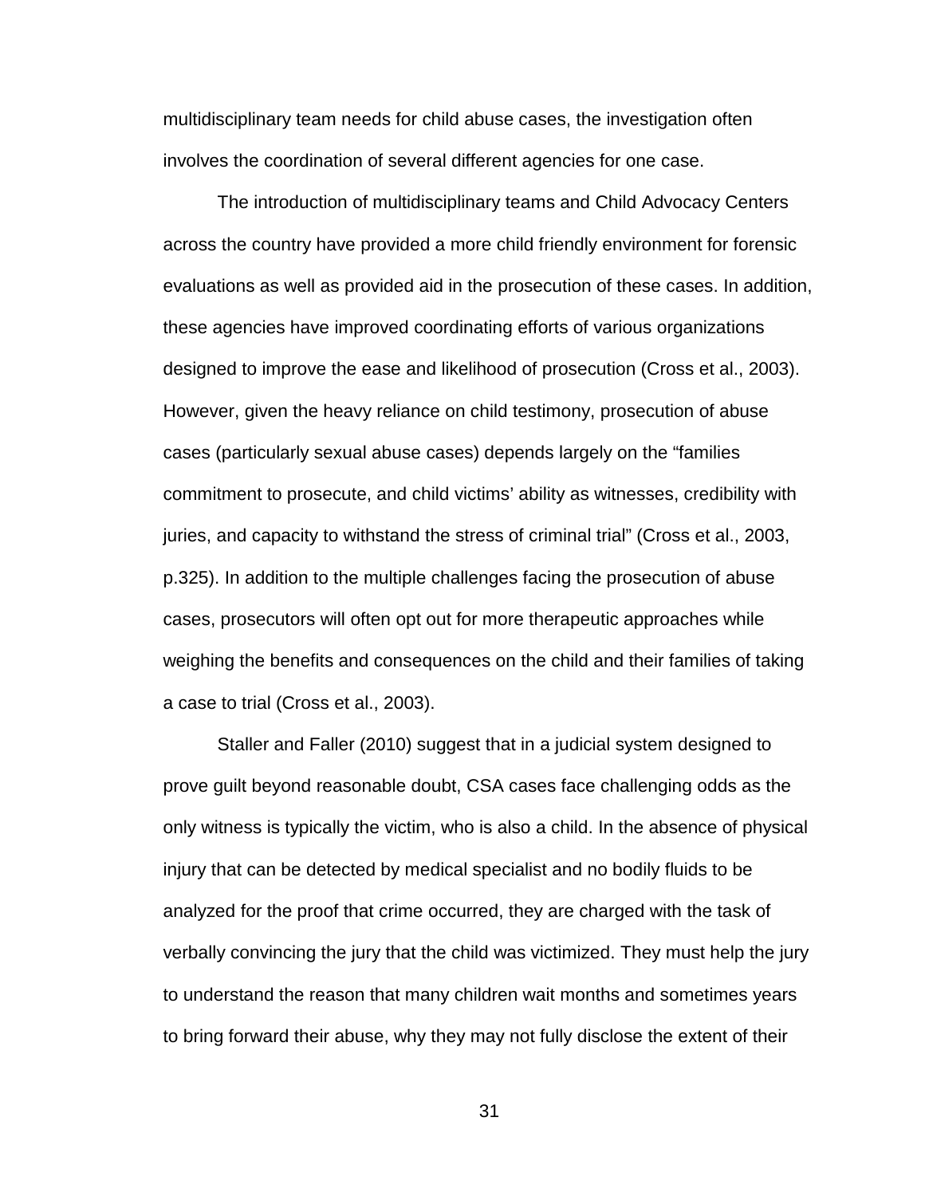multidisciplinary team needs for child abuse cases, the investigation often involves the coordination of several different agencies for one case.

The introduction of multidisciplinary teams and Child Advocacy Centers across the country have provided a more child friendly environment for forensic evaluations as well as provided aid in the prosecution of these cases. In addition, these agencies have improved coordinating efforts of various organizations designed to improve the ease and likelihood of prosecution (Cross et al., 2003). However, given the heavy reliance on child testimony, prosecution of abuse cases (particularly sexual abuse cases) depends largely on the "families commitment to prosecute, and child victims' ability as witnesses, credibility with juries, and capacity to withstand the stress of criminal trial" (Cross et al., 2003, p.325). In addition to the multiple challenges facing the prosecution of abuse cases, prosecutors will often opt out for more therapeutic approaches while weighing the benefits and consequences on the child and their families of taking a case to trial (Cross et al., 2003).

Staller and Faller (2010) suggest that in a judicial system designed to prove guilt beyond reasonable doubt, CSA cases face challenging odds as the only witness is typically the victim, who is also a child. In the absence of physical injury that can be detected by medical specialist and no bodily fluids to be analyzed for the proof that crime occurred, they are charged with the task of verbally convincing the jury that the child was victimized. They must help the jury to understand the reason that many children wait months and sometimes years to bring forward their abuse, why they may not fully disclose the extent of their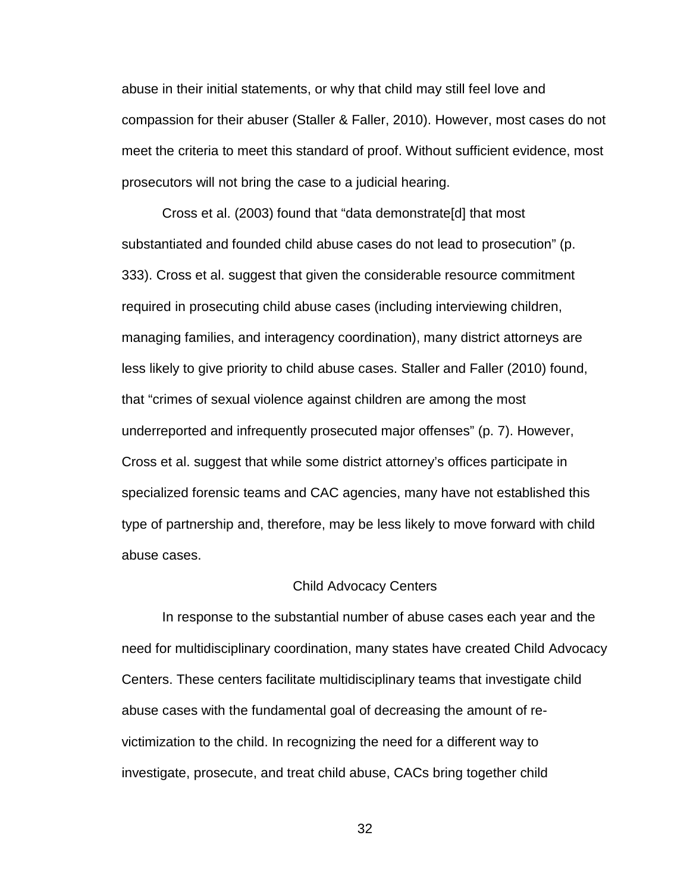abuse in their initial statements, or why that child may still feel love and compassion for their abuser (Staller & Faller, 2010). However, most cases do not meet the criteria to meet this standard of proof. Without sufficient evidence, most prosecutors will not bring the case to a judicial hearing.

Cross et al. (2003) found that "data demonstrate[d] that most substantiated and founded child abuse cases do not lead to prosecution" (p. 333). Cross et al. suggest that given the considerable resource commitment required in prosecuting child abuse cases (including interviewing children, managing families, and interagency coordination), many district attorneys are less likely to give priority to child abuse cases. Staller and Faller (2010) found, that "crimes of sexual violence against children are among the most underreported and infrequently prosecuted major offenses" (p. 7). However, Cross et al. suggest that while some district attorney's offices participate in specialized forensic teams and CAC agencies, many have not established this type of partnership and, therefore, may be less likely to move forward with child abuse cases.

## Child Advocacy Centers

In response to the substantial number of abuse cases each year and the need for multidisciplinary coordination, many states have created Child Advocacy Centers. These centers facilitate multidisciplinary teams that investigate child abuse cases with the fundamental goal of decreasing the amount of re-victimization to the child. In recognizing the need for a different way to investigate, prosecute, and treat child abuse, CACs bring together child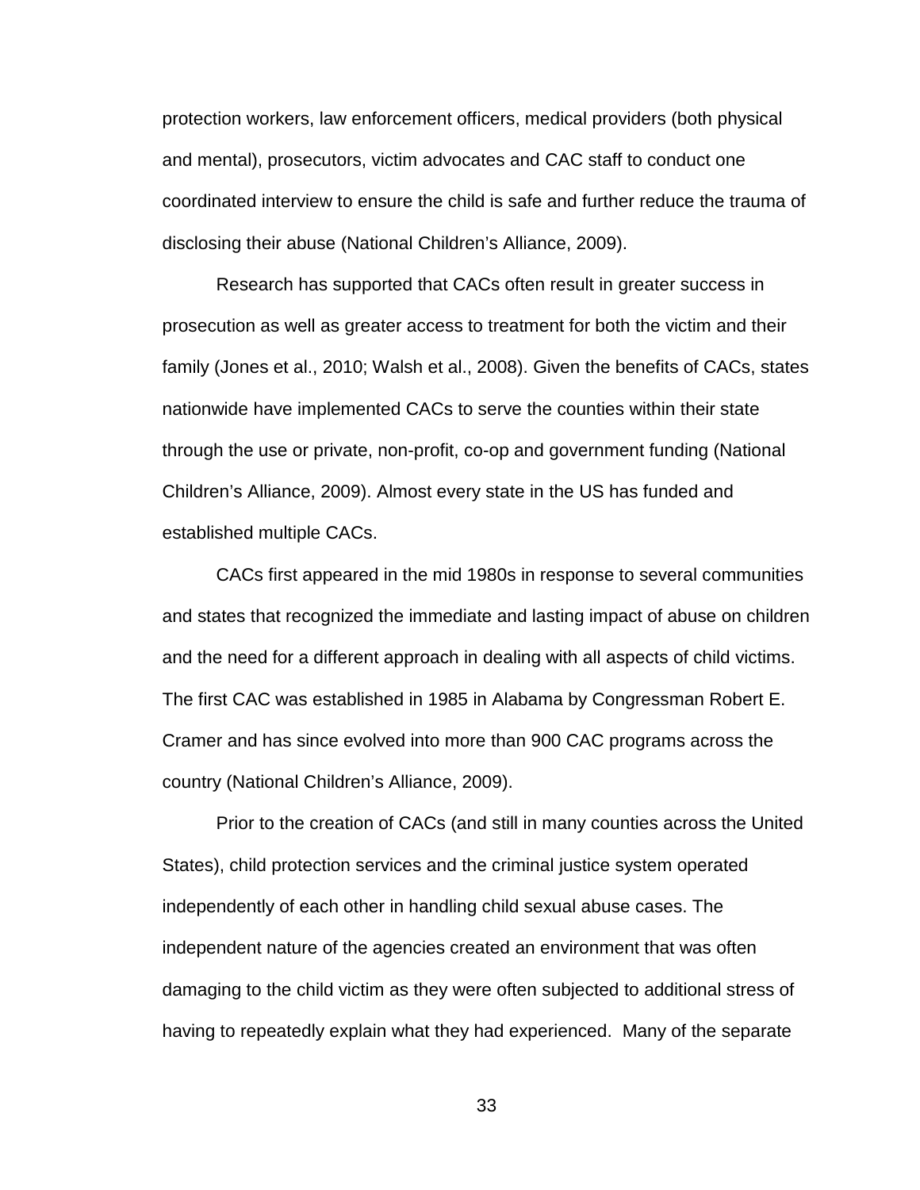protection workers, law enforcement officers, medical providers (both physical and mental), prosecutors, victim advocates and CAC staff to conduct one coordinated interview to ensure the child is safe and further reduce the trauma of disclosing their abuse (National Children's Alliance, 2009).

Research has supported that CACs often result in greater success in prosecution as well as greater access to treatment for both the victim and their family (Jones et al., 2010; Walsh et al., 2008). Given the benefits of CACs, states nationwide have implemented CACs to serve the counties within their state through the use or private, non-profit, co-op and government funding (National Children's Alliance, 2009). Almost every state in the US has funded and established multiple CACs.

CACs first appeared in the mid 1980s in response to several communities and states that recognized the immediate and lasting impact of abuse on children and the need for a different approach in dealing with all aspects of child victims. The first CAC was established in 1985 in Alabama by Congressman Robert E. Cramer and has since evolved into more than 900 CAC programs across the country (National Children's Alliance, 2009).

Prior to the creation of CACs (and still in many counties across the United States), child protection services and the criminal justice system operated independently of each other in handling child sexual abuse cases. The independent nature of the agencies created an environment that was often damaging to the child victim as they were often subjected to additional stress of having to repeatedly explain what they had experienced. Many of the separate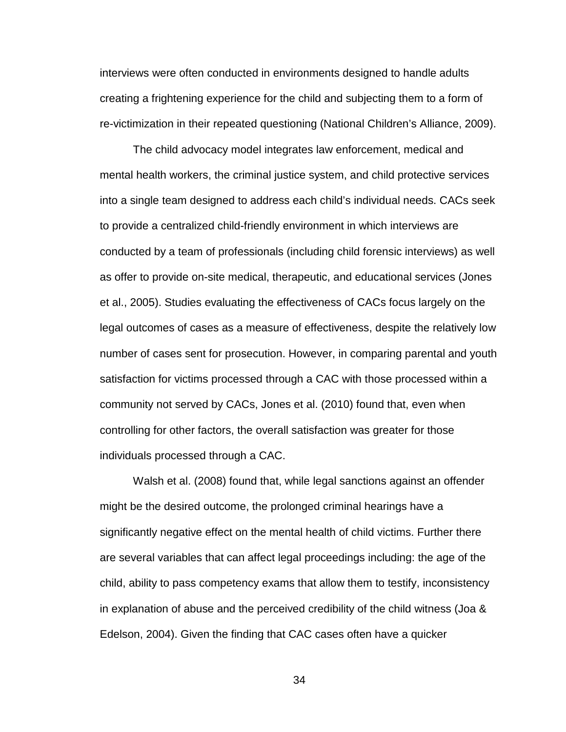interviews were often conducted in environments designed to handle adults creating a frightening experience for the child and subjecting them to a form of re-victimization in their repeated questioning (National Children's Alliance, 2009).

The child advocacy model integrates law enforcement, medical and mental health workers, the criminal justice system, and child protective services into a single team designed to address each child's individual needs. CACs seek to provide a centralized child-friendly environment in which interviews are conducted by a team of professionals (including child forensic interviews) as well as offer to provide on-site medical, therapeutic, and educational services (Jones et al., 2005). Studies evaluating the effectiveness of CACs focus largely on the legal outcomes of cases as a measure of effectiveness, despite the relatively low number of cases sent for prosecution. However, in comparing parental and youth satisfaction for victims processed through a CAC with those processed within a community not served by CACs, Jones et al. (2010) found that, even when controlling for other factors, the overall satisfaction was greater for those individuals processed through a CAC.

Walsh et al. (2008) found that, while legal sanctions against an offender might be the desired outcome, the prolonged criminal hearings have a significantly negative effect on the mental health of child victims. Further there are several variables that can affect legal proceedings including: the age of the child, ability to pass competency exams that allow them to testify, inconsistency in explanation of abuse and the perceived credibility of the child witness (Joa & Edelson, 2004). Given the finding that CAC cases often have a quicker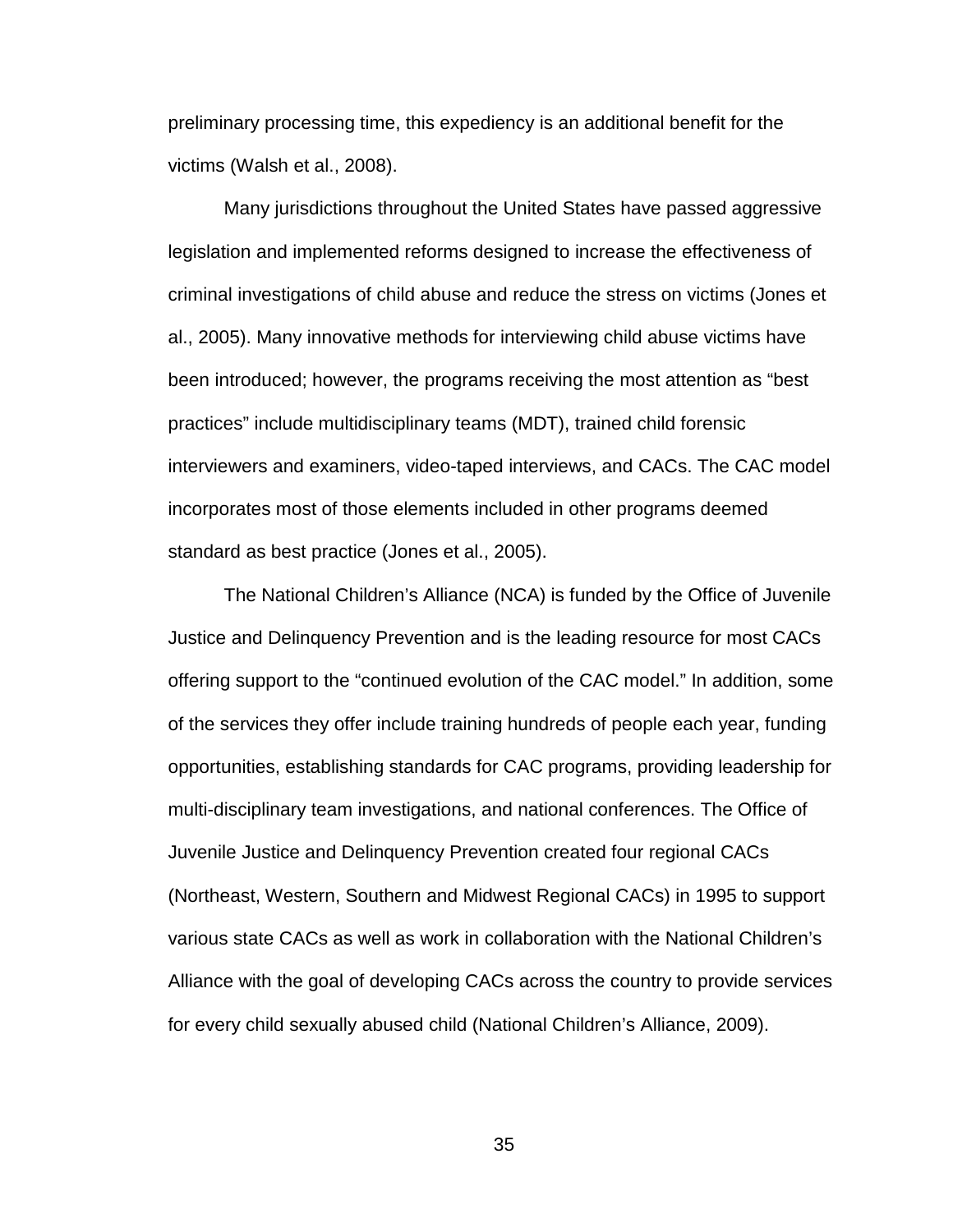preliminary processing time, this expediency is an additional benefit for the victims (Walsh et al., 2008).

Many jurisdictions throughout the United States have passed aggressive legislation and implemented reforms designed to increase the effectiveness of criminal investigations of child abuse and reduce the stress on victims (Jones et al., 2005). Many innovative methods for interviewing child abuse victims have been introduced; however, the programs receiving the most attention as "best practices" include multidisciplinary teams (MDT), trained child forensic interviewers and examiners, video-taped interviews, and CACs. The CAC model incorporates most of those elements included in other programs deemed standard as best practice (Jones et al., 2005).

The National Children's Alliance (NCA) is funded by the Office of Juvenile Justice and Delinquency Prevention and is the leading resource for most CACs offering support to the "continued evolution of the CAC model." In addition, some of the services they offer include training hundreds of people each year, funding opportunities, establishing standards for CAC programs, providing leadership for multi-disciplinary team investigations, and national conferences. The Office of Juvenile Justice and Delinquency Prevention created four regional CACs (Northeast, Western, Southern and Midwest Regional CACs) in 1995 to support various state CACs as well as work in collaboration with the National Children's Alliance with the goal of developing CACs across the country to provide services for every child sexually abused child (National Children's Alliance, 2009).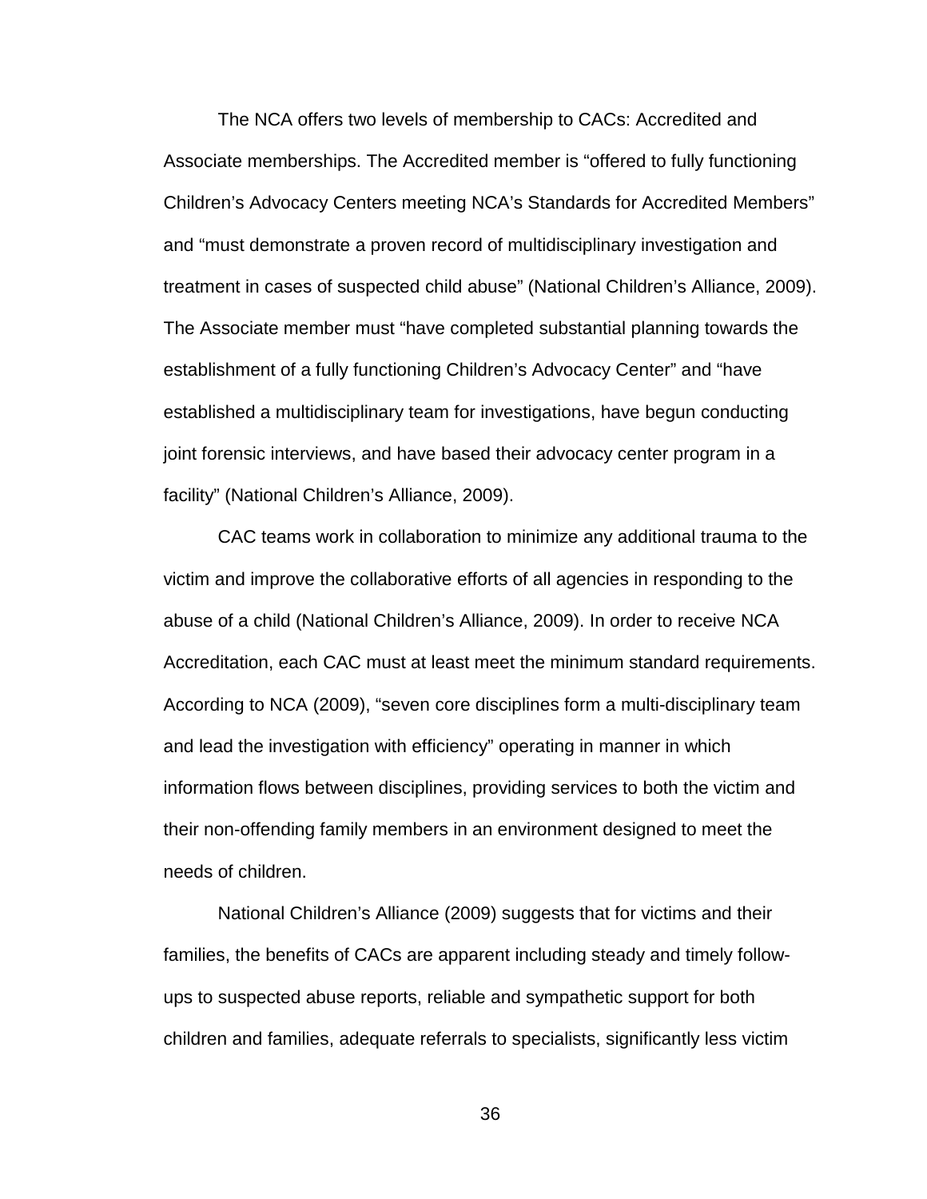The NCA offers two levels of membership to CACs: Accredited and Associate memberships. The Accredited member is "offered to fully functioning Children's Advocacy Centers meeting NCA's Standards for Accredited Members" and "must demonstrate a proven record of multidisciplinary investigation and treatment in cases of suspected child abuse" (National Children's Alliance, 2009). The Associate member must "have completed substantial planning towards the establishment of a fully functioning Children's Advocacy Center" and "have established a multidisciplinary team for investigations, have begun conducting joint forensic interviews, and have based their advocacy center program in a facility" (National Children's Alliance, 2009).

CAC teams work in collaboration to minimize any additional trauma to the victim and improve the collaborative efforts of all agencies in responding to the abuse of a child (National Children's Alliance, 2009). In order to receive NCA Accreditation, each CAC must at least meet the minimum standard requirements. According to NCA (2009), "seven core disciplines form a multi-disciplinary team and lead the investigation with efficiency" operating in manner in which information flows between disciplines, providing services to both the victim and their non-offending family members in an environment designed to meet the needs of children.

National Children's Alliance (2009) suggests that for victims and their families, the benefits of CACs are apparent including steady and timely follow-ups to suspected abuse reports, reliable and sympathetic support for both children and families, adequate referrals to specialists, significantly less victim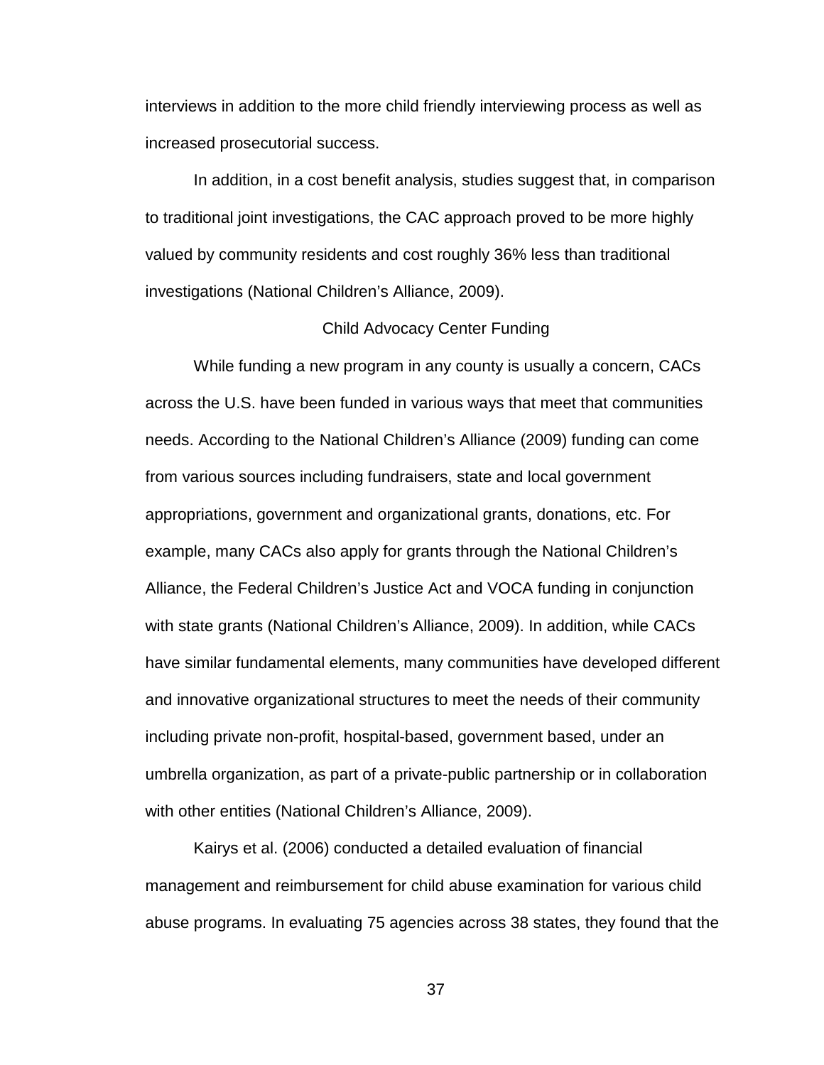interviews in addition to the more child friendly interviewing process as well as increased prosecutorial success.

In addition, in a cost benefit analysis, studies suggest that, in comparison to traditional joint investigations, the CAC approach proved to be more highly valued by community residents and cost roughly 36% less than traditional investigations (National Children's Alliance, 2009).

## Child Advocacy Center Funding

While funding a new program in any county is usually a concern, CACs across the U.S. have been funded in various ways that meet that communities needs. According to the National Children's Alliance (2009) funding can come from various sources including fundraisers, state and local government appropriations, government and organizational grants, donations, etc. For example, many CACs also apply for grants through the National Children's Alliance, the Federal Children's Justice Act and VOCA funding in conjunction with state grants (National Children's Alliance, 2009). In addition, while CACs have similar fundamental elements, many communities have developed different and innovative organizational structures to meet the needs of their community including private non-profit, hospital-based, government based, under an umbrella organization, as part of a private-public partnership or in collaboration with other entities (National Children's Alliance, 2009).

Kairys et al. (2006) conducted a detailed evaluation of financial management and reimbursement for child abuse examination for various child abuse programs. In evaluating 75 agencies across 38 states, they found that the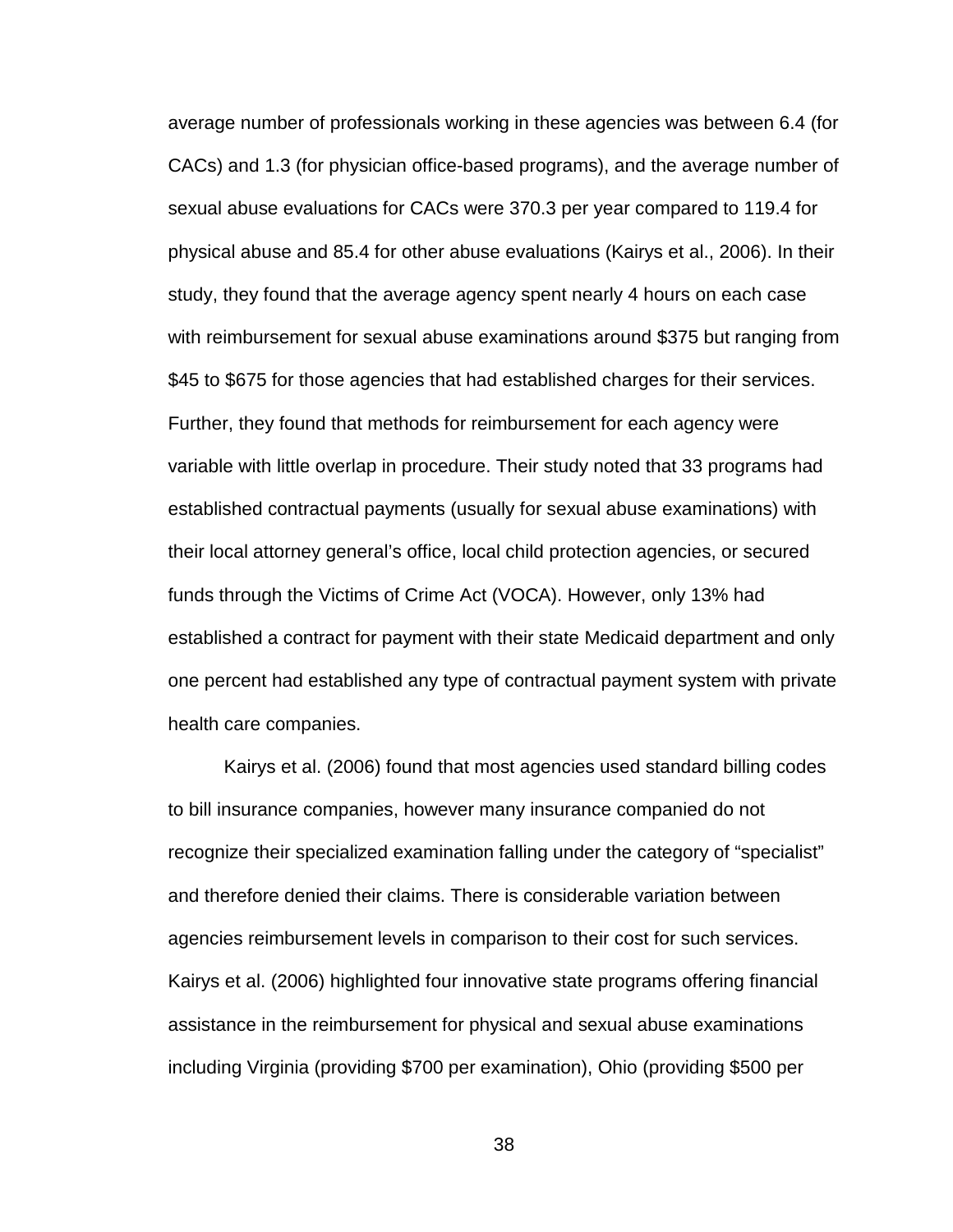average number of professionals working in these agencies was between 6.4 (for CACs) and 1.3 (for physician office-based programs), and the average number of sexual abuse evaluations for CACs were 370.3 per year compared to 119.4 for physical abuse and 85.4 for other abuse evaluations (Kairys et al., 2006). In their study, they found that the average agency spent nearly 4 hours on each case with reimbursement for sexual abuse examinations around $375 but ranging from $45 to $675 for those agencies that had established charges for their services. Further, they found that methods for reimbursement for each agency were variable with little overlap in procedure. Their study noted that 33 programs had established contractual payments (usually for sexual abuse examinations) with their local attorney general's office, local child protection agencies, or secured funds through the Victims of Crime Act (VOCA). However, only 13% had established a contract for payment with their state Medicaid department and only one percent had established any type of contractual payment system with private health care companies.

Kairys et al. (2006) found that most agencies used standard billing codes to bill insurance companies, however many insurance companied do not recognize their specialized examination falling under the category of "specialist" and therefore denied their claims. There is considerable variation between agencies reimbursement levels in comparison to their cost for such services. Kairys et al. (2006) highlighted four innovative state programs offering financial assistance in the reimbursement for physical and sexual abuse examinations including Virginia (providing $700 per examination), Ohio (providing $500 per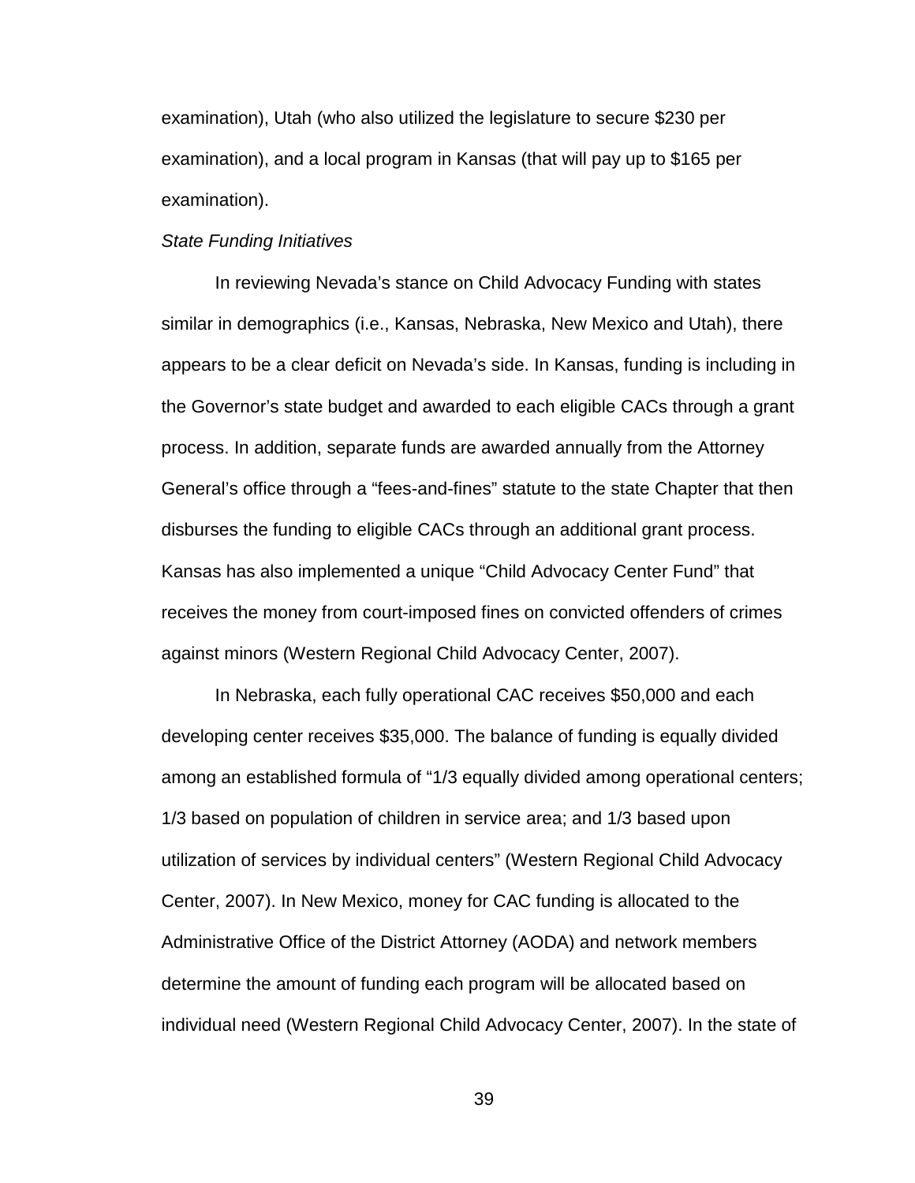examination), Utah (who also utilized the legislature to secure $230 per examination), and a local program in Kansas (that will pay up to $165 per examination).

*State Funding Initiatives*

In reviewing Nevada's stance on Child Advocacy Funding with states similar in demographics (i.e., Kansas, Nebraska, New Mexico and Utah), there appears to be a clear deficit on Nevada's side. In Kansas, funding is including in the Governor's state budget and awarded to each eligible CACs through a grant process. In addition, separate funds are awarded annually from the Attorney General's office through a "fees-and-fines" statute to the state Chapter that then disburses the funding to eligible CACs through an additional grant process. Kansas has also implemented a unique "Child Advocacy Center Fund" that receives the money from court-imposed fines on convicted offenders of crimes against minors (Western Regional Child Advocacy Center, 2007).

In Nebraska, each fully operational CAC receives $50,000 and each developing center receives $35,000. The balance of funding is equally divided among an established formula of "1/3 equally divided among operational centers; 1/3 based on population of children in service area; and 1/3 based upon utilization of services by individual centers" (Western Regional Child Advocacy Center, 2007). In New Mexico, money for CAC funding is allocated to the Administrative Office of the District Attorney (AODA) and network members determine the amount of funding each program will be allocated based on individual need (Western Regional Child Advocacy Center, 2007). In the state of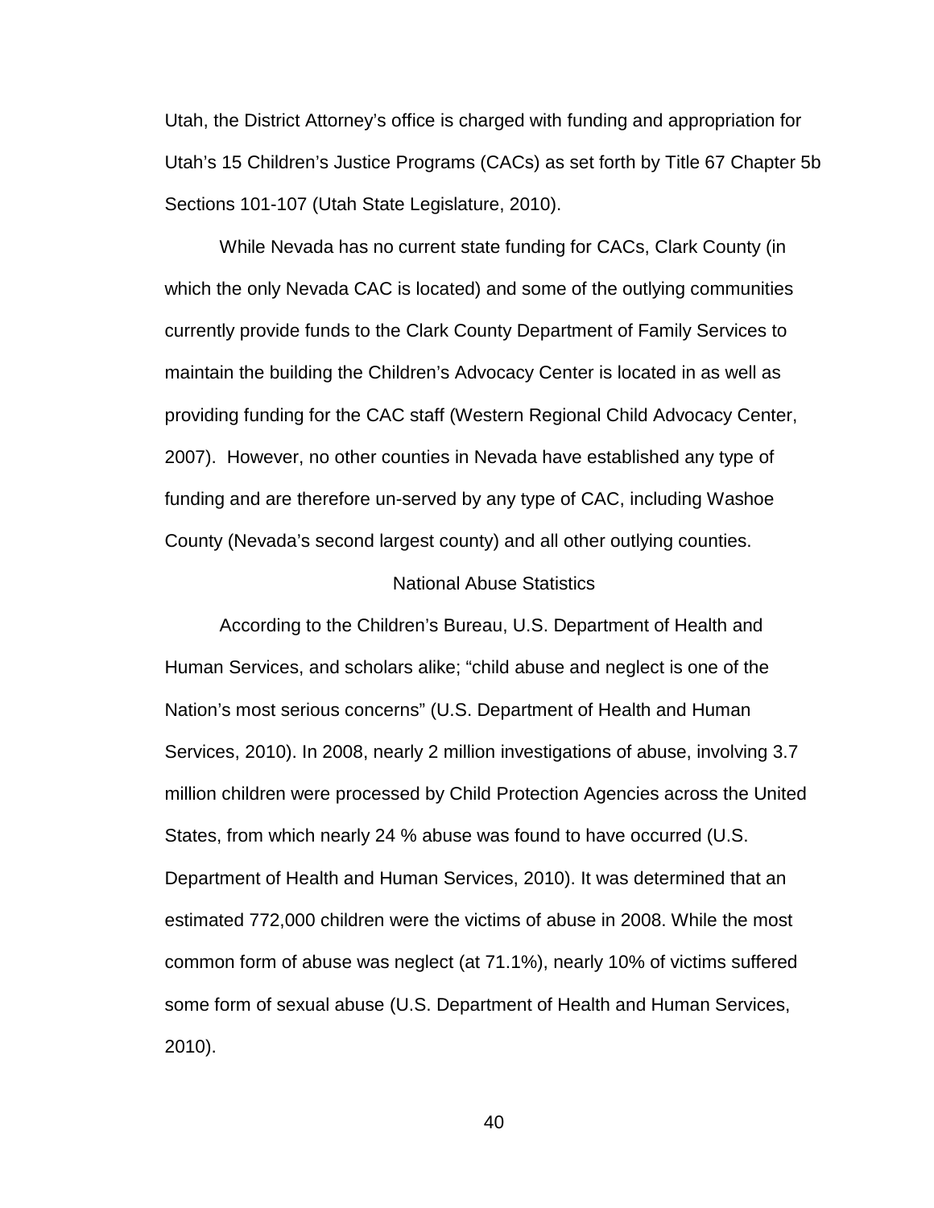Utah, the District Attorney's office is charged with funding and appropriation for Utah's 15 Children's Justice Programs (CACs) as set forth by Title 67 Chapter 5b Sections 101-107 (Utah State Legislature, 2010).

While Nevada has no current state funding for CACs, Clark County (in which the only Nevada CAC is located) and some of the outlying communities currently provide funds to the Clark County Department of Family Services to maintain the building the Children's Advocacy Center is located in as well as providing funding for the CAC staff (Western Regional Child Advocacy Center, 2007). However, no other counties in Nevada have established any type of funding and are therefore un-served by any type of CAC, including Washoe County (Nevada's second largest county) and all other outlying counties.

## National Abuse Statistics

According to the Children's Bureau, U.S. Department of Health and Human Services, and scholars alike; "child abuse and neglect is one of the Nation's most serious concerns" (U.S. Department of Health and Human Services, 2010). In 2008, nearly 2 million investigations of abuse, involving 3.7 million children were processed by Child Protection Agencies across the United States, from which nearly 24 % abuse was found to have occurred (U.S. Department of Health and Human Services, 2010). It was determined that an estimated 772,000 children were the victims of abuse in 2008. While the most common form of abuse was neglect (at 71.1%), nearly 10% of victims suffered some form of sexual abuse (U.S. Department of Health and Human Services, 2010).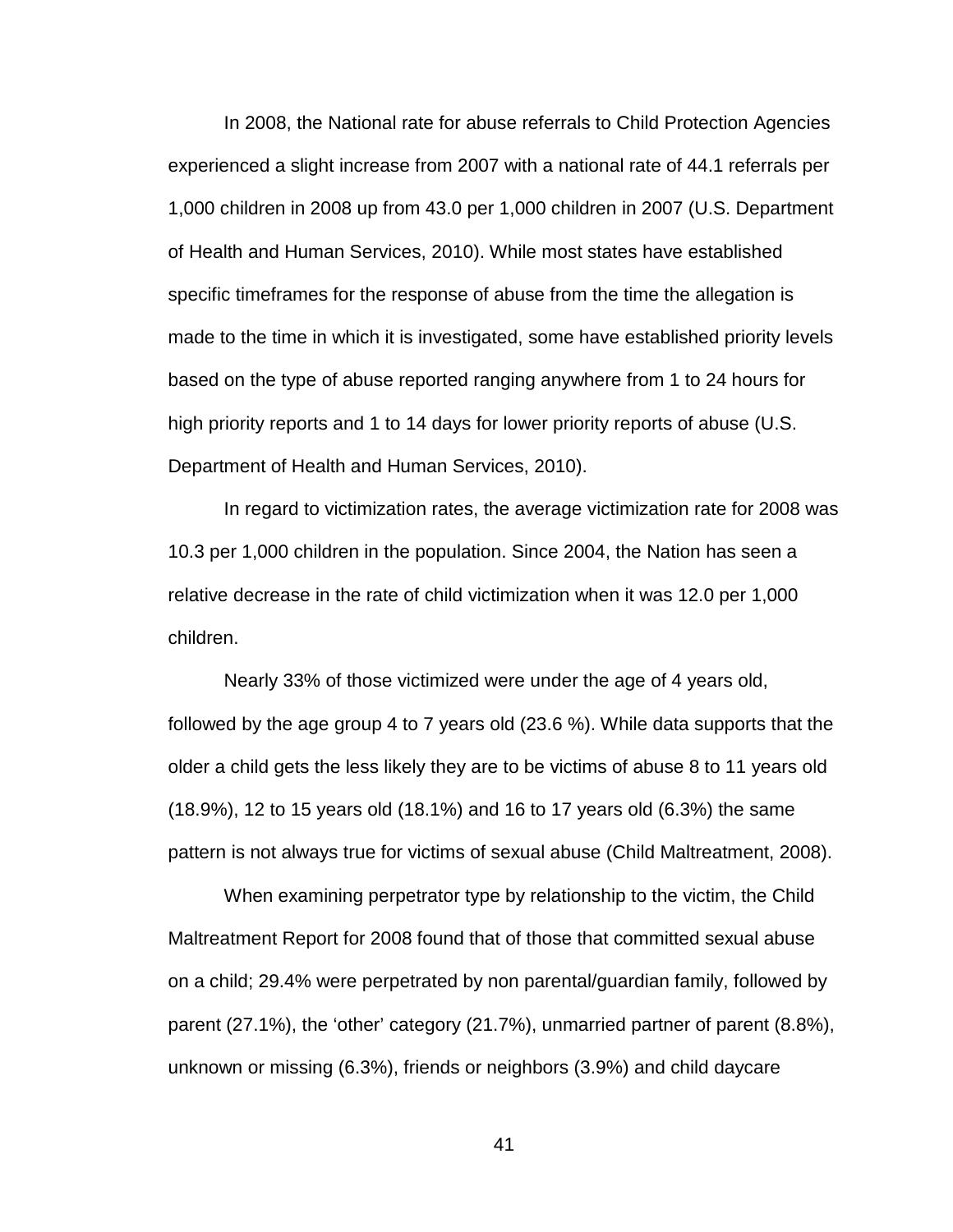In 2008, the National rate for abuse referrals to Child Protection Agencies experienced a slight increase from 2007 with a national rate of 44.1 referrals per 1,000 children in 2008 up from 43.0 per 1,000 children in 2007 (U.S. Department of Health and Human Services, 2010). While most states have established specific timeframes for the response of abuse from the time the allegation is made to the time in which it is investigated, some have established priority levels based on the type of abuse reported ranging anywhere from 1 to 24 hours for high priority reports and 1 to 14 days for lower priority reports of abuse (U.S. Department of Health and Human Services, 2010).

In regard to victimization rates, the average victimization rate for 2008 was 10.3 per 1,000 children in the population. Since 2004, the Nation has seen a relative decrease in the rate of child victimization when it was 12.0 per 1,000 children.

Nearly 33% of those victimized were under the age of 4 years old, followed by the age group 4 to 7 years old (23.6 %). While data supports that the older a child gets the less likely they are to be victims of abuse 8 to 11 years old (18.9%), 12 to 15 years old (18.1%) and 16 to 17 years old (6.3%) the same pattern is not always true for victims of sexual abuse (Child Maltreatment, 2008).

When examining perpetrator type by relationship to the victim, the Child Maltreatment Report for 2008 found that of those that committed sexual abuse on a child; 29.4% were perpetrated by non parental/guardian family, followed by parent (27.1%), the 'other' category (21.7%), unmarried partner of parent (8.8%), unknown or missing (6.3%), friends or neighbors (3.9%) and child daycare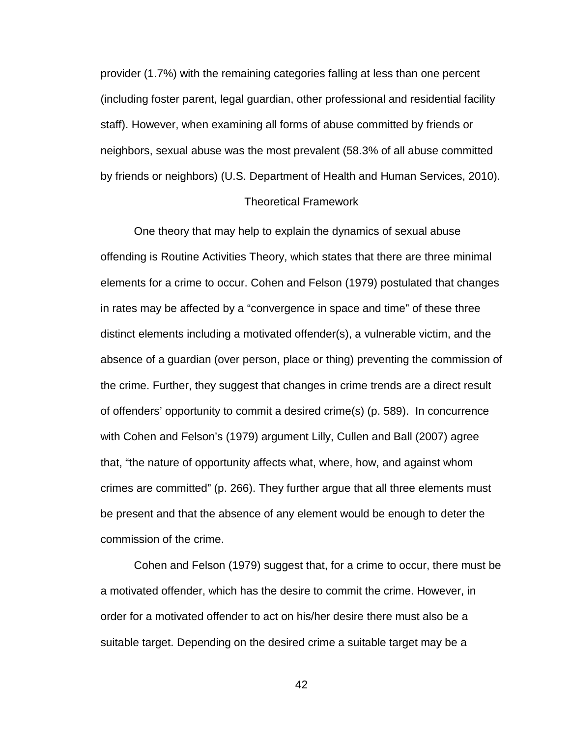provider (1.7%) with the remaining categories falling at less than one percent (including foster parent, legal guardian, other professional and residential facility staff). However, when examining all forms of abuse committed by friends or neighbors, sexual abuse was the most prevalent (58.3% of all abuse committed by friends or neighbors) (U.S. Department of Health and Human Services, 2010).

## Theoretical Framework

One theory that may help to explain the dynamics of sexual abuse offending is Routine Activities Theory, which states that there are three minimal elements for a crime to occur. Cohen and Felson (1979) postulated that changes in rates may be affected by a "convergence in space and time" of these three distinct elements including a motivated offender(s), a vulnerable victim, and the absence of a guardian (over person, place or thing) preventing the commission of the crime. Further, they suggest that changes in crime trends are a direct result of offenders' opportunity to commit a desired crime(s) (p. 589). In concurrence with Cohen and Felson's (1979) argument Lilly, Cullen and Ball (2007) agree that, "the nature of opportunity affects what, where, how, and against whom crimes are committed" (p. 266). They further argue that all three elements must be present and that the absence of any element would be enough to deter the commission of the crime.

Cohen and Felson (1979) suggest that, for a crime to occur, there must be a motivated offender, which has the desire to commit the crime. However, in order for a motivated offender to act on his/her desire there must also be a suitable target. Depending on the desired crime a suitable target may be a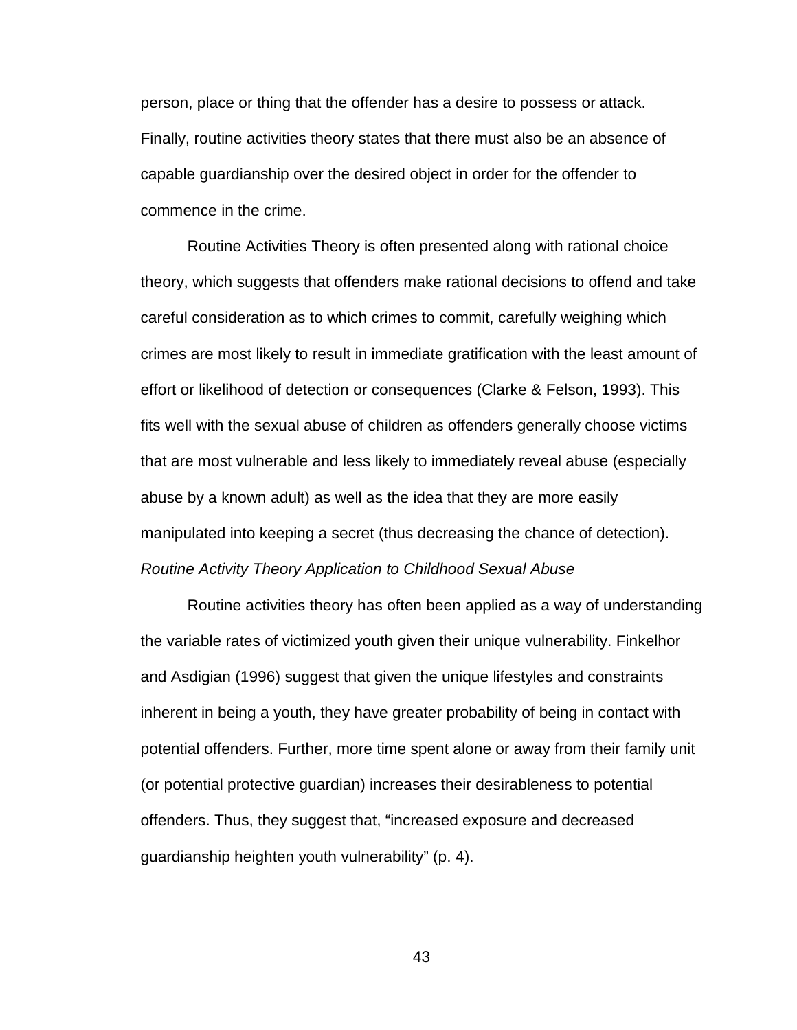person, place or thing that the offender has a desire to possess or attack. Finally, routine activities theory states that there must also be an absence of capable guardianship over the desired object in order for the offender to commence in the crime.

Routine Activities Theory is often presented along with rational choice theory, which suggests that offenders make rational decisions to offend and take careful consideration as to which crimes to commit, carefully weighing which crimes are most likely to result in immediate gratification with the least amount of effort or likelihood of detection or consequences (Clarke & Felson, 1993). This fits well with the sexual abuse of children as offenders generally choose victims that are most vulnerable and less likely to immediately reveal abuse (especially abuse by a known adult) as well as the idea that they are more easily manipulated into keeping a secret (thus decreasing the chance of detection).

*Routine Activity Theory Application to Childhood Sexual Abuse*

Routine activities theory has often been applied as a way of understanding the variable rates of victimized youth given their unique vulnerability. Finkelhor and Asdigian (1996) suggest that given the unique lifestyles and constraints inherent in being a youth, they have greater probability of being in contact with potential offenders. Further, more time spent alone or away from their family unit (or potential protective guardian) increases their desirableness to potential offenders. Thus, they suggest that, "increased exposure and decreased guardianship heighten youth vulnerability" (p. 4).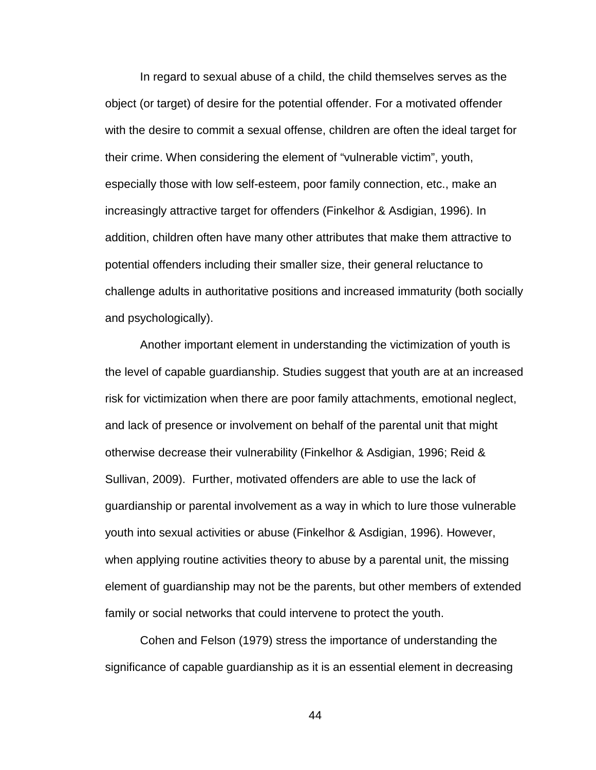In regard to sexual abuse of a child, the child themselves serves as the object (or target) of desire for the potential offender. For a motivated offender with the desire to commit a sexual offense, children are often the ideal target for their crime. When considering the element of "vulnerable victim", youth, especially those with low self-esteem, poor family connection, etc., make an increasingly attractive target for offenders (Finkelhor & Asdigian, 1996). In addition, children often have many other attributes that make them attractive to potential offenders including their smaller size, their general reluctance to challenge adults in authoritative positions and increased immaturity (both socially and psychologically).

Another important element in understanding the victimization of youth is the level of capable guardianship. Studies suggest that youth are at an increased risk for victimization when there are poor family attachments, emotional neglect, and lack of presence or involvement on behalf of the parental unit that might otherwise decrease their vulnerability (Finkelhor & Asdigian, 1996; Reid & Sullivan, 2009). Further, motivated offenders are able to use the lack of guardianship or parental involvement as a way in which to lure those vulnerable youth into sexual activities or abuse (Finkelhor & Asdigian, 1996). However, when applying routine activities theory to abuse by a parental unit, the missing element of guardianship may not be the parents, but other members of extended family or social networks that could intervene to protect the youth.

Cohen and Felson (1979) stress the importance of understanding the significance of capable guardianship as it is an essential element in decreasing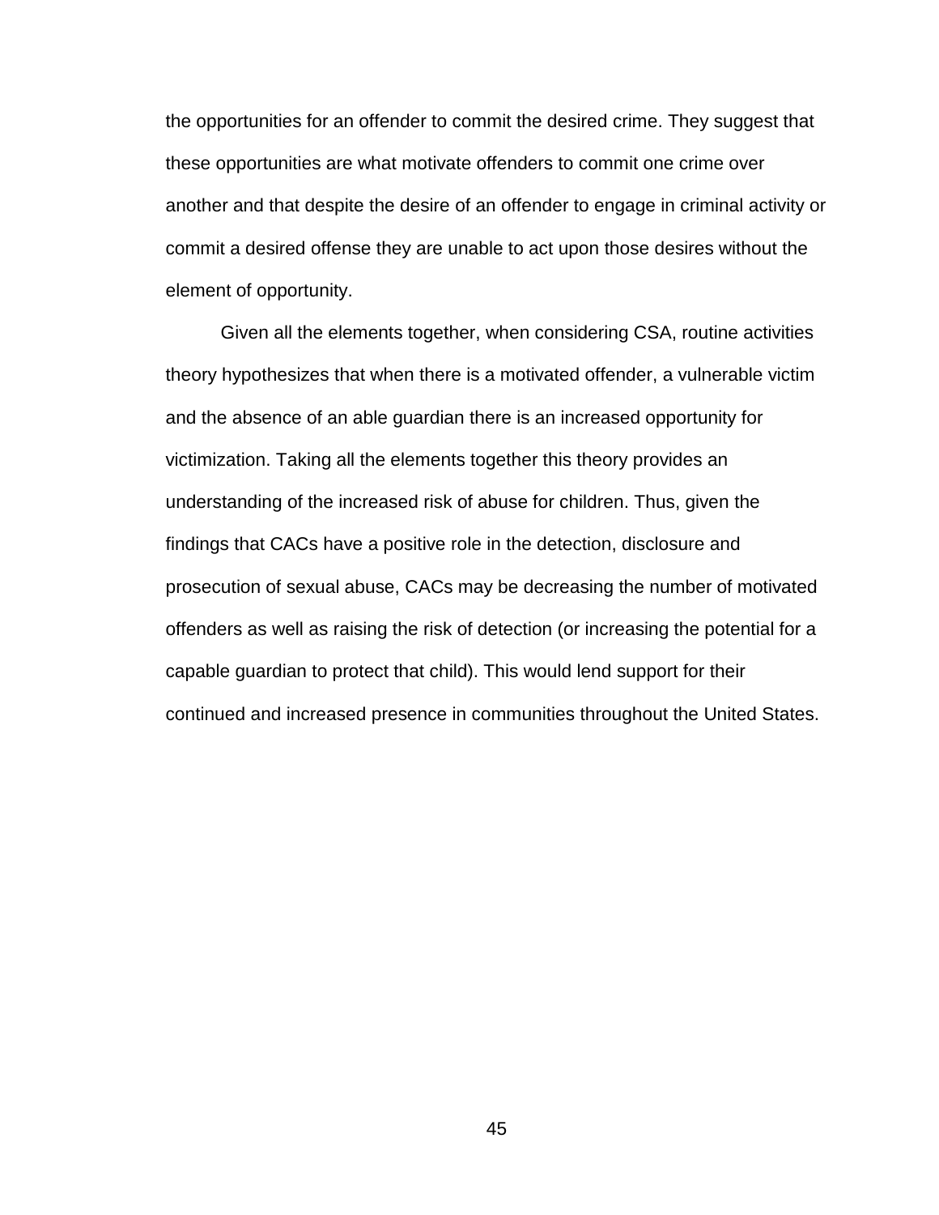the opportunities for an offender to commit the desired crime. They suggest that these opportunities are what motivate offenders to commit one crime over another and that despite the desire of an offender to engage in criminal activity or commit a desired offense they are unable to act upon those desires without the element of opportunity.

Given all the elements together, when considering CSA, routine activities theory hypothesizes that when there is a motivated offender, a vulnerable victim and the absence of an able guardian there is an increased opportunity for victimization. Taking all the elements together this theory provides an understanding of the increased risk of abuse for children. Thus, given the findings that CACs have a positive role in the detection, disclosure and prosecution of sexual abuse, CACs may be decreasing the number of motivated offenders as well as raising the risk of detection (or increasing the potential for a capable guardian to protect that child). This would lend support for their continued and increased presence in communities throughout the United States.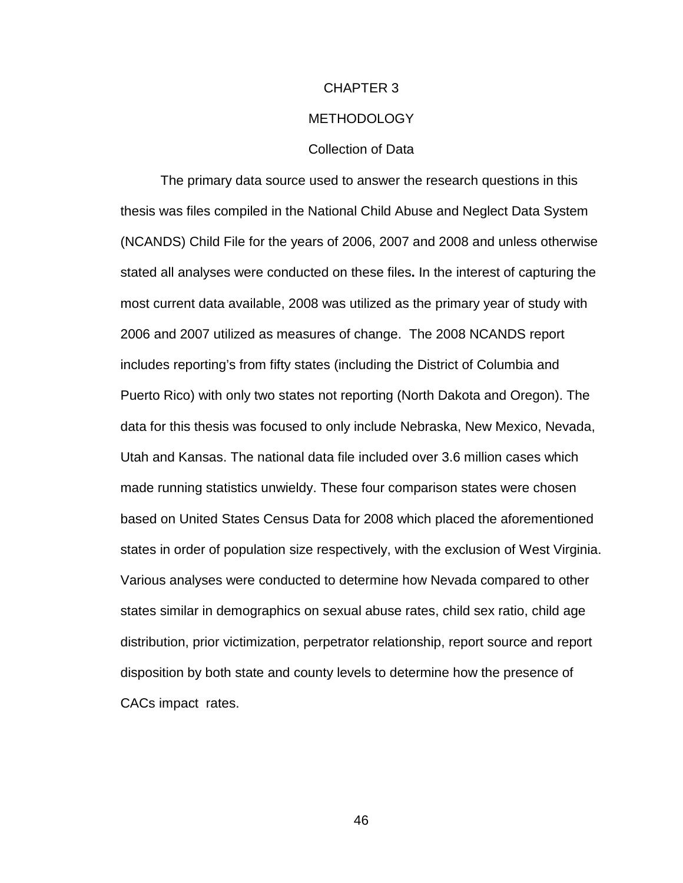# CHAPTER 3

# METHODOLOGY

## Collection of Data

The primary data source used to answer the research questions in this thesis was files compiled in the National Child Abuse and Neglect Data System (NCANDS) Child File for the years of 2006, 2007 and 2008 and unless otherwise stated all analyses were conducted on these files**.** In the interest of capturing the most current data available, 2008 was utilized as the primary year of study with 2006 and 2007 utilized as measures of change. The 2008 NCANDS report includes reporting's from fifty states (including the District of Columbia and Puerto Rico) with only two states not reporting (North Dakota and Oregon). The data for this thesis was focused to only include Nebraska, New Mexico, Nevada, Utah and Kansas. The national data file included over 3.6 million cases which made running statistics unwieldy. These four comparison states were chosen based on United States Census Data for 2008 which placed the aforementioned states in order of population size respectively, with the exclusion of West Virginia. Various analyses were conducted to determine how Nevada compared to other states similar in demographics on sexual abuse rates, child sex ratio, child age distribution, prior victimization, perpetrator relationship, report source and report disposition by both state and county levels to determine how the presence of CACs impact rates.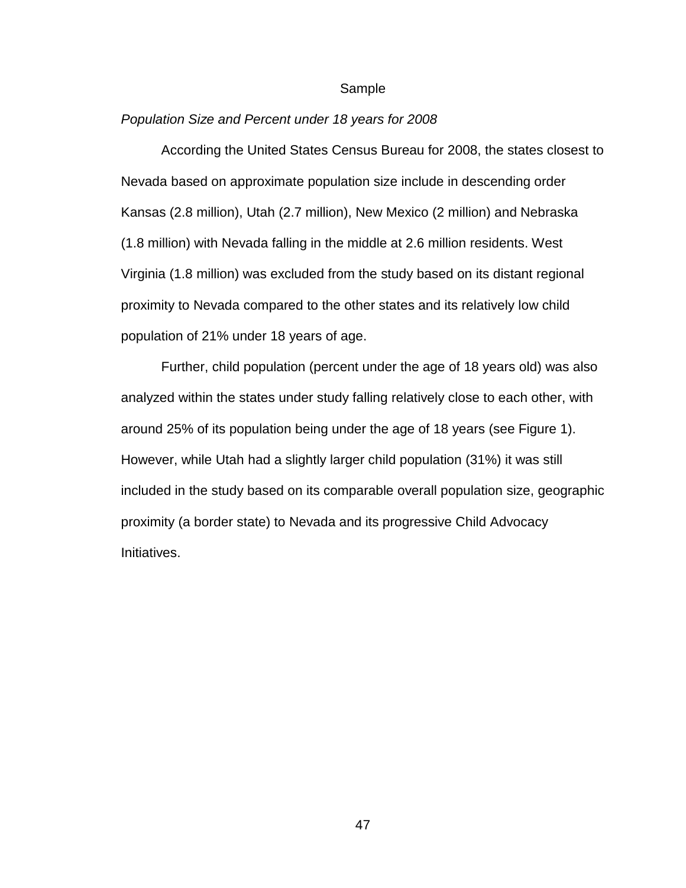## Sample

*Population Size and Percent under 18 years for 2008*

According the United States Census Bureau for 2008, the states closest to Nevada based on approximate population size include in descending order Kansas (2.8 million), Utah (2.7 million), New Mexico (2 million) and Nebraska (1.8 million) with Nevada falling in the middle at 2.6 million residents. West Virginia (1.8 million) was excluded from the study based on its distant regional proximity to Nevada compared to the other states and its relatively low child population of 21% under 18 years of age.

Further, child population (percent under the age of 18 years old) was also analyzed within the states under study falling relatively close to each other, with around 25% of its population being under the age of 18 years (see Figure 1). However, while Utah had a slightly larger child population (31%) it was still included in the study based on its comparable overall population size, geographic proximity (a border state) to Nevada and its progressive Child Advocacy Initiatives.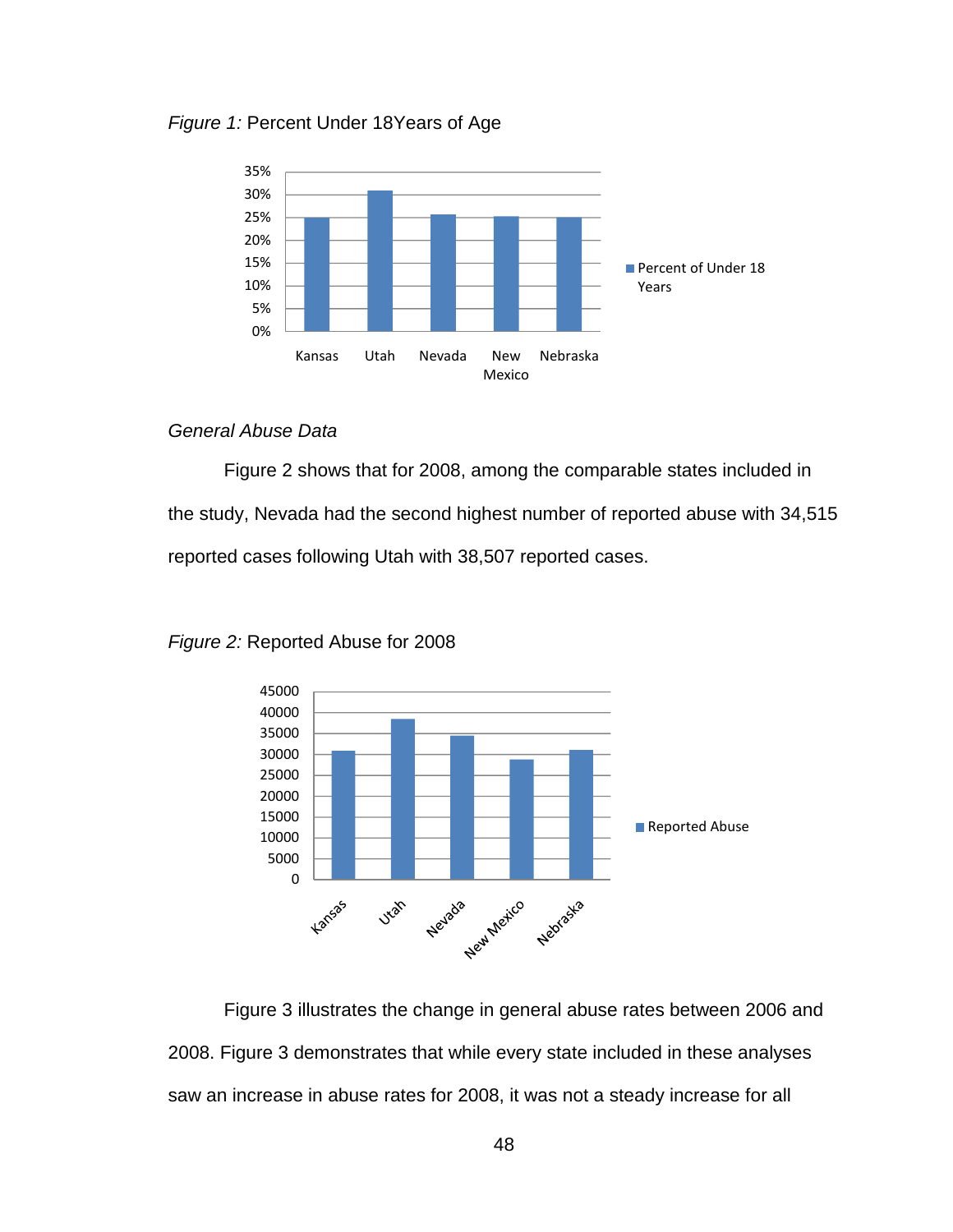*Figure 1:* Percent Under 18Years of Age

*General Abuse Data*

Figure 2 shows that for 2008, among the comparable states included in the study, Nevada had the second highest number of reported abuse with 34,515 reported cases following Utah with 38,507 reported cases.

*Figure 2:* Reported Abuse for 2008

Figure 3 illustrates the change in general abuse rates between 2006 and 2008. Figure 3 demonstrates that while every state included in these analyses saw an increase in abuse rates for 2008, it was not a steady increase for all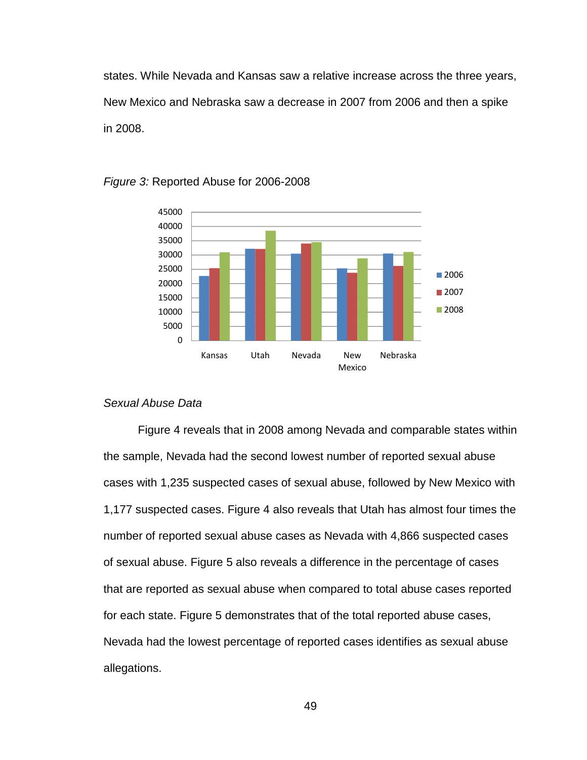states. While Nevada and Kansas saw a relative increase across the three years, New Mexico and Nebraska saw a decrease in 2007 from 2006 and then a spike in 2008.

*Figure 3:* Reported Abuse for 2006-2008

*Sexual Abuse Data*

Figure 4 reveals that in 2008 among Nevada and comparable states within the sample, Nevada had the second lowest number of reported sexual abuse cases with 1,235 suspected cases of sexual abuse, followed by New Mexico with 1,177 suspected cases. Figure 4 also reveals that Utah has almost four times the number of reported sexual abuse cases as Nevada with 4,866 suspected cases of sexual abuse. Figure 5 also reveals a difference in the percentage of cases that are reported as sexual abuse when compared to total abuse cases reported for each state. Figure 5 demonstrates that of the total reported abuse cases, Nevada had the lowest percentage of reported cases identifies as sexual abuse allegations.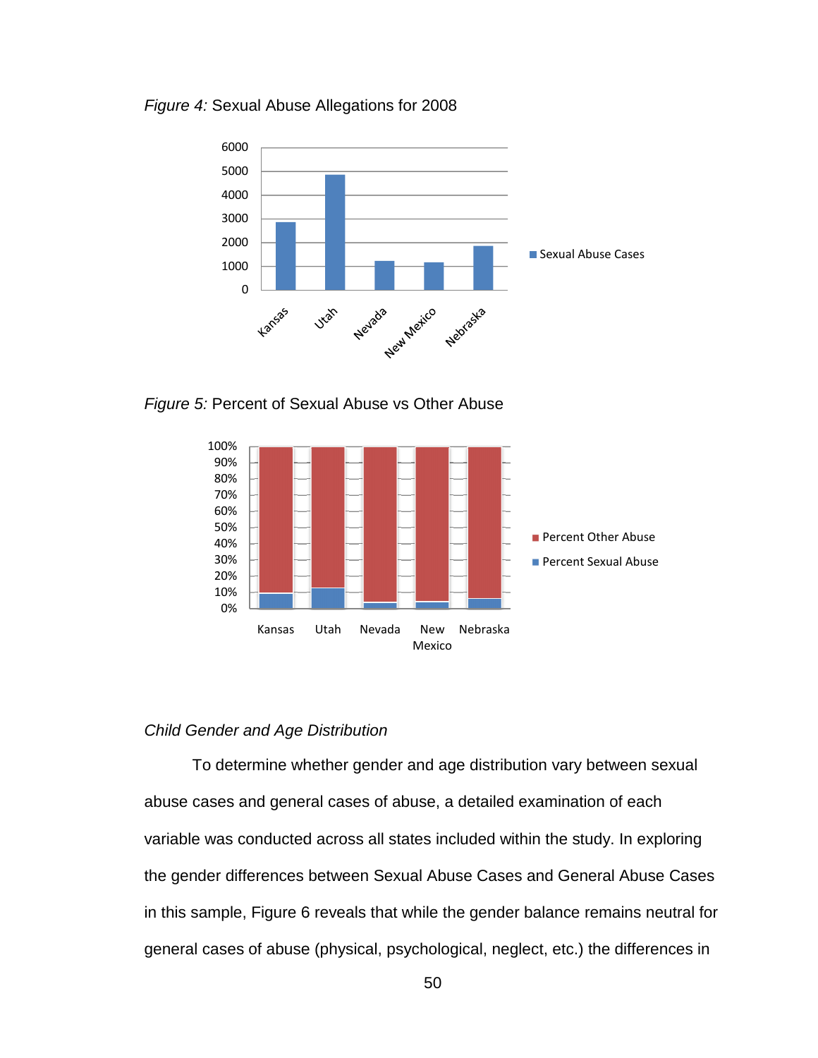*Figure 4:* Sexual Abuse Allegations for 2008

*Figure 5:* Percent of Sexual Abuse vs Other Abuse

*Child Gender and Age Distribution*

To determine whether gender and age distribution vary between sexual abuse cases and general cases of abuse, a detailed examination of each variable was conducted across all states included within the study. In exploring the gender differences between Sexual Abuse Cases and General Abuse Cases in this sample, Figure 6 reveals that while the gender balance remains neutral for general cases of abuse (physical, psychological, neglect, etc.) the differences in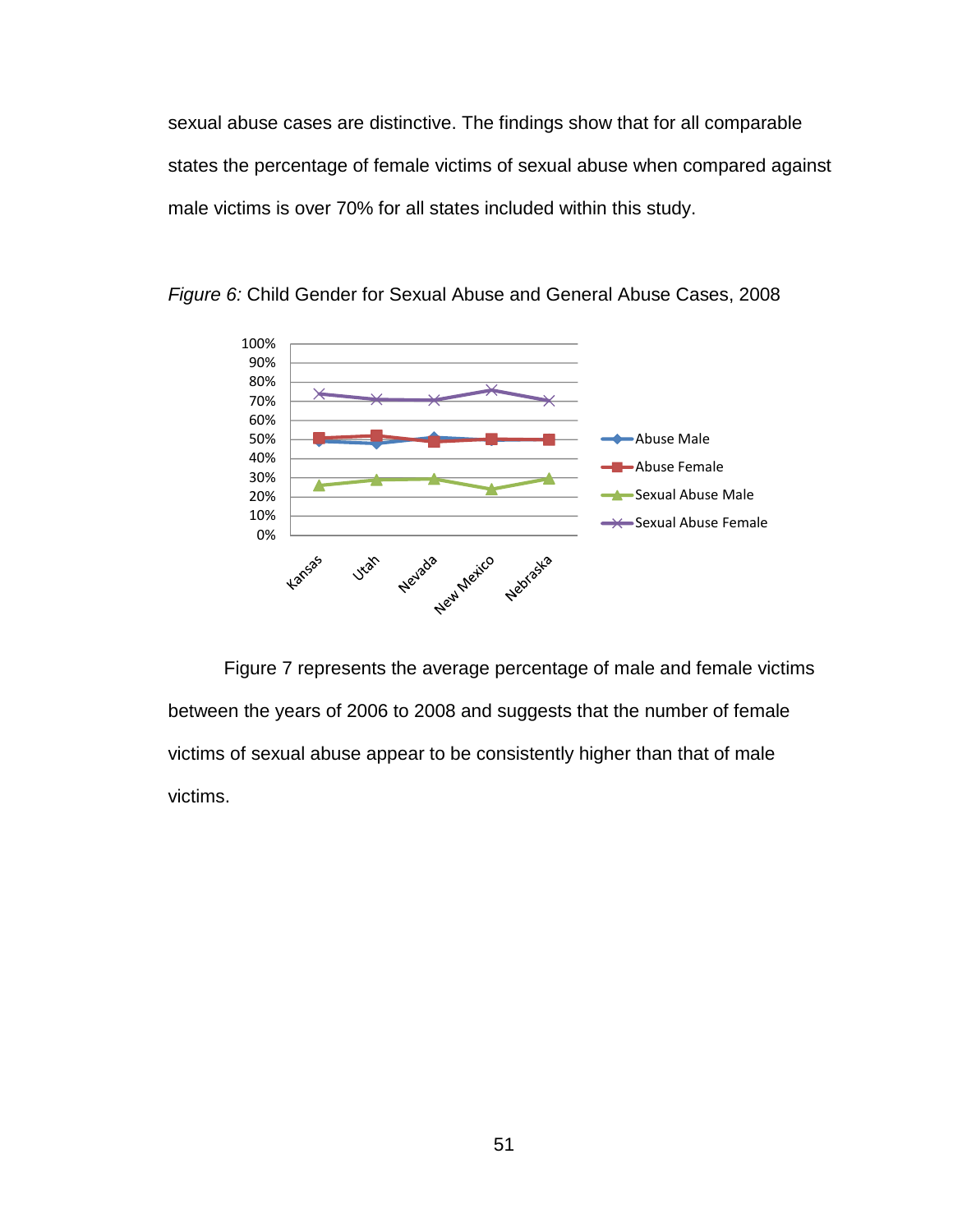sexual abuse cases are distinctive. The findings show that for all comparable states the percentage of female victims of sexual abuse when compared against male victims is over 70% for all states included within this study.

*Figure 6:* Child Gender for Sexual Abuse and General Abuse Cases, 2008

Figure 7 represents the average percentage of male and female victims between the years of 2006 to 2008 and suggests that the number of female victims of sexual abuse appear to be consistently higher than that of male victims.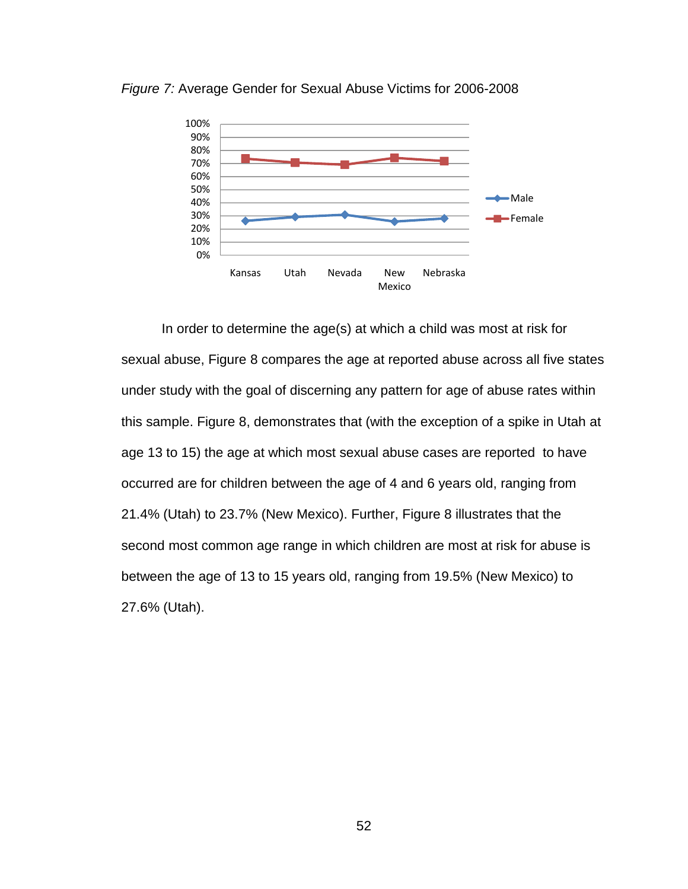*Figure 7:* Average Gender for Sexual Abuse Victims for 2006-2008

In order to determine the age(s) at which a child was most at risk for sexual abuse, Figure 8 compares the age at reported abuse across all five states under study with the goal of discerning any pattern for age of abuse rates within this sample. Figure 8, demonstrates that (with the exception of a spike in Utah at age 13 to 15) the age at which most sexual abuse cases are reported to have occurred are for children between the age of 4 and 6 years old, ranging from 21.4% (Utah) to 23.7% (New Mexico). Further, Figure 8 illustrates that the second most common age range in which children are most at risk for abuse is between the age of 13 to 15 years old, ranging from 19.5% (New Mexico) to 27.6% (Utah).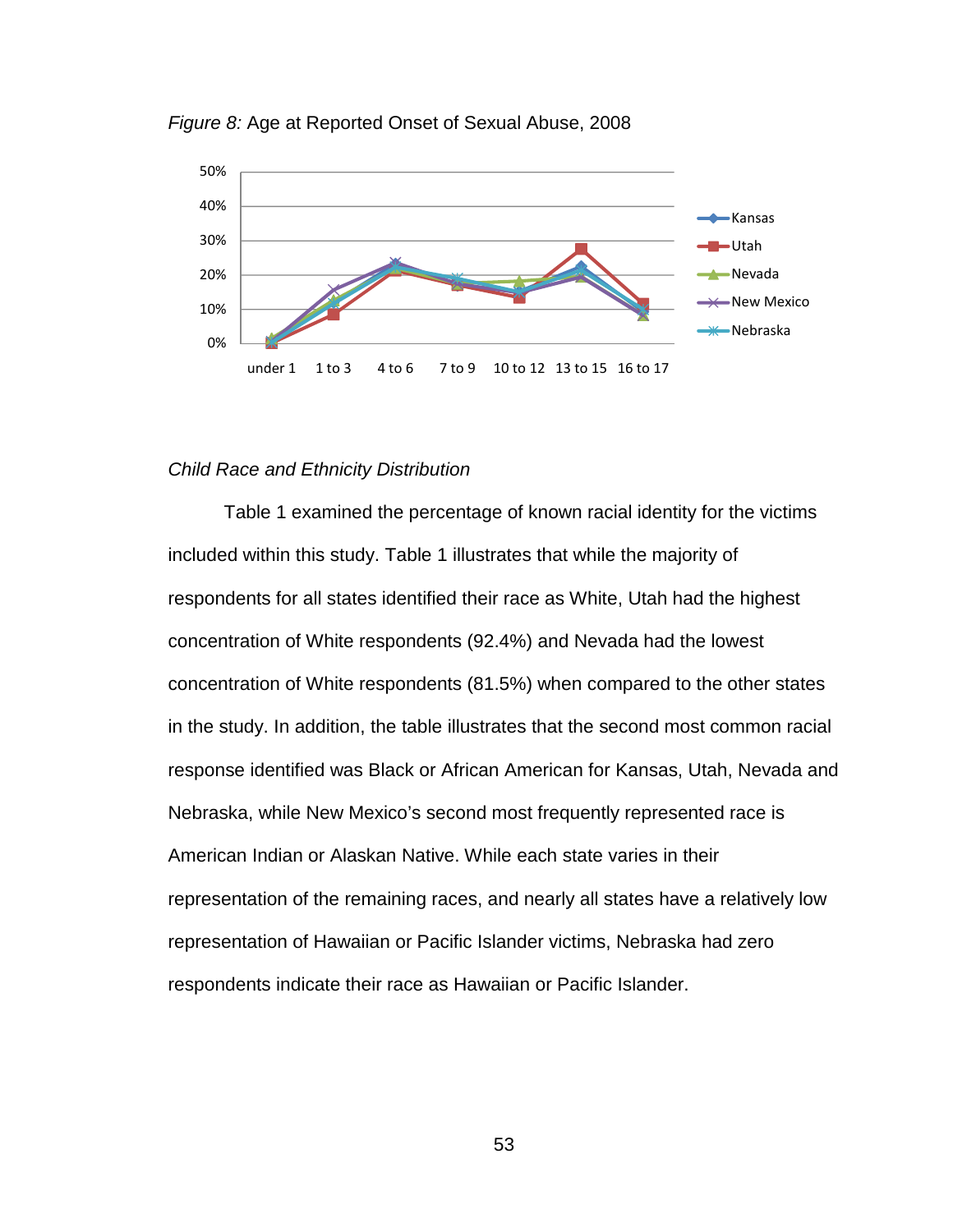*Figure 8:* Age at Reported Onset of Sexual Abuse, 2008

*Child Race and Ethnicity Distribution*

Table 1 examined the percentage of known racial identity for the victims included within this study. Table 1 illustrates that while the majority of respondents for all states identified their race as White, Utah had the highest concentration of White respondents (92.4%) and Nevada had the lowest concentration of White respondents (81.5%) when compared to the other states in the study. In addition, the table illustrates that the second most common racial response identified was Black or African American for Kansas, Utah, Nevada and Nebraska, while New Mexico's second most frequently represented race is American Indian or Alaskan Native. While each state varies in their representation of the remaining races, and nearly all states have a relatively low representation of Hawaiian or Pacific Islander victims, Nebraska had zero respondents indicate their race as Hawaiian or Pacific Islander.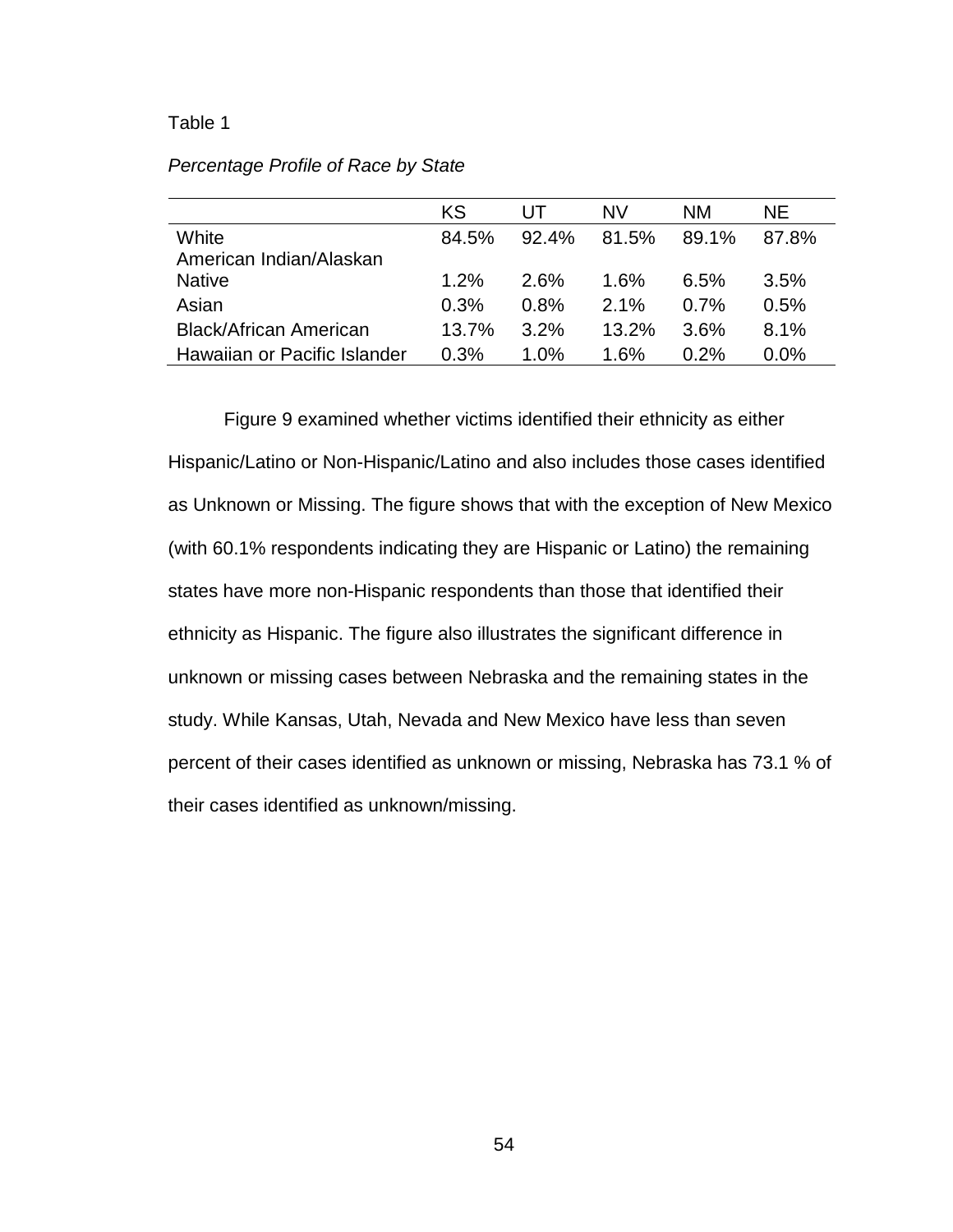Table 1

*Percentage Profile of Race by State*

| | KS | UT | NV | NM | NE |
|---|---|---|---|---|---|
| White | 84.5% | 92.4% | 81.5% | 89.1% | 87.8% |
| American Indian/Alaskan Native | 1.2% | 2.6% | 1.6% | 6.5% | 3.5% |
| Asian | 0.3% | 0.8% | 2.1% | 0.7% | 0.5% |
| Black/African American | 13.7% | 3.2% | 13.2% | 3.6% | 8.1% |
| Hawaiian or Pacific Islander | 0.3% | 1.0% | 1.6% | 0.2% | 0.0% |

Figure 9 examined whether victims identified their ethnicity as either Hispanic/Latino or Non-Hispanic/Latino and also includes those cases identified as Unknown or Missing. The figure shows that with the exception of New Mexico (with 60.1% respondents indicating they are Hispanic or Latino) the remaining states have more non-Hispanic respondents than those that identified their ethnicity as Hispanic. The figure also illustrates the significant difference in unknown or missing cases between Nebraska and the remaining states in the study. While Kansas, Utah, Nevada and New Mexico have less than seven percent of their cases identified as unknown or missing, Nebraska has 73.1 % of their cases identified as unknown/missing.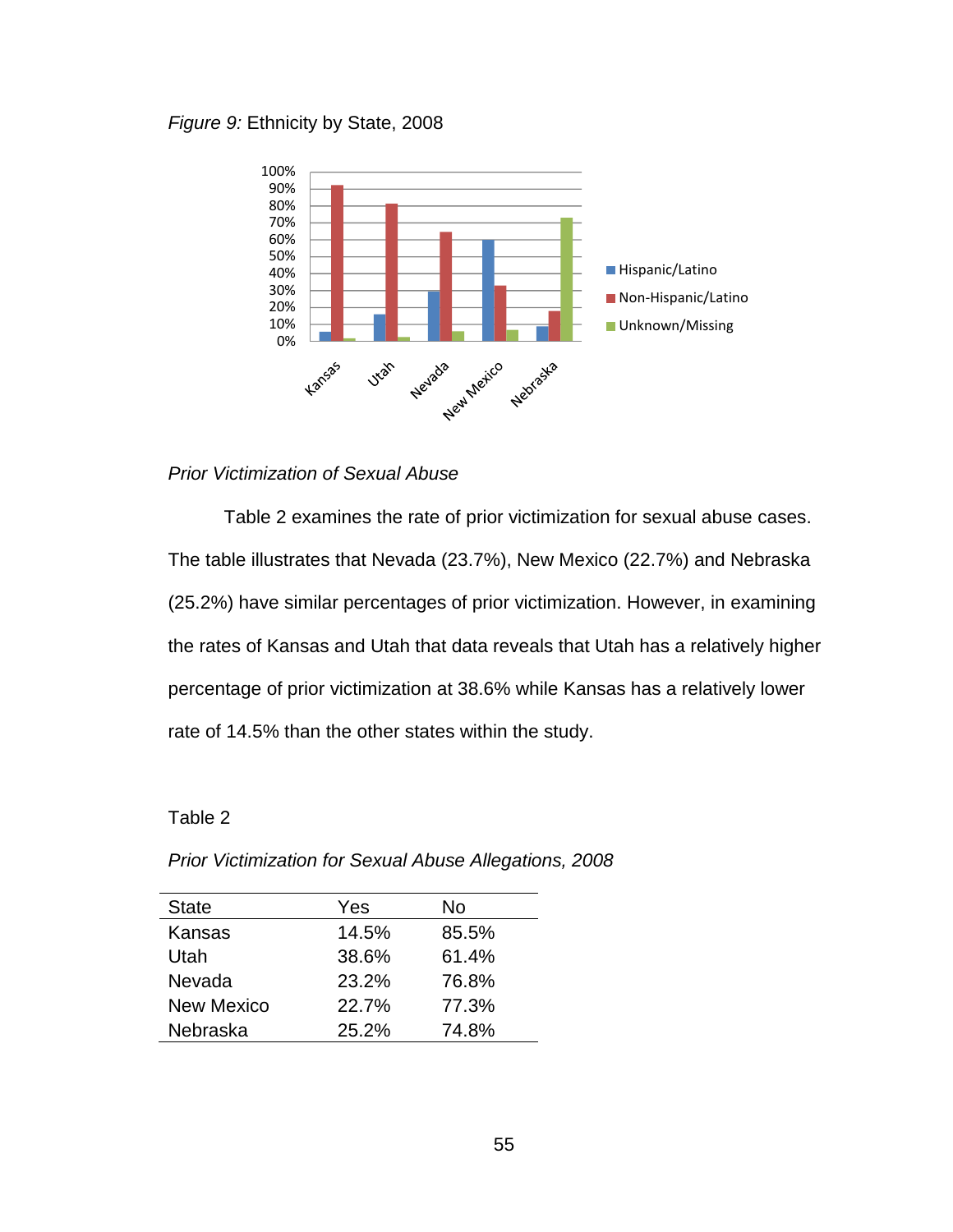*Figure 9:* Ethnicity by State, 2008

*Prior Victimization of Sexual Abuse*

Table 2 examines the rate of prior victimization for sexual abuse cases. The table illustrates that Nevada (23.7%), New Mexico (22.7%) and Nebraska (25.2%) have similar percentages of prior victimization. However, in examining the rates of Kansas and Utah that data reveals that Utah has a relatively higher percentage of prior victimization at 38.6% while Kansas has a relatively lower rate of 14.5% than the other states within the study.

Table 2

*Prior Victimization for Sexual Abuse Allegations, 2008*

| State | Yes | No |
|---|---|---|
| Kansas | 14.5% | 85.5% |
| Utah | 38.6% | 61.4% |
| Nevada | 23.2% | 76.8% |
| New Mexico | 22.7% | 77.3% |
| Nebraska | 25.2% | 74.8% |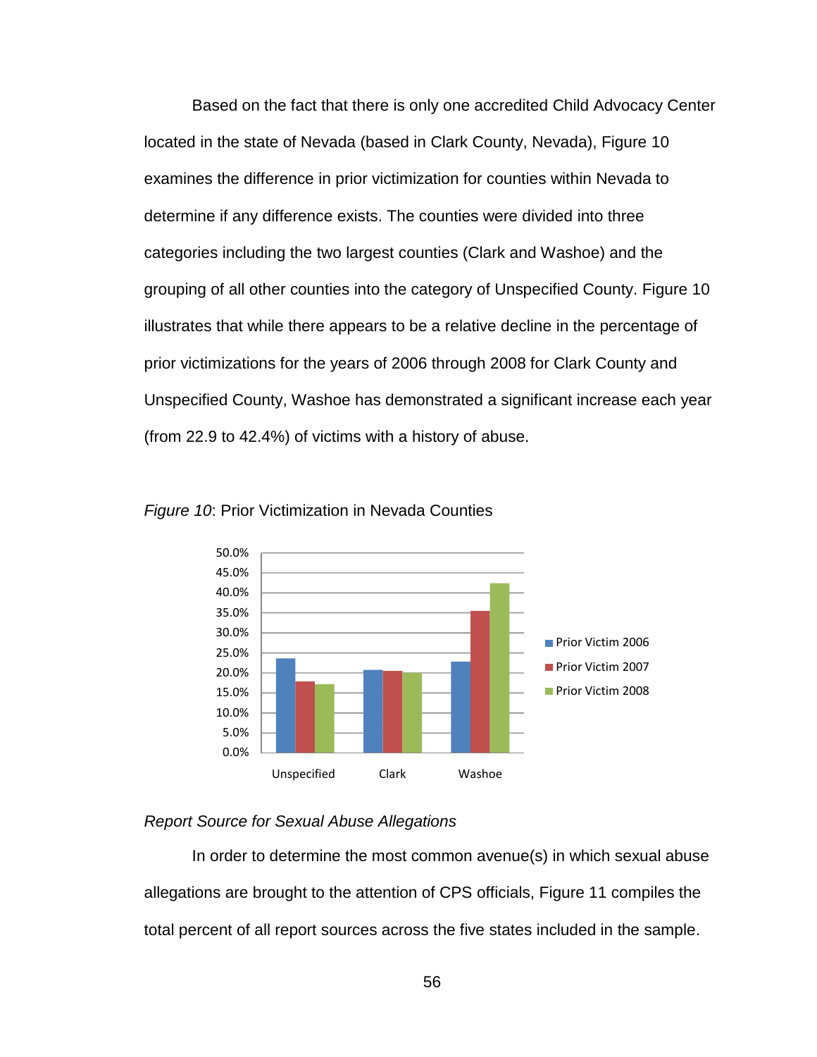Based on the fact that there is only one accredited Child Advocacy Center located in the state of Nevada (based in Clark County, Nevada), Figure 10 examines the difference in prior victimization for counties within Nevada to determine if any difference exists. The counties were divided into three categories including the two largest counties (Clark and Washoe) and the grouping of all other counties into the category of Unspecified County. Figure 10 illustrates that while there appears to be a relative decline in the percentage of prior victimizations for the years of 2006 through 2008 for Clark County and Unspecified County, Washoe has demonstrated a significant increase each year (from 22.9 to 42.4%) of victims with a history of abuse.

*Figure 10*: Prior Victimization in Nevada Counties

### Report Source for Sexual Abuse Allegations

In order to determine the most common avenue(s) in which sexual abuse allegations are brought to the attention of CPS officials, Figure 11 compiles the total percent of all report sources across the five states included in the sample.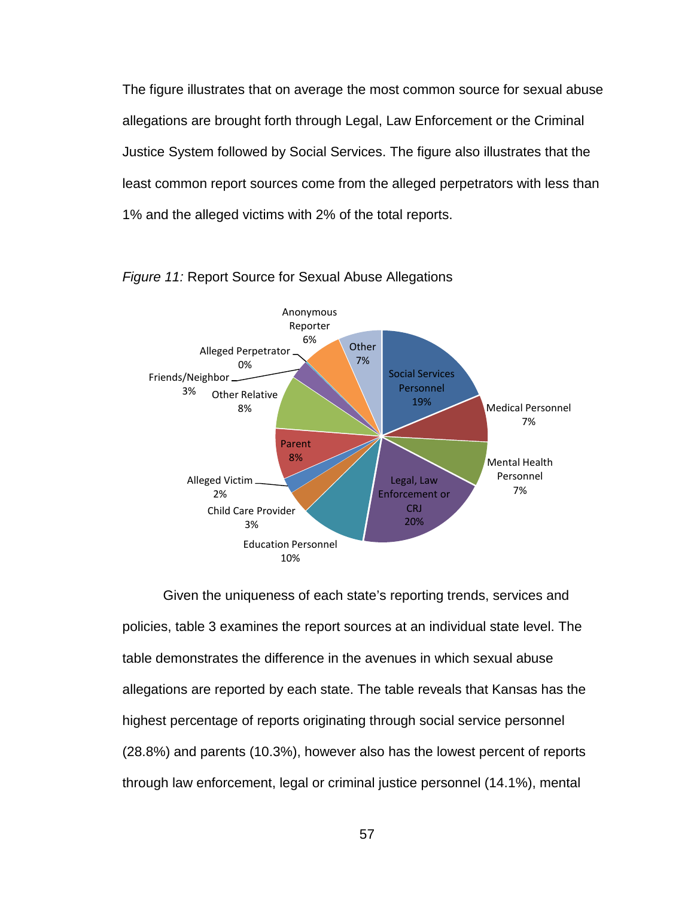The figure illustrates that on average the most common source for sexual abuse allegations are brought forth through Legal, Law Enforcement or the Criminal Justice System followed by Social Services. The figure also illustrates that the least common report sources come from the alleged perpetrators with less than 1% and the alleged victims with 2% of the total reports.

*Figure 11:* Report Source for Sexual Abuse Allegations

Given the uniqueness of each state's reporting trends, services and policies, table 3 examines the report sources at an individual state level. The table demonstrates the difference in the avenues in which sexual abuse allegations are reported by each state. The table reveals that Kansas has the highest percentage of reports originating through social service personnel (28.8%) and parents (10.3%), however also has the lowest percent of reports through law enforcement, legal or criminal justice personnel (14.1%), mental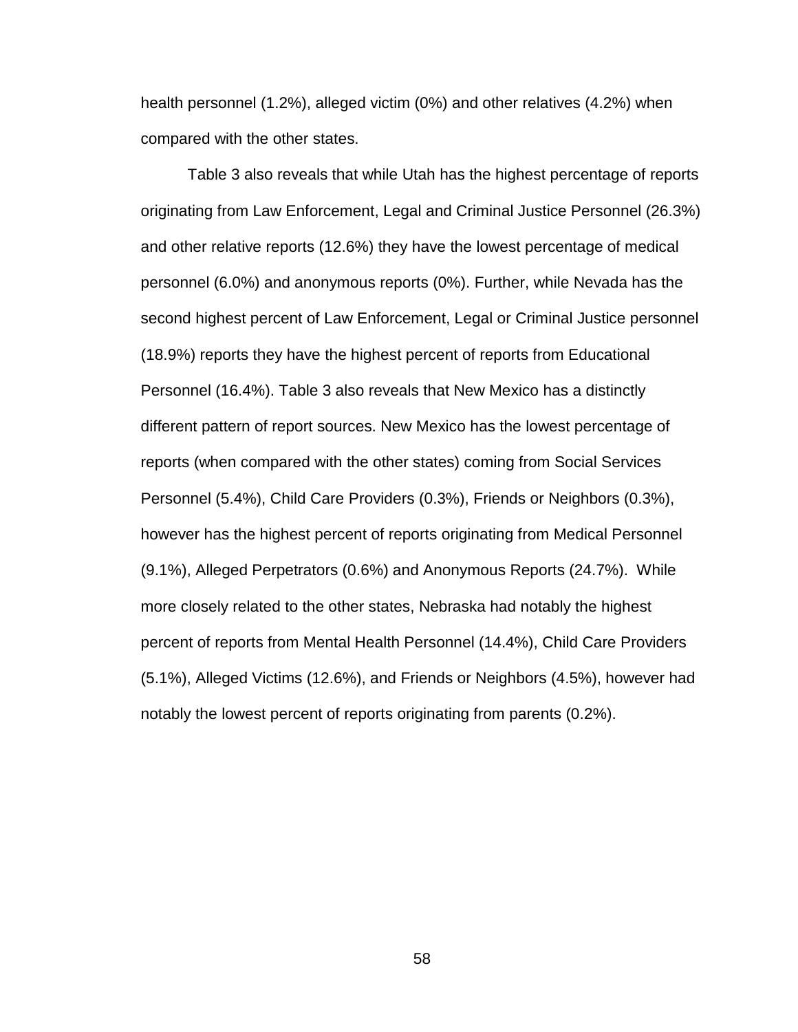health personnel (1.2%), alleged victim (0%) and other relatives (4.2%) when compared with the other states.

Table 3 also reveals that while Utah has the highest percentage of reports originating from Law Enforcement, Legal and Criminal Justice Personnel (26.3%) and other relative reports (12.6%) they have the lowest percentage of medical personnel (6.0%) and anonymous reports (0%). Further, while Nevada has the second highest percent of Law Enforcement, Legal or Criminal Justice personnel (18.9%) reports they have the highest percent of reports from Educational Personnel (16.4%). Table 3 also reveals that New Mexico has a distinctly different pattern of report sources. New Mexico has the lowest percentage of reports (when compared with the other states) coming from Social Services Personnel (5.4%), Child Care Providers (0.3%), Friends or Neighbors (0.3%), however has the highest percent of reports originating from Medical Personnel (9.1%), Alleged Perpetrators (0.6%) and Anonymous Reports (24.7%). While more closely related to the other states, Nebraska had notably the highest percent of reports from Mental Health Personnel (14.4%), Child Care Providers (5.1%), Alleged Victims (12.6%), and Friends or Neighbors (4.5%), however had notably the lowest percent of reports originating from parents (0.2%).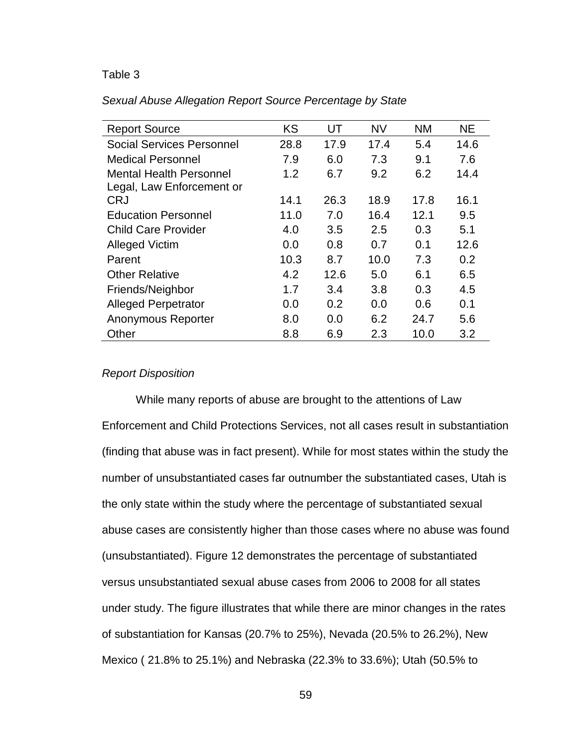Table 3

*Sexual Abuse Allegation Report Source Percentage by State*

| Report Source | KS | UT | NV | NM | NE |
|---|---|---|---|---|---|
| Social Services Personnel | 28.8 | 17.9 | 17.4 | 5.4 | 14.6 |
| Medical Personnel | 7.9 | 6.0 | 7.3 | 9.1 | 7.6 |
| Mental Health Personnel | 1.2 | 6.7 | 9.2 | 6.2 | 14.4 |
| Legal, Law Enforcement or CRJ | 14.1 | 26.3 | 18.9 | 17.8 | 16.1 |
| Education Personnel | 11.0 | 7.0 | 16.4 | 12.1 | 9.5 |
| Child Care Provider | 4.0 | 3.5 | 2.5 | 0.3 | 5.1 |
| Alleged Victim | 0.0 | 0.8 | 0.7 | 0.1 | 12.6 |
| Parent | 10.3 | 8.7 | 10.0 | 7.3 | 0.2 |
| Other Relative | 4.2 | 12.6 | 5.0 | 6.1 | 6.5 |
| Friends/Neighbor | 1.7 | 3.4 | 3.8 | 0.3 | 4.5 |
| Alleged Perpetrator | 0.0 | 0.2 | 0.0 | 0.6 | 0.1 |
| Anonymous Reporter | 8.0 | 0.0 | 6.2 | 24.7 | 5.6 |
| Other | 8.8 | 6.9 | 2.3 | 10.0 | 3.2 |

*Report Disposition*

While many reports of abuse are brought to the attentions of Law Enforcement and Child Protections Services, not all cases result in substantiation (finding that abuse was in fact present). While for most states within the study the number of unsubstantiated cases far outnumber the substantiated cases, Utah is the only state within the study where the percentage of substantiated sexual abuse cases are consistently higher than those cases where no abuse was found (unsubstantiated). Figure 12 demonstrates the percentage of substantiated versus unsubstantiated sexual abuse cases from 2006 to 2008 for all states under study. The figure illustrates that while there are minor changes in the rates of substantiation for Kansas (20.7% to 25%), Nevada (20.5% to 26.2%), New Mexico ( 21.8% to 25.1%) and Nebraska (22.3% to 33.6%); Utah (50.5% to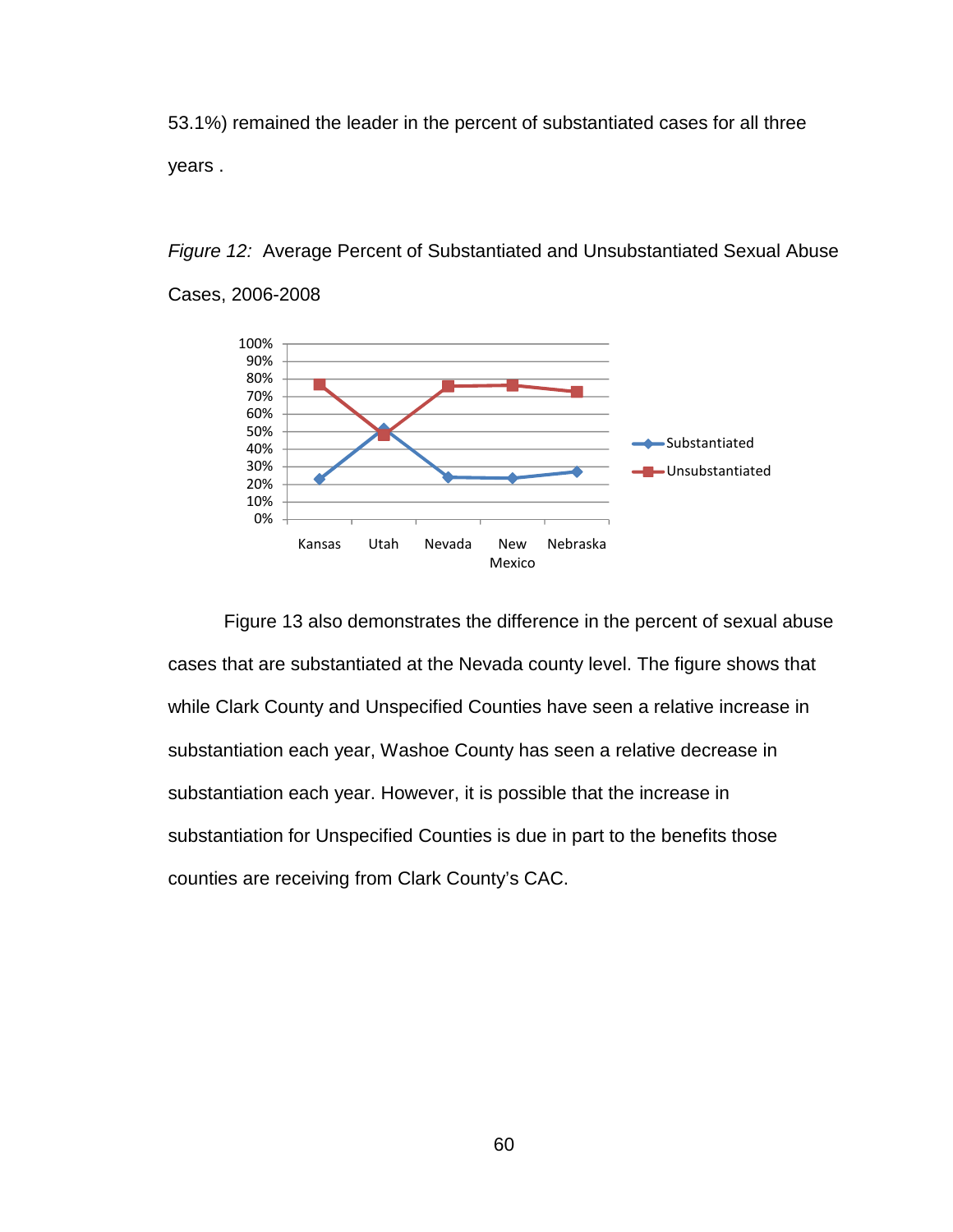53.1%) remained the leader in the percent of substantiated cases for all three years .

*Figure 12:* Average Percent of Substantiated and Unsubstantiated Sexual Abuse Cases, 2006-2008

Figure 13 also demonstrates the difference in the percent of sexual abuse cases that are substantiated at the Nevada county level. The figure shows that while Clark County and Unspecified Counties have seen a relative increase in substantiation each year, Washoe County has seen a relative decrease in substantiation each year. However, it is possible that the increase in substantiation for Unspecified Counties is due in part to the benefits those counties are receiving from Clark County's CAC.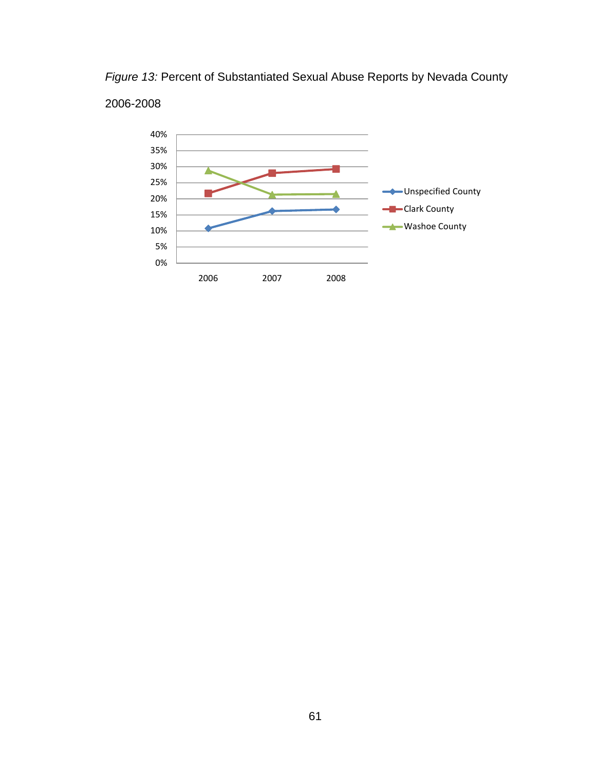*Figure 13:* Percent of Substantiated Sexual Abuse Reports by Nevada County 2006-2008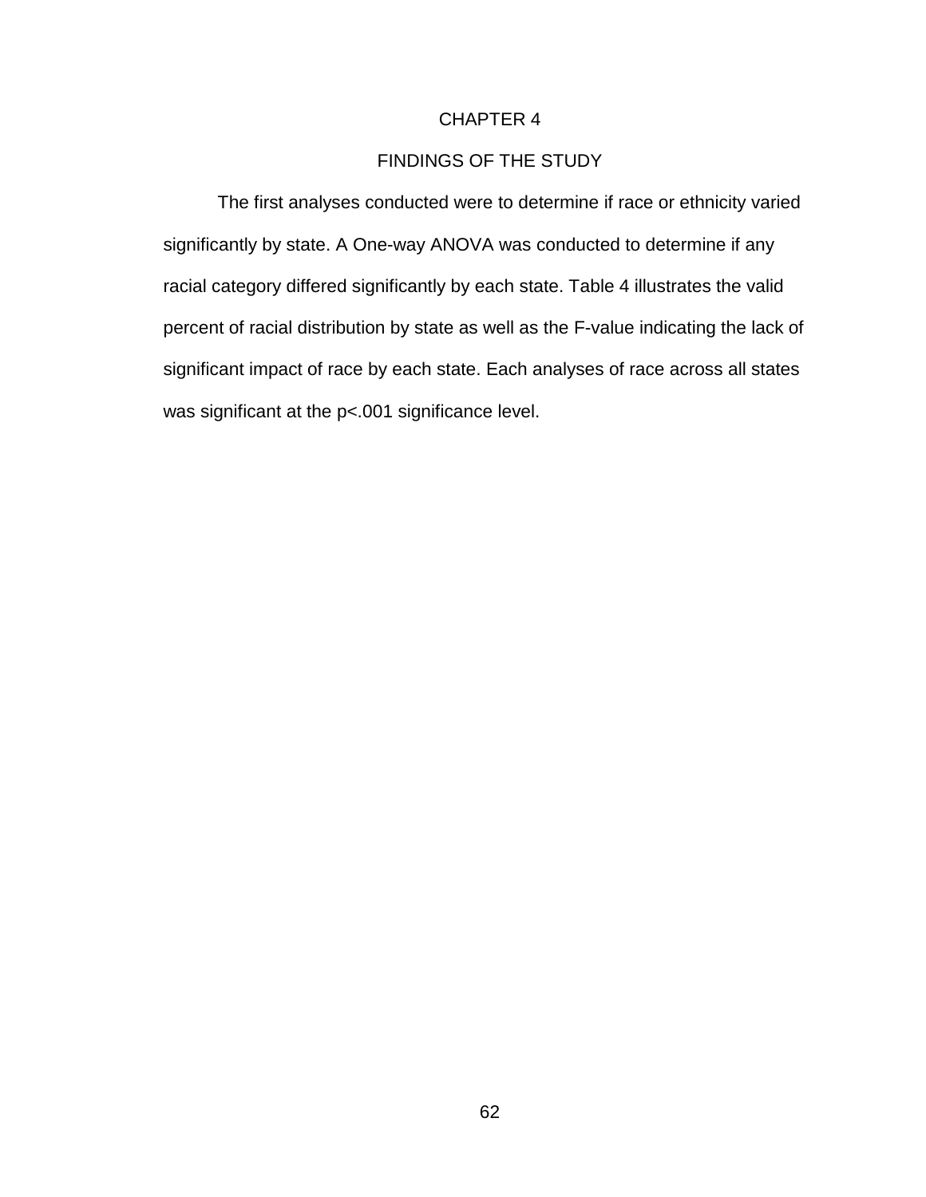# CHAPTER 4

## FINDINGS OF THE STUDY

The first analyses conducted were to determine if race or ethnicity varied significantly by state. A One-way ANOVA was conducted to determine if any racial category differed significantly by each state. Table 4 illustrates the valid percent of racial distribution by state as well as the F-value indicating the lack of significant impact of race by each state. Each analyses of race across all states was significant at the $p<.001$ significance level.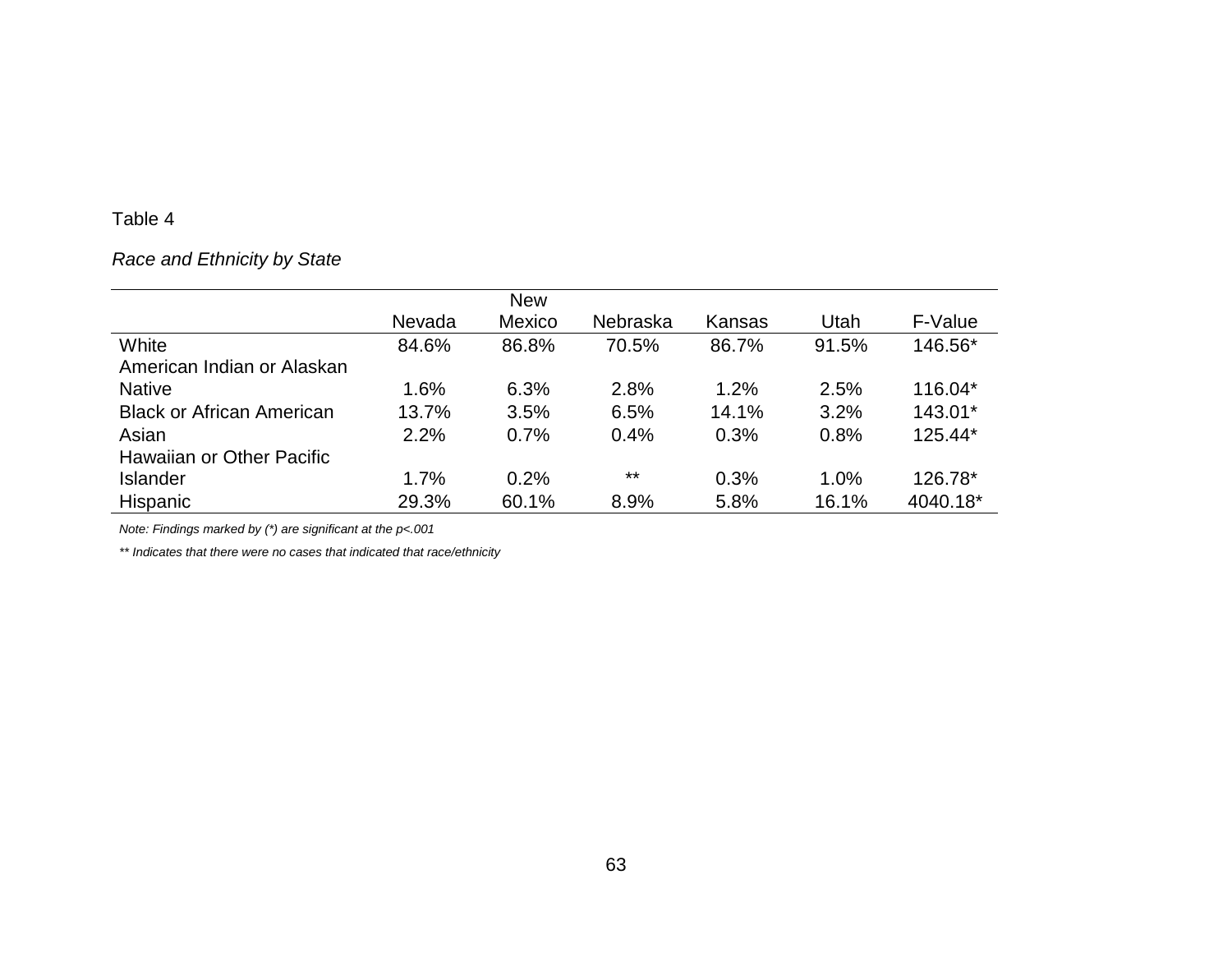Table 4

*Race and Ethnicity by State*

| | Nevada | New Mexico | Nebraska | Kansas | Utah | F-Value |
|---|---|---|---|---|---|---|
| White | 84.6% | 86.8% | 70.5% | 86.7% | 91.5% | 146.56* |
| American Indian or Alaskan Native | 1.6% | 6.3% | 2.8% | 1.2% | 2.5% | 116.04* |
| Black or African American | 13.7% | 3.5% | 6.5% | 14.1% | 3.2% | 143.01* |
| Asian | 2.2% | 0.7% | 0.4% | 0.3% | 0.8% | 125.44* |
| Hawaiian or Other Pacific Islander | 1.7% | 0.2% | ** | 0.3% | 1.0% | 126.78* |
| Hispanic | 29.3% | 60.1% | 8.9% | 5.8% | 16.1% | 4040.18* |

*Note: Findings marked by (*) are significant at the p<.001*

*** Indicates that there were no cases that indicated that race/ethnicity*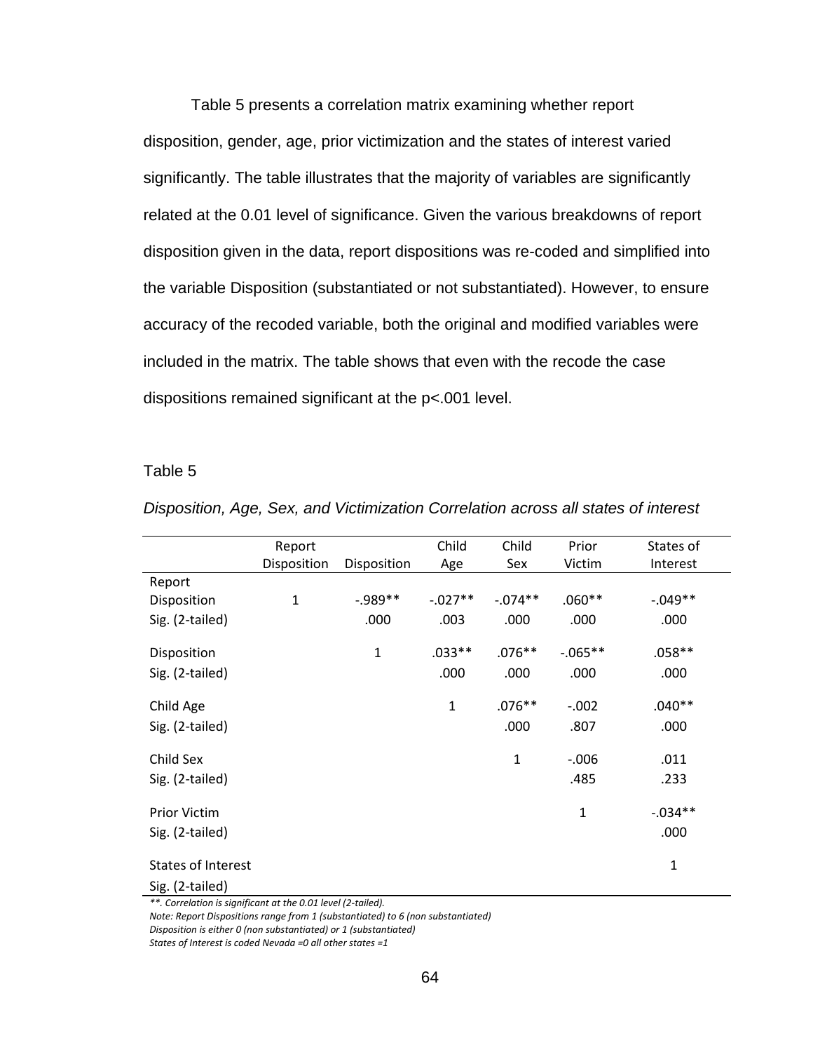Table 5 presents a correlation matrix examining whether report disposition, gender, age, prior victimization and the states of interest varied significantly. The table illustrates that the majority of variables are significantly related at the 0.01 level of significance. Given the various breakdowns of report disposition given in the data, report dispositions was re-coded and simplified into the variable Disposition (substantiated or not substantiated). However, to ensure accuracy of the recoded variable, both the original and modified variables were included in the matrix. The table shows that even with the recode the case dispositions remained significant at the p<.001 level.

Table 5

*Disposition, Age, Sex, and Victimization Correlation across all states of interest*

| | Report Disposition | Disposition | Child Age | Child Sex | Prior Victim | States of Interest |
|---|---|---|---|---|---|---|
| Report Disposition | 1 | -.989** | -.027** | -.074** | .060** | -.049** |
| Sig. (2-tailed) | | .000 | .003 | .000 | .000 | .000 |
| Disposition | | 1 | .033** | .076** | -.065** | .058** |
| Sig. (2-tailed) | | | .000 | .000 | .000 | .000 |
| Child Age | | | 1 | .076** | -.002 | .040** |
| Sig. (2-tailed) | | | | .000 | .807 | .000 |
| Child Sex | | | | 1 | -.006 | .011 |
| Sig. (2-tailed) | | | | | .485 | .233 |
| Prior Victim | | | | | 1 | -.034** |
| Sig. (2-tailed) | | | | | | .000 |
| States of Interest | | | | | | 1 |
| Sig. (2-tailed) | | | | | | |

*\*\*. Correlation is significant at the 0.01 level (2-tailed).*

*Note: Report Dispositions range from 1 (substantiated) to 6 (non substantiated)*

*Disposition is either 0 (non substantiated) or 1 (substantiated)*

*States of Interest is coded Nevada =0 all other states =1*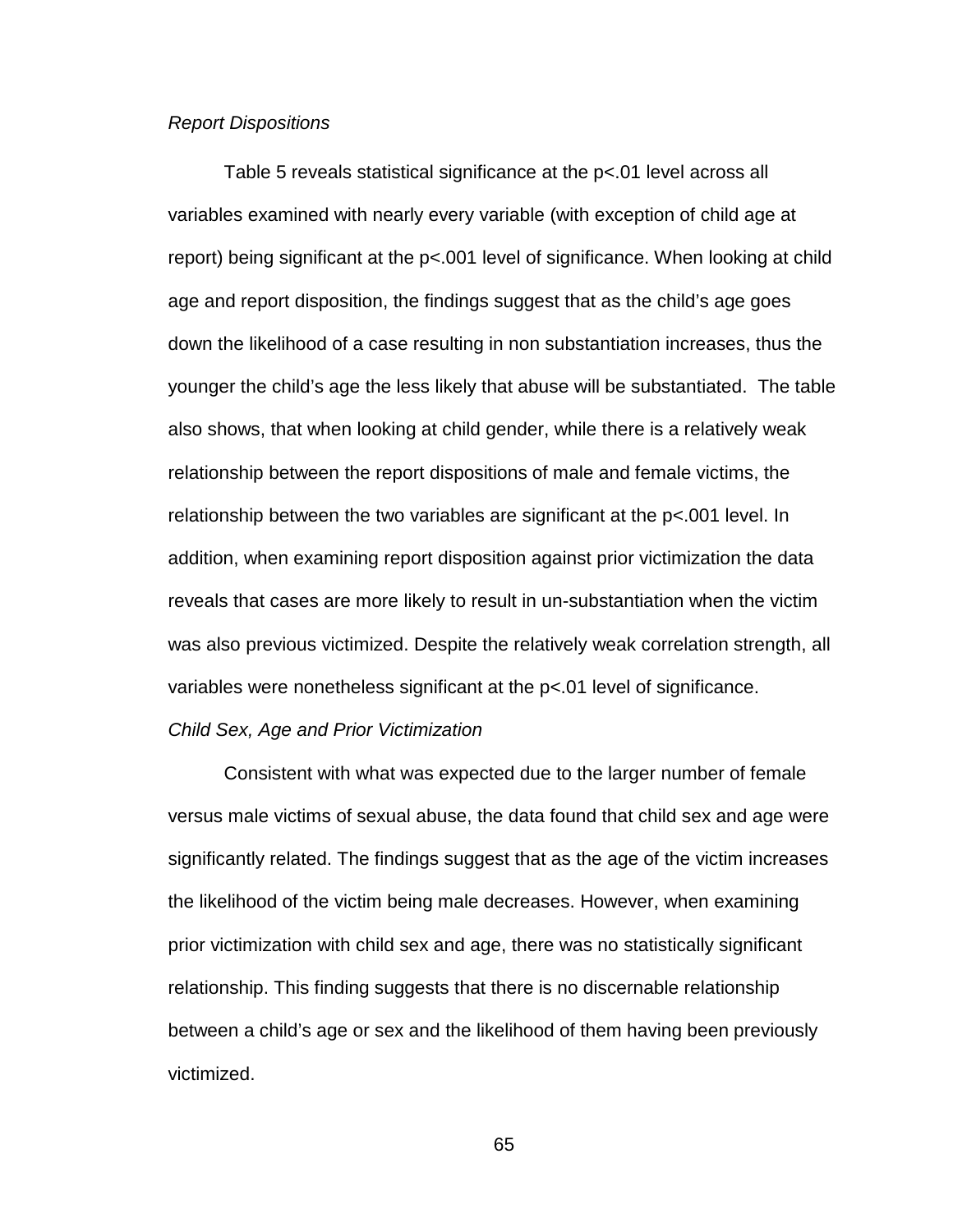*Report Dispositions*

Table 5 reveals statistical significance at the $p<.01$ level across all variables examined with nearly every variable (with exception of child age at report) being significant at the $p<.001$ level of significance. When looking at child age and report disposition, the findings suggest that as the child's age goes down the likelihood of a case resulting in non substantiation increases, thus the younger the child's age the less likely that abuse will be substantiated. The table also shows, that when looking at child gender, while there is a relatively weak relationship between the report dispositions of male and female victims, the relationship between the two variables are significant at the $p<.001$ level. In addition, when examining report disposition against prior victimization the data reveals that cases are more likely to result in un-substantiation when the victim was also previous victimized. Despite the relatively weak correlation strength, all variables were nonetheless significant at the $p<.01$ level of significance.

*Child Sex, Age and Prior Victimization*

Consistent with what was expected due to the larger number of female versus male victims of sexual abuse, the data found that child sex and age were significantly related. The findings suggest that as the age of the victim increases the likelihood of the victim being male decreases. However, when examining prior victimization with child sex and age, there was no statistically significant relationship. This finding suggests that there is no discernable relationship between a child's age or sex and the likelihood of them having been previously victimized.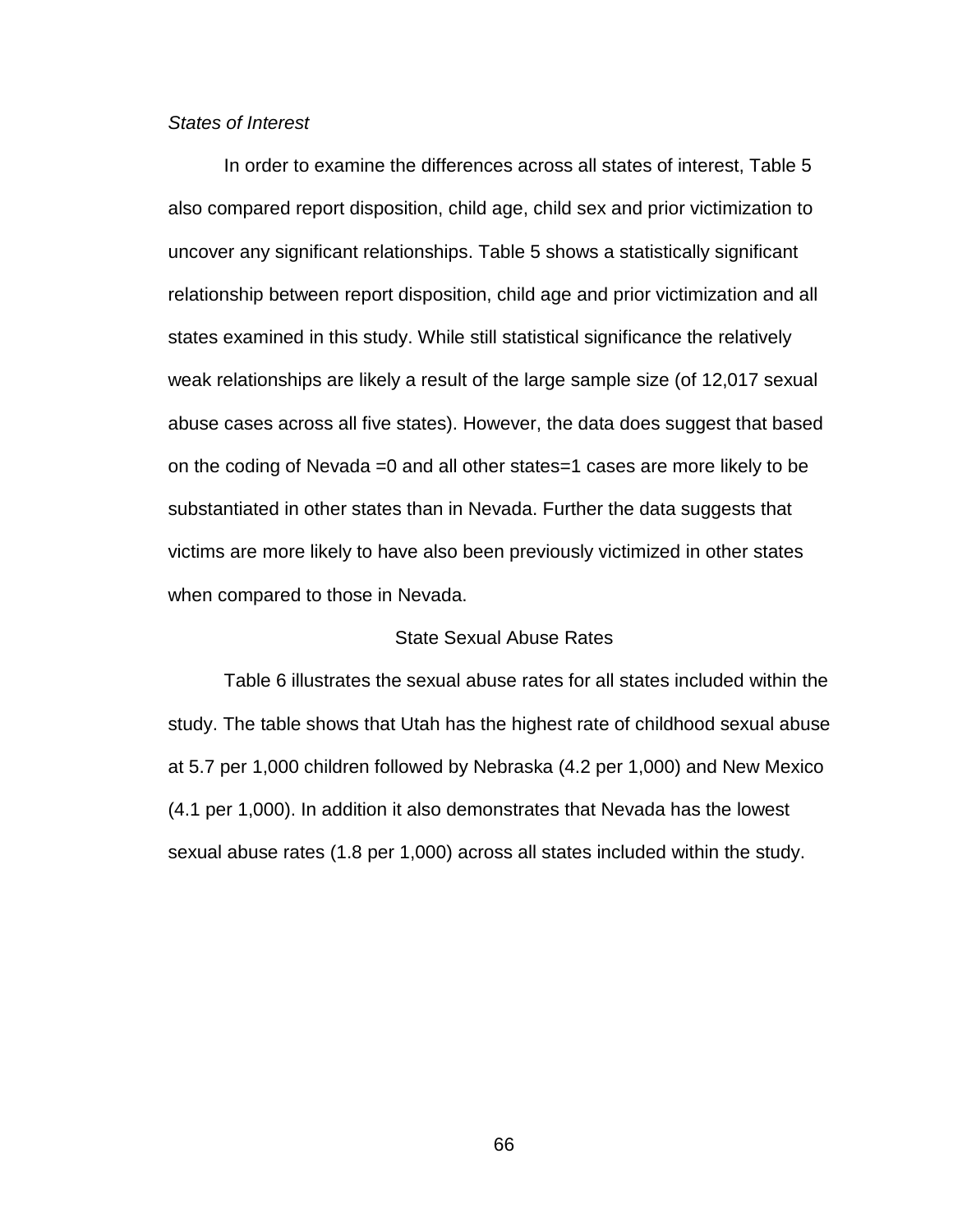*States of Interest*

In order to examine the differences across all states of interest, Table 5 also compared report disposition, child age, child sex and prior victimization to uncover any significant relationships. Table 5 shows a statistically significant relationship between report disposition, child age and prior victimization and all states examined in this study. While still statistical significance the relatively weak relationships are likely a result of the large sample size (of 12,017 sexual abuse cases across all five states). However, the data does suggest that based on the coding of Nevada =0 and all other states=1 cases are more likely to be substantiated in other states than in Nevada. Further the data suggests that victims are more likely to have also been previously victimized in other states when compared to those in Nevada.

## State Sexual Abuse Rates

Table 6 illustrates the sexual abuse rates for all states included within the study. The table shows that Utah has the highest rate of childhood sexual abuse at 5.7 per 1,000 children followed by Nebraska (4.2 per 1,000) and New Mexico (4.1 per 1,000). In addition it also demonstrates that Nevada has the lowest sexual abuse rates (1.8 per 1,000) across all states included within the study.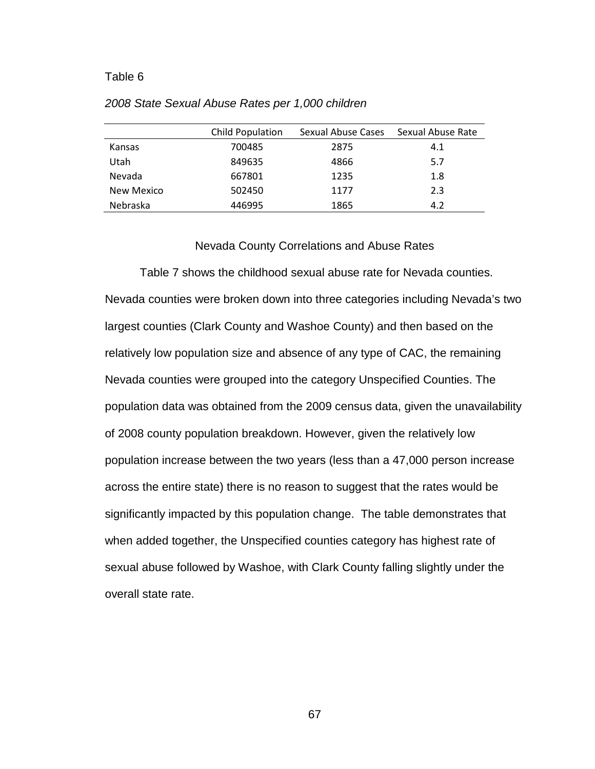Table 6

*2008 State Sexual Abuse Rates per 1,000 children*

| | Child Population | Sexual Abuse Cases | Sexual Abuse Rate |
|---|---|---|---|
| Kansas | 700485 | 2875 | 4.1 |
| Utah | 849635 | 4866 | 5.7 |
| Nevada | 667801 | 1235 | 1.8 |
| New Mexico | 502450 | 1177 | 2.3 |
| Nebraska | 446995 | 1865 | 4.2 |

## Nevada County Correlations and Abuse Rates

Table 7 shows the childhood sexual abuse rate for Nevada counties. Nevada counties were broken down into three categories including Nevada's two largest counties (Clark County and Washoe County) and then based on the relatively low population size and absence of any type of CAC, the remaining Nevada counties were grouped into the category Unspecified Counties. The population data was obtained from the 2009 census data, given the unavailability of 2008 county population breakdown. However, given the relatively low population increase between the two years (less than a 47,000 person increase across the entire state) there is no reason to suggest that the rates would be significantly impacted by this population change. The table demonstrates that when added together, the Unspecified counties category has highest rate of sexual abuse followed by Washoe, with Clark County falling slightly under the overall state rate.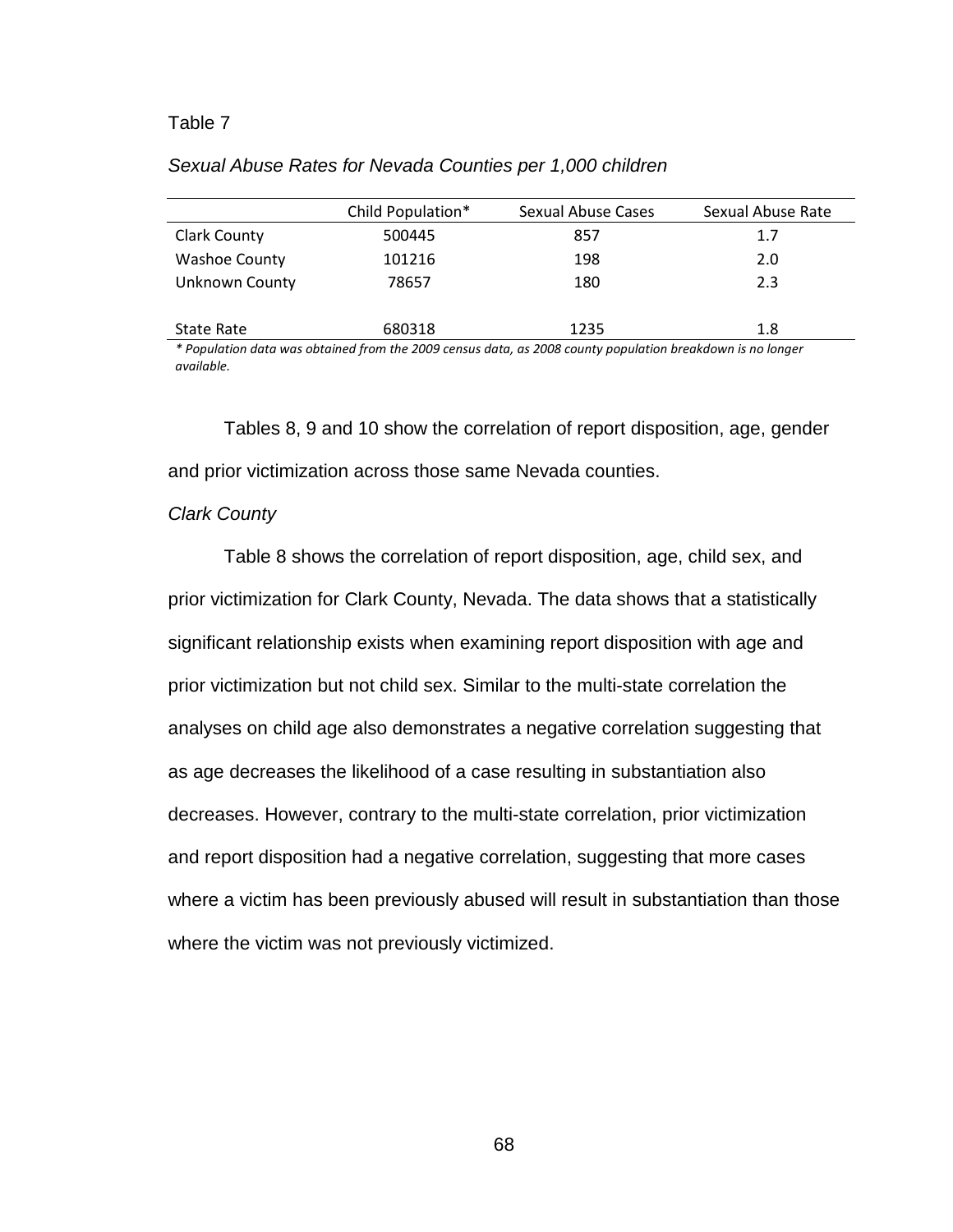Table 7

*Sexual Abuse Rates for Nevada Counties per 1,000 children*

| | Child Population* | Sexual Abuse Cases | Sexual Abuse Rate |
|---|---|---|---|
| Clark County | 500445 | 857 | 1.7 |
| Washoe County | 101216 | 198 | 2.0 |
| Unknown County | 78657 | 180 | 2.3 |
| | | | |
| State Rate | 680318 | 1235 | 1.8 |

*\* Population data was obtained from the 2009 census data, as 2008 county population breakdown is no longer available.*

Tables 8, 9 and 10 show the correlation of report disposition, age, gender and prior victimization across those same Nevada counties.

*Clark County*

Table 8 shows the correlation of report disposition, age, child sex, and prior victimization for Clark County, Nevada. The data shows that a statistically significant relationship exists when examining report disposition with age and prior victimization but not child sex. Similar to the multi-state correlation the analyses on child age also demonstrates a negative correlation suggesting that as age decreases the likelihood of a case resulting in substantiation also decreases. However, contrary to the multi-state correlation, prior victimization and report disposition had a negative correlation, suggesting that more cases where a victim has been previously abused will result in substantiation than those where the victim was not previously victimized.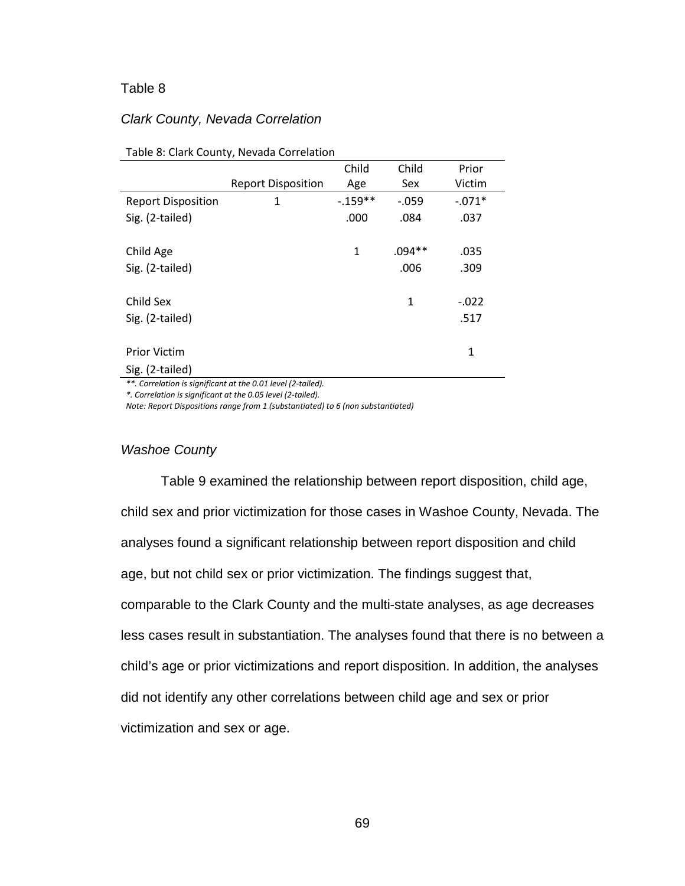Table 8

*Clark County, Nevada Correlation*

Table 8: Clark County, Nevada Correlation

| | Report Disposition | Child Age | Child Sex | Prior Victim |
|---|---|---|---|---|
| Report Disposition | 1 | -.159** | -.059 | -.071* |
| Sig. (2-tailed) | | .000 | .084 | .037 |
| Child Age | | 1 | .094** | .035 |
| Sig. (2-tailed) | | | .006 | .309 |
| Child Sex | | | 1 | -.022 |
| Sig. (2-tailed) | | | | .517 |
| Prior Victim | | | | 1 |
| Sig. (2-tailed) | | | | |

*\*\*. Correlation is significant at the 0.01 level (2-tailed).*

*\*. Correlation is significant at the 0.05 level (2-tailed).*

*Note: Report Dispositions range from 1 (substantiated) to 6 (non substantiated)*

### *Washoe County*

Table 9 examined the relationship between report disposition, child age, child sex and prior victimization for those cases in Washoe County, Nevada. The analyses found a significant relationship between report disposition and child age, but not child sex or prior victimization. The findings suggest that, comparable to the Clark County and the multi-state analyses, as age decreases less cases result in substantiation. The analyses found that there is no between a child's age or prior victimizations and report disposition. In addition, the analyses did not identify any other correlations between child age and sex or prior victimization and sex or age.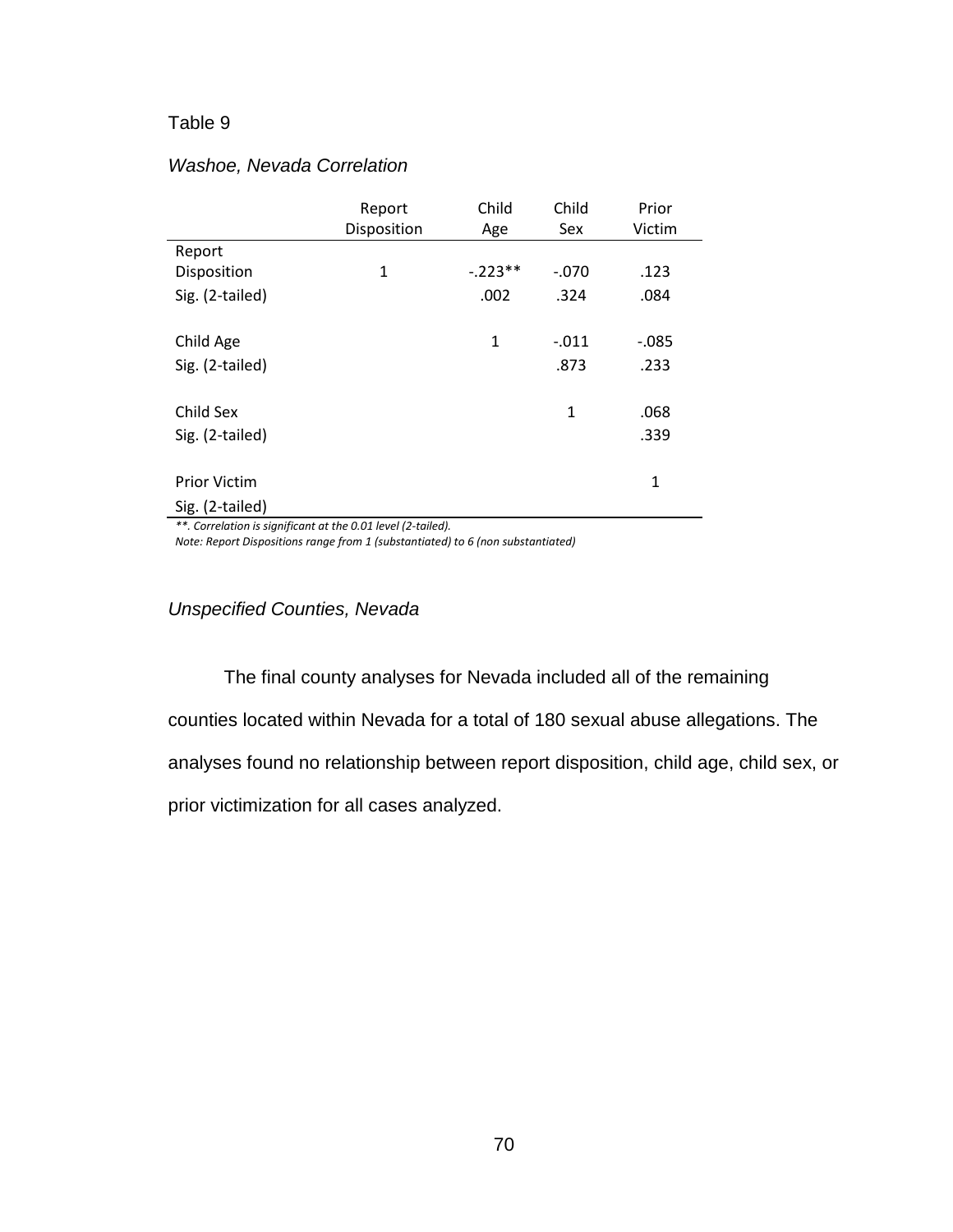Table 9

*Washoe, Nevada Correlation*

| | Report Disposition | Child Age | Child Sex | Prior Victim |
|---|---|---|---|---|
| Report Disposition | 1 | -.223** | -.070 | .123 |
| Sig. (2-tailed) | | .002 | .324 | .084 |
| Child Age | | 1 | -.011 | -.085 |
| Sig. (2-tailed) | | | .873 | .233 |
| Child Sex | | | 1 | .068 |
| Sig. (2-tailed) | | | | .339 |
| Prior Victim | | | | 1 |
| Sig. (2-tailed) | | | | |

*\*\*. Correlation is significant at the 0.01 level (2-tailed).*
*Note: Report Dispositions range from 1 (substantiated) to 6 (non substantiated)*

### *Unspecified Counties, Nevada*

The final county analyses for Nevada included all of the remaining counties located within Nevada for a total of 180 sexual abuse allegations. The analyses found no relationship between report disposition, child age, child sex, or prior victimization for all cases analyzed.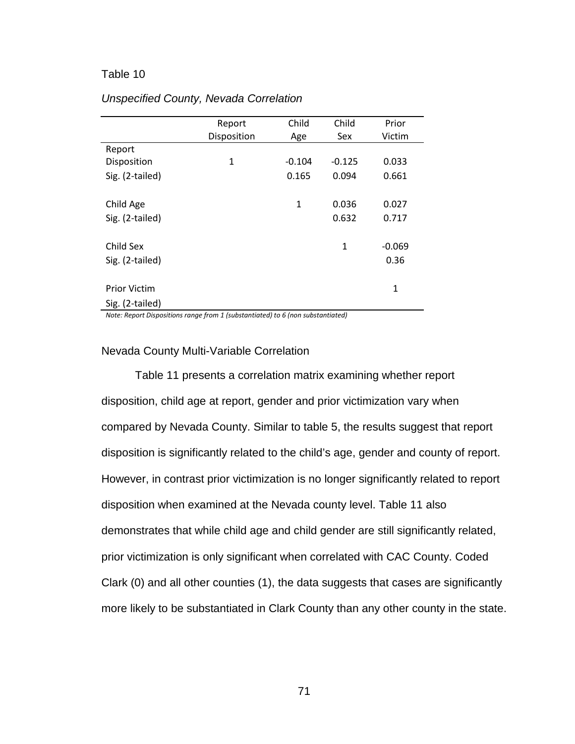Table 10

*Unspecified County, Nevada Correlation*

| | Report Disposition | Child Age | Child Sex | Prior Victim |
|---|---|---|---|---|
| Report Disposition | 1 | -0.104 | -0.125 | 0.033 |
| Sig. (2-tailed) | | 0.165 | 0.094 | 0.661 |
| Child Age | | 1 | 0.036 | 0.027 |
| Sig. (2-tailed) | | | 0.632 | 0.717 |
| Child Sex | | | 1 | -0.069 |
| Sig. (2-tailed) | | | | 0.36 |
| Prior Victim | | | | 1 |
| Sig. (2-tailed) | | | | |

*Note: Report Dispositions range from 1 (substantiated) to 6 (non substantiated)*

Nevada County Multi-Variable Correlation

Table 11 presents a correlation matrix examining whether report disposition, child age at report, gender and prior victimization vary when compared by Nevada County. Similar to table 5, the results suggest that report disposition is significantly related to the child's age, gender and county of report. However, in contrast prior victimization is no longer significantly related to report disposition when examined at the Nevada county level. Table 11 also demonstrates that while child age and child gender are still significantly related, prior victimization is only significant when correlated with CAC County. Coded Clark (0) and all other counties (1), the data suggests that cases are significantly more likely to be substantiated in Clark County than any other county in the state.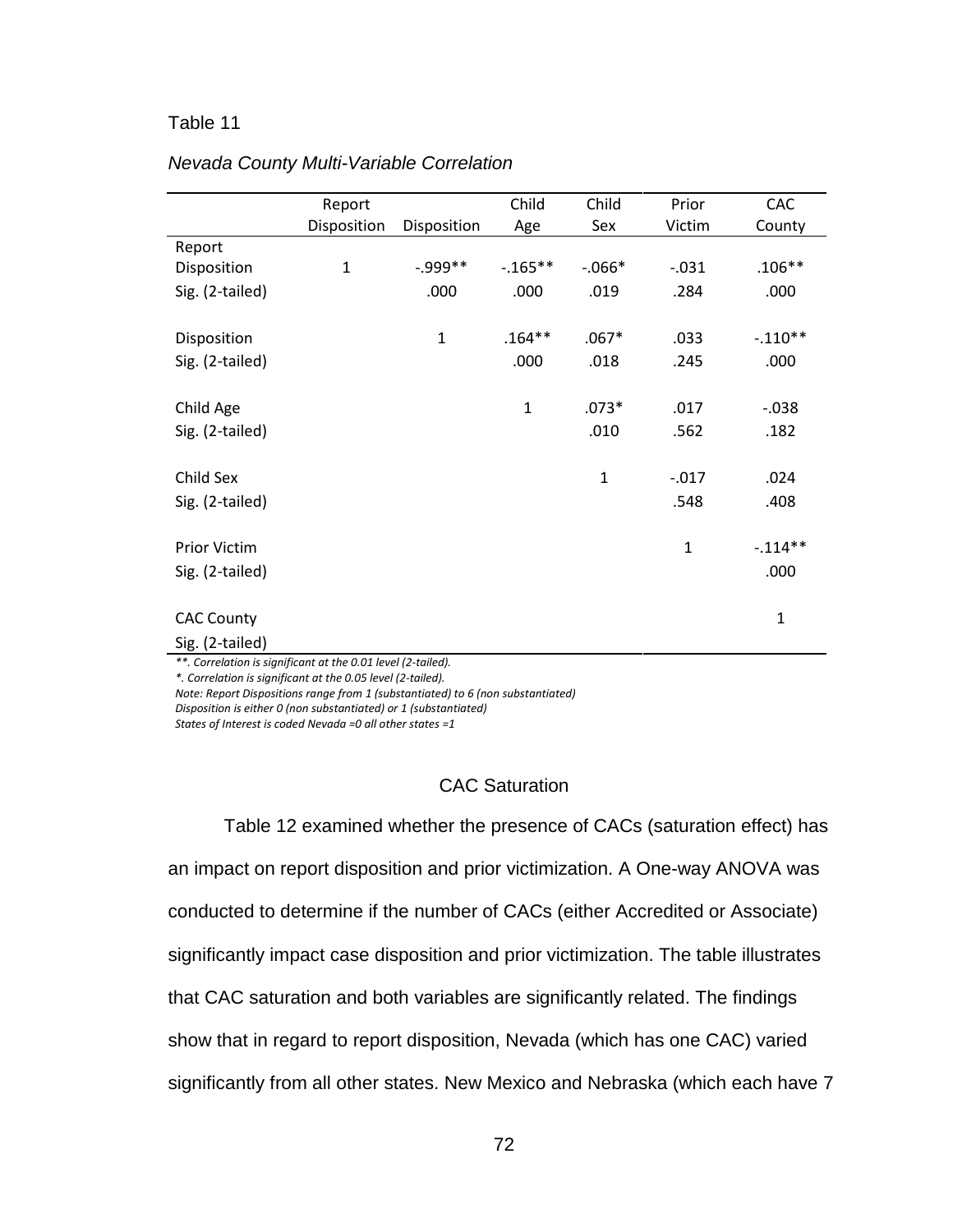Table 11

*Nevada County Multi-Variable Correlation*

| | Report Disposition | Disposition | Child Age | Child Sex | Prior Victim | CAC County |
|---|---|---|---|---|---|---|
| Report Disposition | 1 | -.999** | -.165** | -.066* | -.031 | .106** |
| Sig. (2-tailed) | | .000 | .000 | .019 | .284 | .000 |
| Disposition | | 1 | .164** | .067* | .033 | -.110** |
| Sig. (2-tailed) | | | .000 | .018 | .245 | .000 |
| Child Age | | | 1 | .073* | .017 | -.038 |
| Sig. (2-tailed) | | | | .010 | .562 | .182 |
| Child Sex | | | | 1 | -.017 | .024 |
| Sig. (2-tailed) | | | | | .548 | .408 |
| Prior Victim | | | | | 1 | -.114** |
| Sig. (2-tailed) | | | | | | .000 |
| CAC County | | | | | | 1 |
| Sig. (2-tailed) | | | | | | |

*\*\*. Correlation is significant at the 0.01 level (2-tailed).*
**. Correlation is significant at the 0.05 level (2-tailed).*
*Note: Report Dispositions range from 1 (substantiated) to 6 (non substantiated)*
*Disposition is either 0 (non substantiated) or 1 (substantiated)*
*States of Interest is coded Nevada =0 all other states =1*

## CAC Saturation

Table 12 examined whether the presence of CACs (saturation effect) has an impact on report disposition and prior victimization. A One-way ANOVA was conducted to determine if the number of CACs (either Accredited or Associate) significantly impact case disposition and prior victimization. The table illustrates that CAC saturation and both variables are significantly related. The findings show that in regard to report disposition, Nevada (which has one CAC) varied significantly from all other states. New Mexico and Nebraska (which each have 7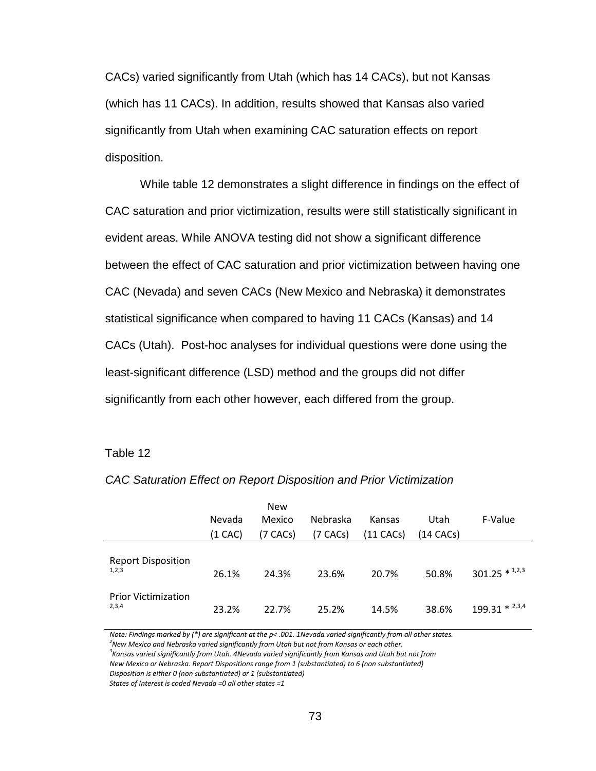CACs) varied significantly from Utah (which has 14 CACs), but not Kansas (which has 11 CACs). In addition, results showed that Kansas also varied significantly from Utah when examining CAC saturation effects on report disposition.

While table 12 demonstrates a slight difference in findings on the effect of CAC saturation and prior victimization, results were still statistically significant in evident areas. While ANOVA testing did not show a significant difference between the effect of CAC saturation and prior victimization between having one CAC (Nevada) and seven CACs (New Mexico and Nebraska) it demonstrates statistical significance when compared to having 11 CACs (Kansas) and 14 CACs (Utah). Post-hoc analyses for individual questions were done using the least-significant difference (LSD) method and the groups did not differ significantly from each other however, each differed from the group.

Table 12

*CAC Saturation Effect on Report Disposition and Prior Victimization*

| | Nevada (1 CAC) | New Mexico (7 CACs) | Nebraska (7 CACs) | Kansas (11 CACs) | Utah (14 CACs) | F-Value |
|---|---|---|---|---|---|---|
| Report Disposition [1,2,3] | 26.1% | 24.3% | 23.6% | 20.7% | 50.8% | 301.25 * [1,2,3] |
| Prior Victimization [2,3,4] | 23.2% | 22.7% | 25.2% | 14.5% | 38.6% | 199.31 * [2,3,4] |

*Note: Findings marked by (*) are significant at the p< .001. 1Nevada varied significantly from all other states.*
*[2]New Mexico and Nebraska varied significantly from Utah but not from Kansas or each other.*
*[3]Kansas varied significantly from Utah. 4Nevada varied significantly from Kansas and Utah but not from New Mexico or Nebraska. Report Dispositions range from 1 (substantiated) to 6 (non substantiated)*
*Disposition is either 0 (non substantiated) or 1 (substantiated)*
*States of Interest is coded Nevada =0 all other states =1*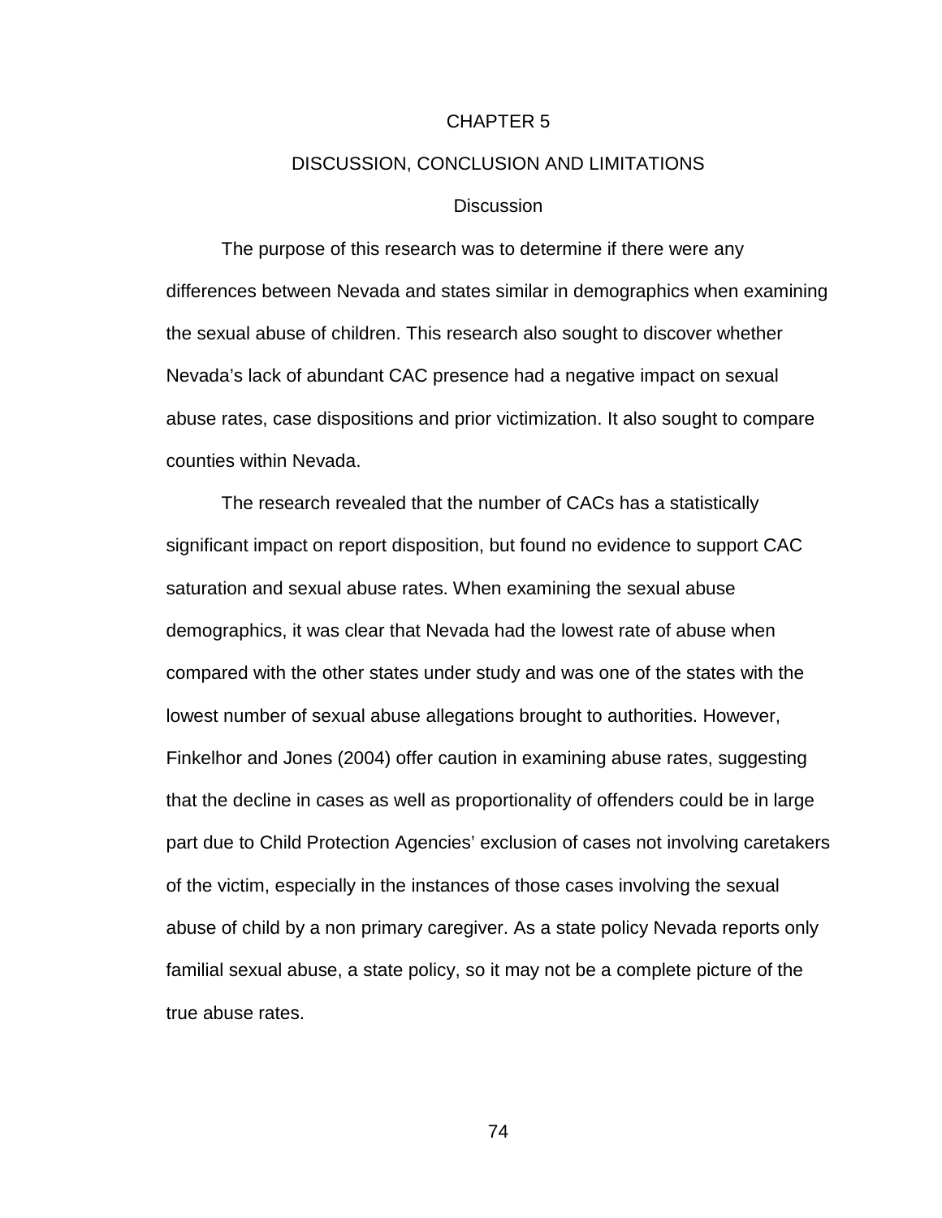# CHAPTER 5

# DISCUSSION, CONCLUSION AND LIMITATIONS

## Discussion

The purpose of this research was to determine if there were any differences between Nevada and states similar in demographics when examining the sexual abuse of children. This research also sought to discover whether Nevada's lack of abundant CAC presence had a negative impact on sexual abuse rates, case dispositions and prior victimization. It also sought to compare counties within Nevada.

The research revealed that the number of CACs has a statistically significant impact on report disposition, but found no evidence to support CAC saturation and sexual abuse rates. When examining the sexual abuse demographics, it was clear that Nevada had the lowest rate of abuse when compared with the other states under study and was one of the states with the lowest number of sexual abuse allegations brought to authorities. However, Finkelhor and Jones (2004) offer caution in examining abuse rates, suggesting that the decline in cases as well as proportionality of offenders could be in large part due to Child Protection Agencies' exclusion of cases not involving caretakers of the victim, especially in the instances of those cases involving the sexual abuse of child by a non primary caregiver. As a state policy Nevada reports only familial sexual abuse, a state policy, so it may not be a complete picture of the true abuse rates.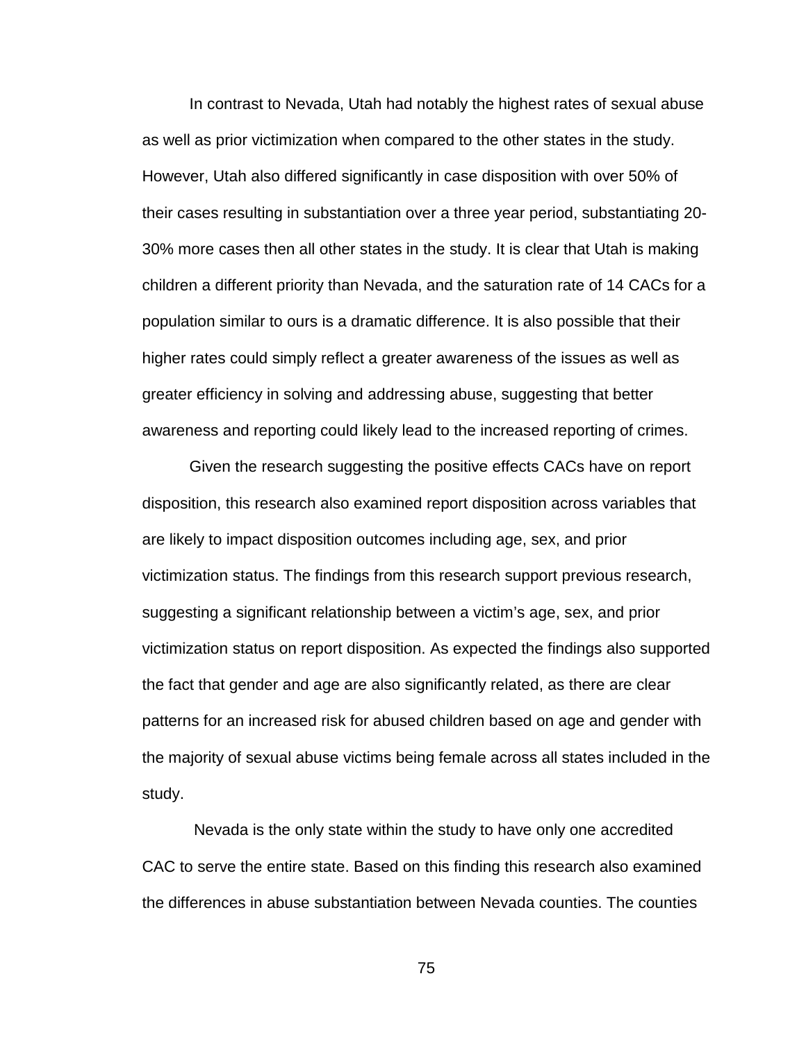In contrast to Nevada, Utah had notably the highest rates of sexual abuse as well as prior victimization when compared to the other states in the study. However, Utah also differed significantly in case disposition with over 50% of their cases resulting in substantiation over a three year period, substantiating 20-30% more cases then all other states in the study. It is clear that Utah is making children a different priority than Nevada, and the saturation rate of 14 CACs for a population similar to ours is a dramatic difference. It is also possible that their higher rates could simply reflect a greater awareness of the issues as well as greater efficiency in solving and addressing abuse, suggesting that better awareness and reporting could likely lead to the increased reporting of crimes.

Given the research suggesting the positive effects CACs have on report disposition, this research also examined report disposition across variables that are likely to impact disposition outcomes including age, sex, and prior victimization status. The findings from this research support previous research, suggesting a significant relationship between a victim's age, sex, and prior victimization status on report disposition. As expected the findings also supported the fact that gender and age are also significantly related, as there are clear patterns for an increased risk for abused children based on age and gender with the majority of sexual abuse victims being female across all states included in the study.

Nevada is the only state within the study to have only one accredited CAC to serve the entire state. Based on this finding this research also examined the differences in abuse substantiation between Nevada counties. The counties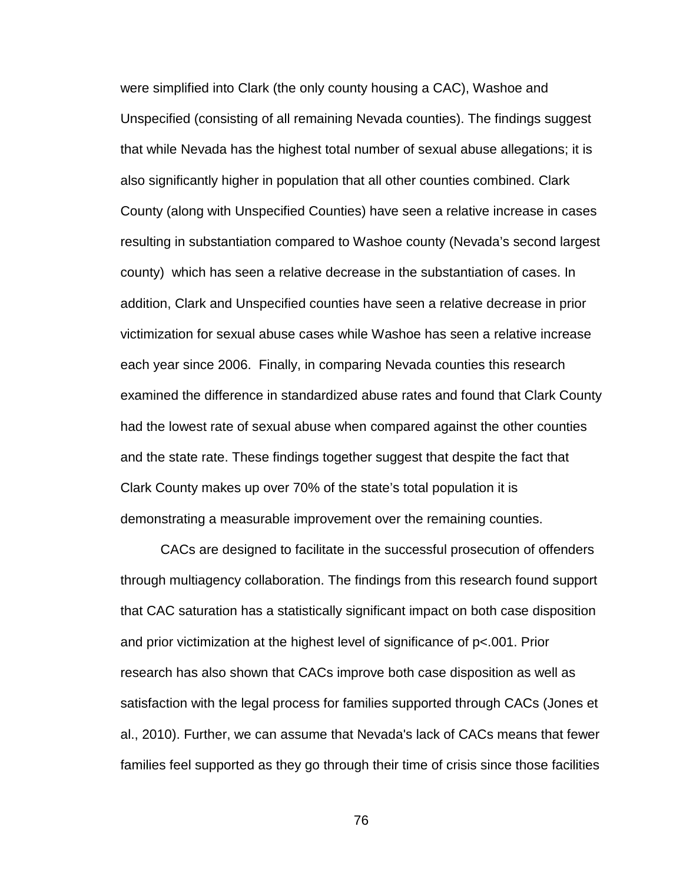were simplified into Clark (the only county housing a CAC), Washoe and Unspecified (consisting of all remaining Nevada counties). The findings suggest that while Nevada has the highest total number of sexual abuse allegations; it is also significantly higher in population that all other counties combined. Clark County (along with Unspecified Counties) have seen a relative increase in cases resulting in substantiation compared to Washoe county (Nevada's second largest county) which has seen a relative decrease in the substantiation of cases. In addition, Clark and Unspecified counties have seen a relative decrease in prior victimization for sexual abuse cases while Washoe has seen a relative increase each year since 2006. Finally, in comparing Nevada counties this research examined the difference in standardized abuse rates and found that Clark County had the lowest rate of sexual abuse when compared against the other counties and the state rate. These findings together suggest that despite the fact that Clark County makes up over 70% of the state's total population it is demonstrating a measurable improvement over the remaining counties.

CACs are designed to facilitate in the successful prosecution of offenders through multiagency collaboration. The findings from this research found support that CAC saturation has a statistically significant impact on both case disposition and prior victimization at the highest level of significance of $p<.001$. Prior research has also shown that CACs improve both case disposition as well as satisfaction with the legal process for families supported through CACs (Jones et al., 2010). Further, we can assume that Nevada's lack of CACs means that fewer families feel supported as they go through their time of crisis since those facilities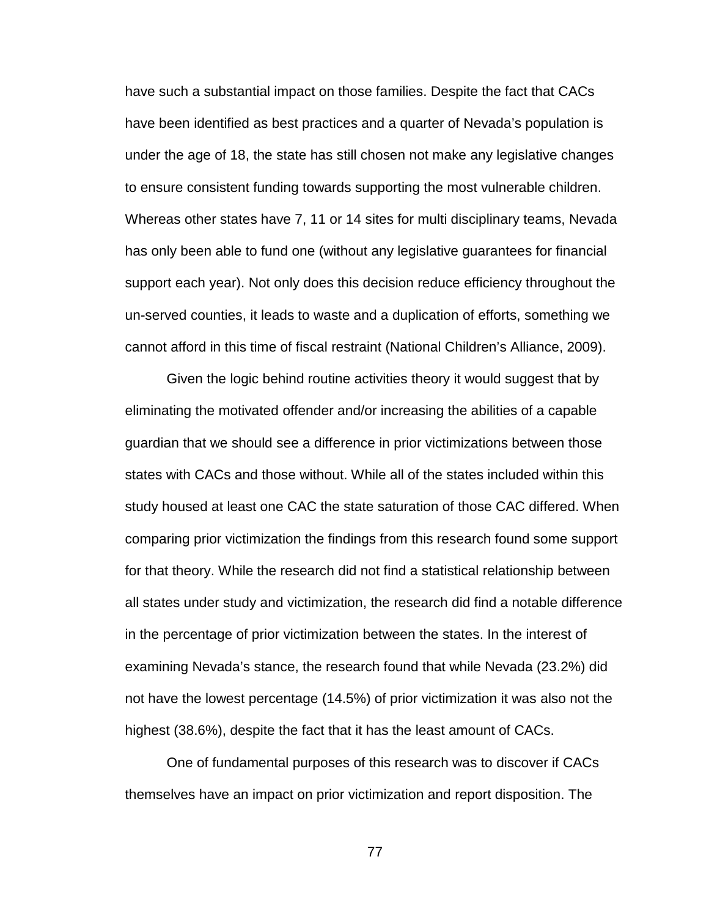have such a substantial impact on those families. Despite the fact that CACs have been identified as best practices and a quarter of Nevada's population is under the age of 18, the state has still chosen not make any legislative changes to ensure consistent funding towards supporting the most vulnerable children. Whereas other states have 7, 11 or 14 sites for multi disciplinary teams, Nevada has only been able to fund one (without any legislative guarantees for financial support each year). Not only does this decision reduce efficiency throughout the un-served counties, it leads to waste and a duplication of efforts, something we cannot afford in this time of fiscal restraint (National Children's Alliance, 2009).

Given the logic behind routine activities theory it would suggest that by eliminating the motivated offender and/or increasing the abilities of a capable guardian that we should see a difference in prior victimizations between those states with CACs and those without. While all of the states included within this study housed at least one CAC the state saturation of those CAC differed. When comparing prior victimization the findings from this research found some support for that theory. While the research did not find a statistical relationship between all states under study and victimization, the research did find a notable difference in the percentage of prior victimization between the states. In the interest of examining Nevada's stance, the research found that while Nevada (23.2%) did not have the lowest percentage (14.5%) of prior victimization it was also not the highest (38.6%), despite the fact that it has the least amount of CACs.

One of fundamental purposes of this research was to discover if CACs themselves have an impact on prior victimization and report disposition. The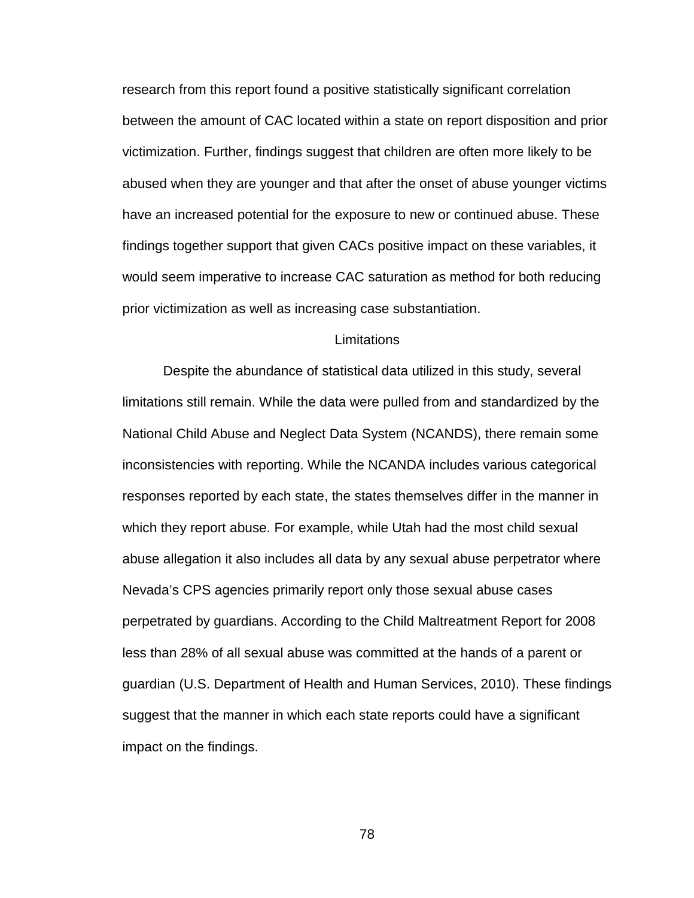research from this report found a positive statistically significant correlation between the amount of CAC located within a state on report disposition and prior victimization. Further, findings suggest that children are often more likely to be abused when they are younger and that after the onset of abuse younger victims have an increased potential for the exposure to new or continued abuse. These findings together support that given CACs positive impact on these variables, it would seem imperative to increase CAC saturation as method for both reducing prior victimization as well as increasing case substantiation.

## Limitations

Despite the abundance of statistical data utilized in this study, several limitations still remain. While the data were pulled from and standardized by the National Child Abuse and Neglect Data System (NCANDS), there remain some inconsistencies with reporting. While the NCANDA includes various categorical responses reported by each state, the states themselves differ in the manner in which they report abuse. For example, while Utah had the most child sexual abuse allegation it also includes all data by any sexual abuse perpetrator where Nevada's CPS agencies primarily report only those sexual abuse cases perpetrated by guardians. According to the Child Maltreatment Report for 2008 less than 28% of all sexual abuse was committed at the hands of a parent or guardian (U.S. Department of Health and Human Services, 2010). These findings suggest that the manner in which each state reports could have a significant impact on the findings.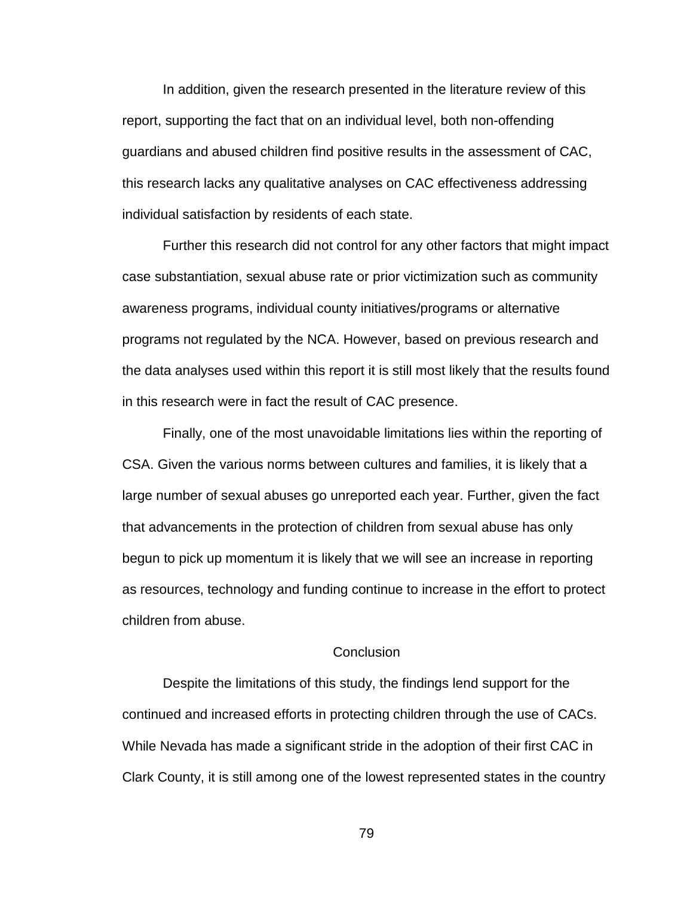In addition, given the research presented in the literature review of this report, supporting the fact that on an individual level, both non-offending guardians and abused children find positive results in the assessment of CAC, this research lacks any qualitative analyses on CAC effectiveness addressing individual satisfaction by residents of each state.

Further this research did not control for any other factors that might impact case substantiation, sexual abuse rate or prior victimization such as community awareness programs, individual county initiatives/programs or alternative programs not regulated by the NCA. However, based on previous research and the data analyses used within this report it is still most likely that the results found in this research were in fact the result of CAC presence.

Finally, one of the most unavoidable limitations lies within the reporting of CSA. Given the various norms between cultures and families, it is likely that a large number of sexual abuses go unreported each year. Further, given the fact that advancements in the protection of children from sexual abuse has only begun to pick up momentum it is likely that we will see an increase in reporting as resources, technology and funding continue to increase in the effort to protect children from abuse.

## Conclusion

Despite the limitations of this study, the findings lend support for the continued and increased efforts in protecting children through the use of CACs. While Nevada has made a significant stride in the adoption of their first CAC in Clark County, it is still among one of the lowest represented states in the country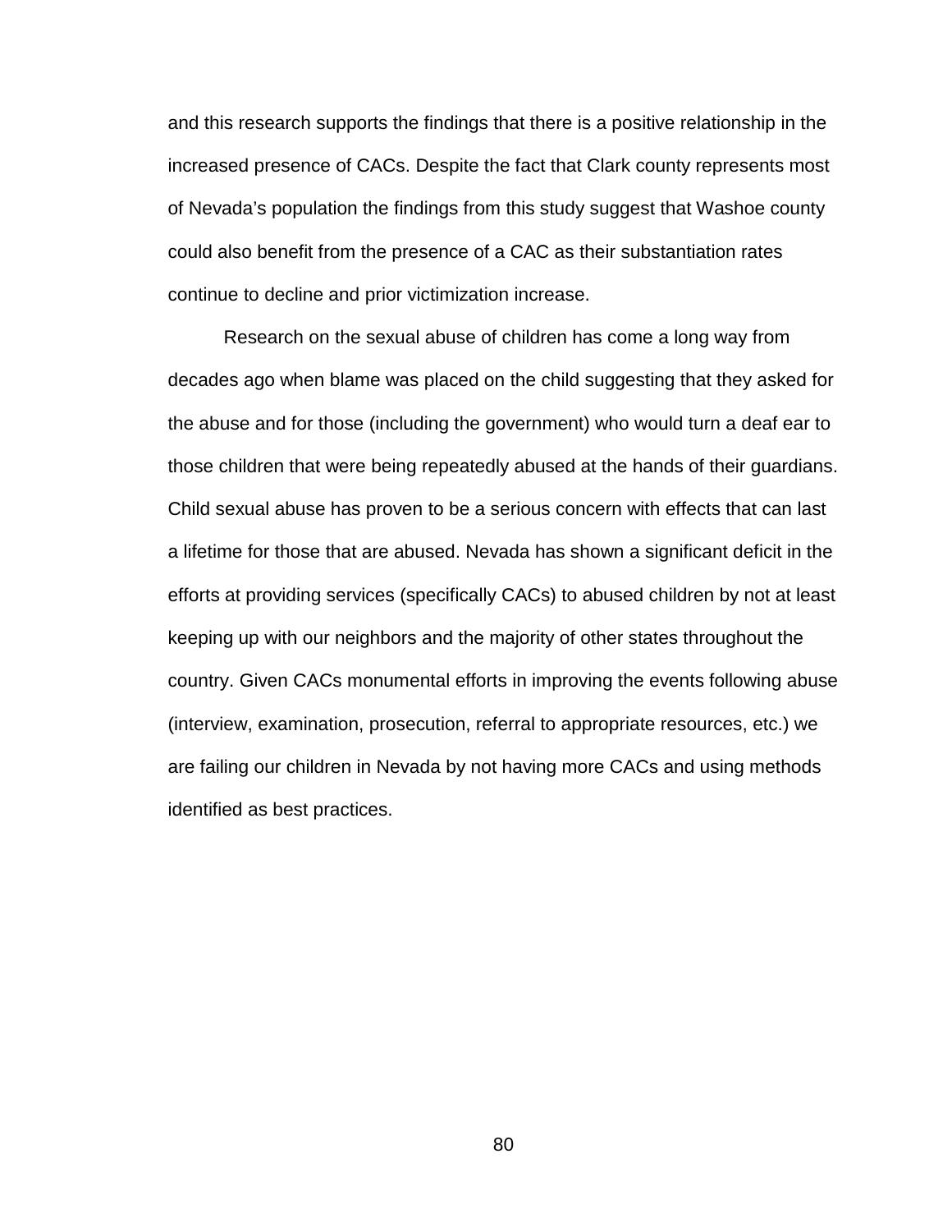and this research supports the findings that there is a positive relationship in the increased presence of CACs. Despite the fact that Clark county represents most of Nevada's population the findings from this study suggest that Washoe county could also benefit from the presence of a CAC as their substantiation rates continue to decline and prior victimization increase.

Research on the sexual abuse of children has come a long way from decades ago when blame was placed on the child suggesting that they asked for the abuse and for those (including the government) who would turn a deaf ear to those children that were being repeatedly abused at the hands of their guardians. Child sexual abuse has proven to be a serious concern with effects that can last a lifetime for those that are abused. Nevada has shown a significant deficit in the efforts at providing services (specifically CACs) to abused children by not at least keeping up with our neighbors and the majority of other states throughout the country. Given CACs monumental efforts in improving the events following abuse (interview, examination, prosecution, referral to appropriate resources, etc.) we are failing our children in Nevada by not having more CACs and using methods identified as best practices.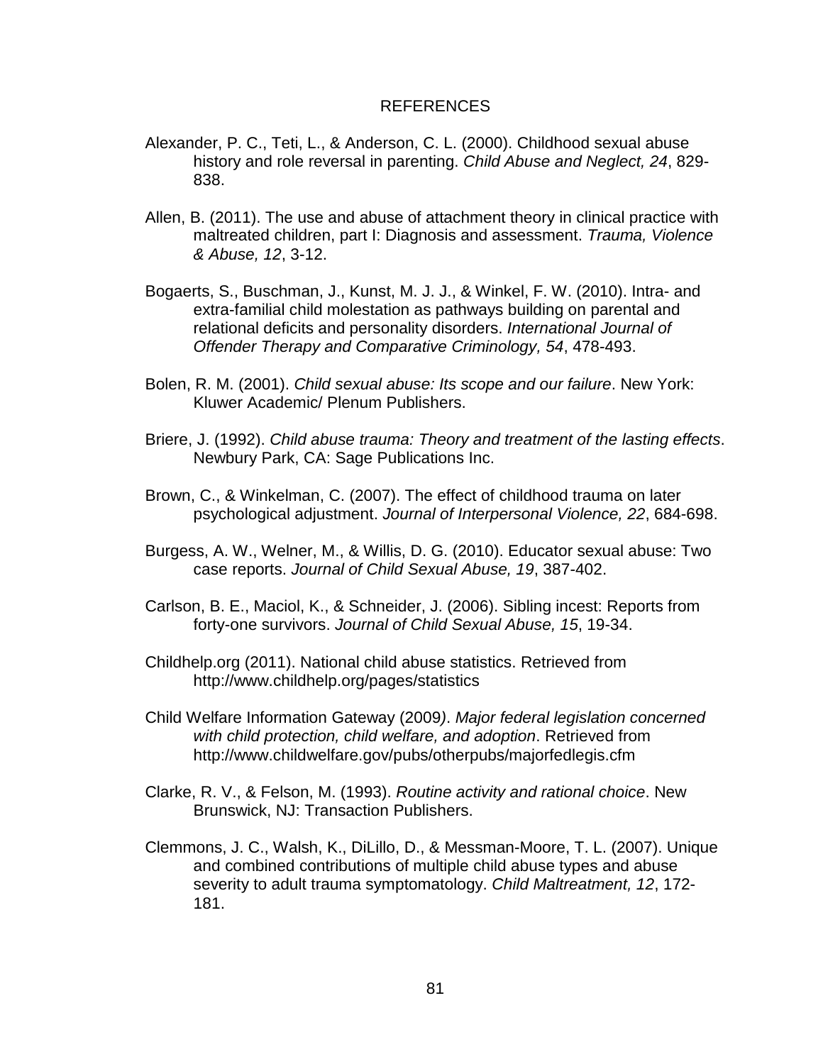# REFERENCES

Alexander, P. C., Teti, L., & Anderson, C. L. (2000). Childhood sexual abuse history and role reversal in parenting. *Child Abuse and Neglect, 24*, 829-838.

Allen, B. (2011). The use and abuse of attachment theory in clinical practice with maltreated children, part I: Diagnosis and assessment. *Trauma, Violence & Abuse, 12*, 3-12.

Bogaerts, S., Buschman, J., Kunst, M. J. J., & Winkel, F. W. (2010). Intra- and extra-familial child molestation as pathways building on parental and relational deficits and personality disorders. *International Journal of Offender Therapy and Comparative Criminology, 54*, 478-493.

Bolen, R. M. (2001). *Child sexual abuse: Its scope and our failure*. New York: Kluwer Academic/ Plenum Publishers.

Briere, J. (1992). *Child abuse trauma: Theory and treatment of the lasting effects*. Newbury Park, CA: Sage Publications Inc.

Brown, C., & Winkelman, C. (2007). The effect of childhood trauma on later psychological adjustment. *Journal of Interpersonal Violence, 22*, 684-698.

Burgess, A. W., Welner, M., & Willis, D. G. (2010). Educator sexual abuse: Two case reports. *Journal of Child Sexual Abuse, 19*, 387-402.

Carlson, B. E., Maciol, K., & Schneider, J. (2006). Sibling incest: Reports from forty-one survivors. *Journal of Child Sexual Abuse, 15*, 19-34.

Childhelp.org (2011). National child abuse statistics. Retrieved from http://www.childhelp.org/pages/statistics

Child Welfare Information Gateway (2009). *Major federal legislation concerned with child protection, child welfare, and adoption*. Retrieved from http://www.childwelfare.gov/pubs/otherpubs/majorfedlegis.cfm

Clarke, R. V., & Felson, M. (1993). *Routine activity and rational choice*. New Brunswick, NJ: Transaction Publishers.

Clemmons, J. C., Walsh, K., DiLillo, D., & Messman-Moore, T. L. (2007). Unique and combined contributions of multiple child abuse types and abuse severity to adult trauma symptomatology. *Child Maltreatment, 12*, 172-181.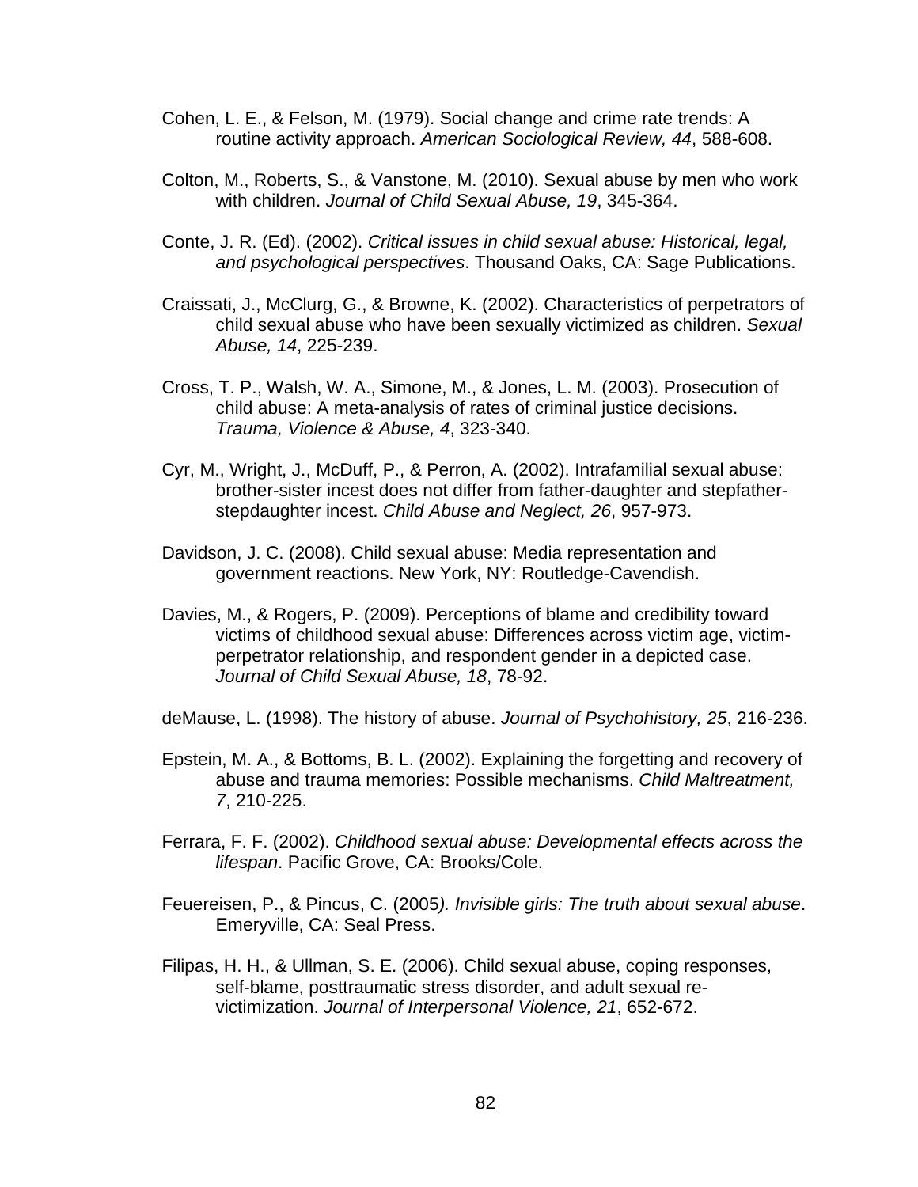Cohen, L. E., & Felson, M. (1979). Social change and crime rate trends: A routine activity approach. *American Sociological Review, 44*, 588-608.

Colton, M., Roberts, S., & Vanstone, M. (2010). Sexual abuse by men who work with children. *Journal of Child Sexual Abuse, 19*, 345-364.

Conte, J. R. (Ed). (2002). *Critical issues in child sexual abuse: Historical, legal, and psychological perspectives*. Thousand Oaks, CA: Sage Publications.

Craissati, J., McClurg, G., & Browne, K. (2002). Characteristics of perpetrators of child sexual abuse who have been sexually victimized as children. *Sexual Abuse, 14*, 225-239.

Cross, T. P., Walsh, W. A., Simone, M., & Jones, L. M. (2003). Prosecution of child abuse: A meta-analysis of rates of criminal justice decisions. *Trauma, Violence & Abuse, 4*, 323-340.

Cyr, M., Wright, J., McDuff, P., & Perron, A. (2002). Intrafamilial sexual abuse: brother-sister incest does not differ from father-daughter and stepfather-stepdaughter incest. *Child Abuse and Neglect, 26*, 957-973.

Davidson, J. C. (2008). Child sexual abuse: Media representation and government reactions. New York, NY: Routledge-Cavendish.

Davies, M., & Rogers, P. (2009). Perceptions of blame and credibility toward victims of childhood sexual abuse: Differences across victim age, victim-perpetrator relationship, and respondent gender in a depicted case. *Journal of Child Sexual Abuse, 18*, 78-92.

deMause, L. (1998). The history of abuse. *Journal of Psychohistory, 25*, 216-236.

Epstein, M. A., & Bottoms, B. L. (2002). Explaining the forgetting and recovery of abuse and trauma memories: Possible mechanisms. *Child Maltreatment, 7*, 210-225.

Ferrara, F. F. (2002). *Childhood sexual abuse: Developmental effects across the lifespan*. Pacific Grove, CA: Brooks/Cole.

Feuereisen, P., & Pincus, C. (2005*). Invisible girls: The truth about sexual abuse*. Emeryville, CA: Seal Press.

Filipas, H. H., & Ullman, S. E. (2006). Child sexual abuse, coping responses, self-blame, posttraumatic stress disorder, and adult sexual re-victimization. *Journal of Interpersonal Violence, 21*, 652-672.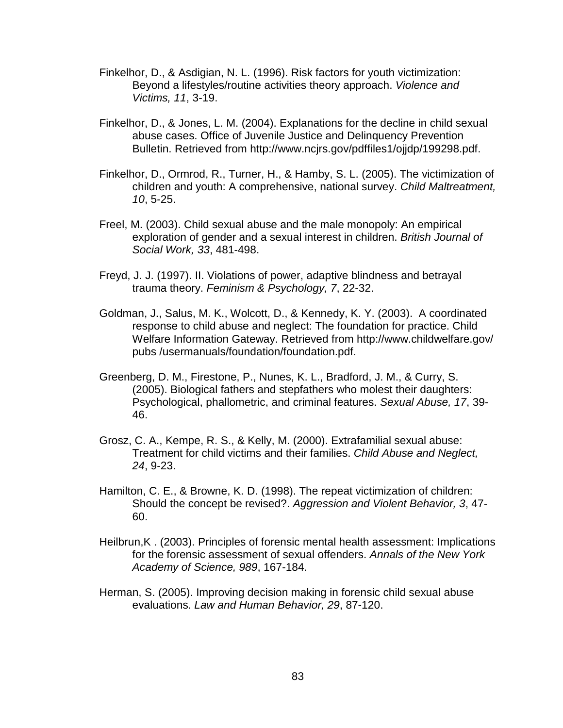Finkelhor, D., & Asdigian, N. L. (1996). Risk factors for youth victimization: Beyond a lifestyles/routine activities theory approach. *Violence and Victims, 11*, 3-19.

Finkelhor, D., & Jones, L. M. (2004). Explanations for the decline in child sexual abuse cases. Office of Juvenile Justice and Delinquency Prevention Bulletin. Retrieved from http://www.ncjrs.gov/pdffiles1/ojjdp/199298.pdf.

Finkelhor, D., Ormrod, R., Turner, H., & Hamby, S. L. (2005). The victimization of children and youth: A comprehensive, national survey. *Child Maltreatment, 10*, 5-25.

Freel, M. (2003). Child sexual abuse and the male monopoly: An empirical exploration of gender and a sexual interest in children. *British Journal of Social Work, 33*, 481-498.

Freyd, J. J. (1997). II. Violations of power, adaptive blindness and betrayal trauma theory. *Feminism & Psychology, 7*, 22-32.

Goldman, J., Salus, M. K., Wolcott, D., & Kennedy, K. Y. (2003). A coordinated response to child abuse and neglect: The foundation for practice. Child Welfare Information Gateway. Retrieved from http://www.childwelfare.gov/pubs /usermanuals/foundation/foundation.pdf.

Greenberg, D. M., Firestone, P., Nunes, K. L., Bradford, J. M., & Curry, S. (2005). Biological fathers and stepfathers who molest their daughters: Psychological, phallometric, and criminal features. *Sexual Abuse, 17*, 39-46.

Grosz, C. A., Kempe, R. S., & Kelly, M. (2000). Extrafamilial sexual abuse: Treatment for child victims and their families. *Child Abuse and Neglect, 24*, 9-23.

Hamilton, C. E., & Browne, K. D. (1998). The repeat victimization of children: Should the concept be revised?. *Aggression and Violent Behavior, 3*, 47-60.

Heilbrun,K . (2003). Principles of forensic mental health assessment: Implications for the forensic assessment of sexual offenders. *Annals of the New York Academy of Science, 989*, 167-184.

Herman, S. (2005). Improving decision making in forensic child sexual abuse evaluations. *Law and Human Behavior, 29*, 87-120.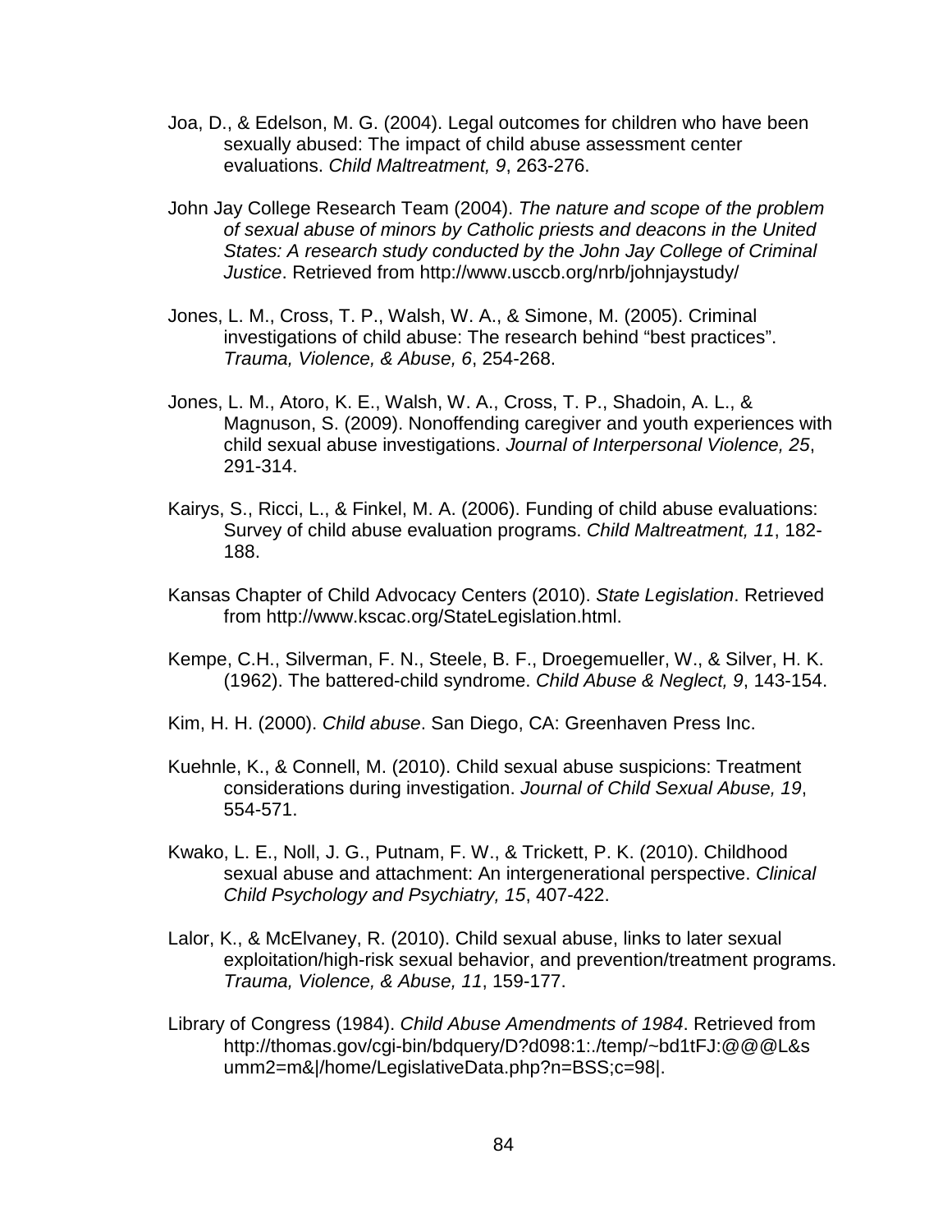Joa, D., & Edelson, M. G. (2004). Legal outcomes for children who have been sexually abused: The impact of child abuse assessment center evaluations. *Child Maltreatment, 9*, 263-276.

John Jay College Research Team (2004). *The nature and scope of the problem of sexual abuse of minors by Catholic priests and deacons in the United States: A research study conducted by the John Jay College of Criminal Justice*. Retrieved from http://www.usccb.org/nrb/johnjaystudy/

Jones, L. M., Cross, T. P., Walsh, W. A., & Simone, M. (2005). Criminal investigations of child abuse: The research behind "best practices". *Trauma, Violence, & Abuse, 6*, 254-268.

Jones, L. M., Atoro, K. E., Walsh, W. A., Cross, T. P., Shadoin, A. L., & Magnuson, S. (2009). Nonoffending caregiver and youth experiences with child sexual abuse investigations. *Journal of Interpersonal Violence, 25*, 291-314.

Kairys, S., Ricci, L., & Finkel, M. A. (2006). Funding of child abuse evaluations: Survey of child abuse evaluation programs. *Child Maltreatment, 11*, 182-188.

Kansas Chapter of Child Advocacy Centers (2010). *State Legislation*. Retrieved from http://www.kscac.org/StateLegislation.html.

Kempe, C.H., Silverman, F. N., Steele, B. F., Droegemueller, W., & Silver, H. K. (1962). The battered-child syndrome. *Child Abuse & Neglect, 9*, 143-154.

Kim, H. H. (2000). *Child abuse*. San Diego, CA: Greenhaven Press Inc.

Kuehnle, K., & Connell, M. (2010). Child sexual abuse suspicions: Treatment considerations during investigation. *Journal of Child Sexual Abuse, 19*, 554-571.

Kwako, L. E., Noll, J. G., Putnam, F. W., & Trickett, P. K. (2010). Childhood sexual abuse and attachment: An intergenerational perspective. *Clinical Child Psychology and Psychiatry, 15*, 407-422.

Lalor, K., & McElvaney, R. (2010). Child sexual abuse, links to later sexual exploitation/high-risk sexual behavior, and prevention/treatment programs. *Trauma, Violence, & Abuse, 11*, 159-177.

Library of Congress (1984). *Child Abuse Amendments of 1984*. Retrieved from http://thomas.gov/cgi-bin/bdquery/D?d098:1:./temp/~bd1tFJ:@@@L&summ2=m&|/home/LegislativeData.php?n=BSS;c=98|.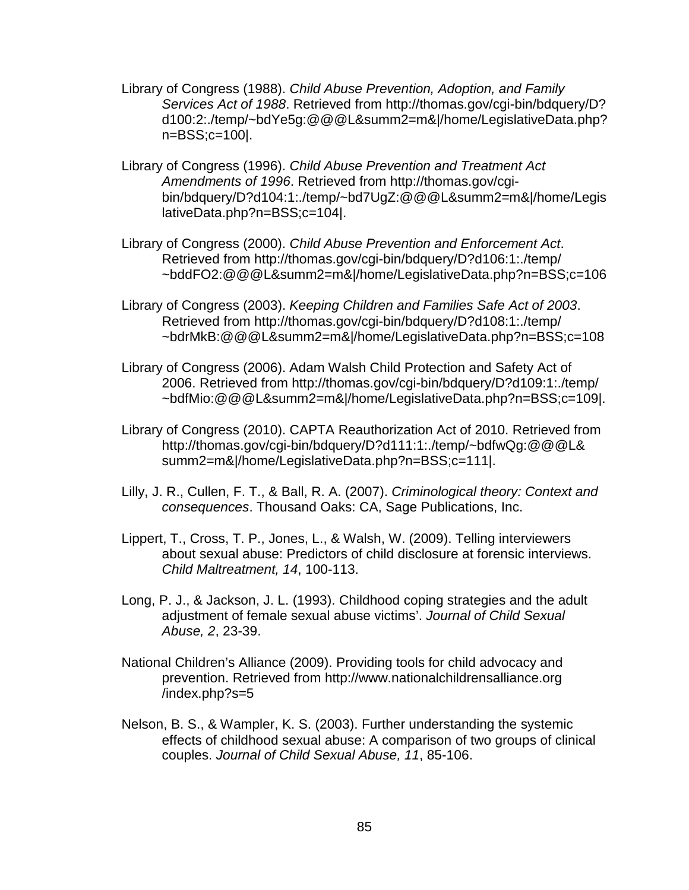Library of Congress (1988). *Child Abuse Prevention, Adoption, and Family Services Act of 1988*. Retrieved from http://thomas.gov/cgi-bin/bdquery/D?d100:2:./temp/~bdYe5g:@@@L&summ2=m&|/home/LegislativeData.php?n=BSS;c=100|.

Library of Congress (1996). *Child Abuse Prevention and Treatment Act Amendments of 1996*. Retrieved from http://thomas.gov/cgi-bin/bdquery/D?d104:1:./temp/~bd7UgZ:@@@L&summ2=m&|/home/LegislativeData.php?n=BSS;c=104|.

Library of Congress (2000). *Child Abuse Prevention and Enforcement Act*. Retrieved from http://thomas.gov/cgi-bin/bdquery/D?d106:1:./temp/~bddFO2:@@@L&summ2=m&|/home/LegislativeData.php?n=BSS;c=106

Library of Congress (2003). *Keeping Children and Families Safe Act of 2003*. Retrieved from http://thomas.gov/cgi-bin/bdquery/D?d108:1:./temp/~bdrMkB:@@@L&summ2=m&|/home/LegislativeData.php?n=BSS;c=108

Library of Congress (2006). Adam Walsh Child Protection and Safety Act of 2006. Retrieved from http://thomas.gov/cgi-bin/bdquery/D?d109:1:./temp/~bdfMio:@@@L&summ2=m&|/home/LegislativeData.php?n=BSS;c=109|.

Library of Congress (2010). CAPTA Reauthorization Act of 2010. Retrieved from http://thomas.gov/cgi-bin/bdquery/D?d111:1:./temp/~bdfwQg:@@@L&summ2=m&|/home/LegislativeData.php?n=BSS;c=111|.

Lilly, J. R., Cullen, F. T., & Ball, R. A. (2007). *Criminological theory: Context and consequences*. Thousand Oaks: CA, Sage Publications, Inc.

Lippert, T., Cross, T. P., Jones, L., & Walsh, W. (2009). Telling interviewers about sexual abuse: Predictors of child disclosure at forensic interviews. *Child Maltreatment, 14*, 100-113.

Long, P. J., & Jackson, J. L. (1993). Childhood coping strategies and the adult adjustment of female sexual abuse victims'. *Journal of Child Sexual Abuse, 2*, 23-39.

National Children's Alliance (2009). Providing tools for child advocacy and prevention. Retrieved from http://www.nationalchildrensalliance.org/index.php?s=5

Nelson, B. S., & Wampler, K. S. (2003). Further understanding the systemic effects of childhood sexual abuse: A comparison of two groups of clinical couples. *Journal of Child Sexual Abuse, 11*, 85-106.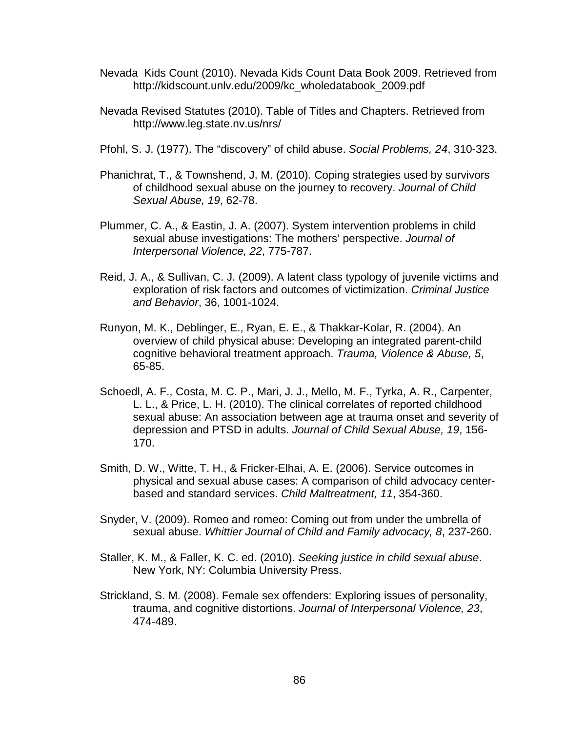Nevada Kids Count (2010). Nevada Kids Count Data Book 2009. Retrieved from http://kidscount.unlv.edu/2009/kc_wholedatabook_2009.pdf

Nevada Revised Statutes (2010). Table of Titles and Chapters. Retrieved from http://www.leg.state.nv.us/nrs/

Pfohl, S. J. (1977). The "discovery" of child abuse. *Social Problems, 24*, 310-323.

Phanichrat, T., & Townshend, J. M. (2010). Coping strategies used by survivors of childhood sexual abuse on the journey to recovery. *Journal of Child Sexual Abuse, 19*, 62-78.

Plummer, C. A., & Eastin, J. A. (2007). System intervention problems in child sexual abuse investigations: The mothers' perspective. *Journal of Interpersonal Violence, 22*, 775-787.

Reid, J. A., & Sullivan, C. J. (2009). A latent class typology of juvenile victims and exploration of risk factors and outcomes of victimization. *Criminal Justice and Behavior*, 36, 1001-1024.

Runyon, M. K., Deblinger, E., Ryan, E. E., & Thakkar-Kolar, R. (2004). An overview of child physical abuse: Developing an integrated parent-child cognitive behavioral treatment approach. *Trauma, Violence & Abuse, 5*, 65-85.

Schoedl, A. F., Costa, M. C. P., Mari, J. J., Mello, M. F., Tyrka, A. R., Carpenter, L. L., & Price, L. H. (2010). The clinical correlates of reported childhood sexual abuse: An association between age at trauma onset and severity of depression and PTSD in adults. *Journal of Child Sexual Abuse, 19*, 156-170.

Smith, D. W., Witte, T. H., & Fricker-Elhai, A. E. (2006). Service outcomes in physical and sexual abuse cases: A comparison of child advocacy center-based and standard services. *Child Maltreatment, 11*, 354-360.

Snyder, V. (2009). Romeo and romeo: Coming out from under the umbrella of sexual abuse. *Whittier Journal of Child and Family advocacy, 8*, 237-260.

Staller, K. M., & Faller, K. C. ed. (2010). *Seeking justice in child sexual abuse*. New York, NY: Columbia University Press.

Strickland, S. M. (2008). Female sex offenders: Exploring issues of personality, trauma, and cognitive distortions. *Journal of Interpersonal Violence, 23*, 474-489.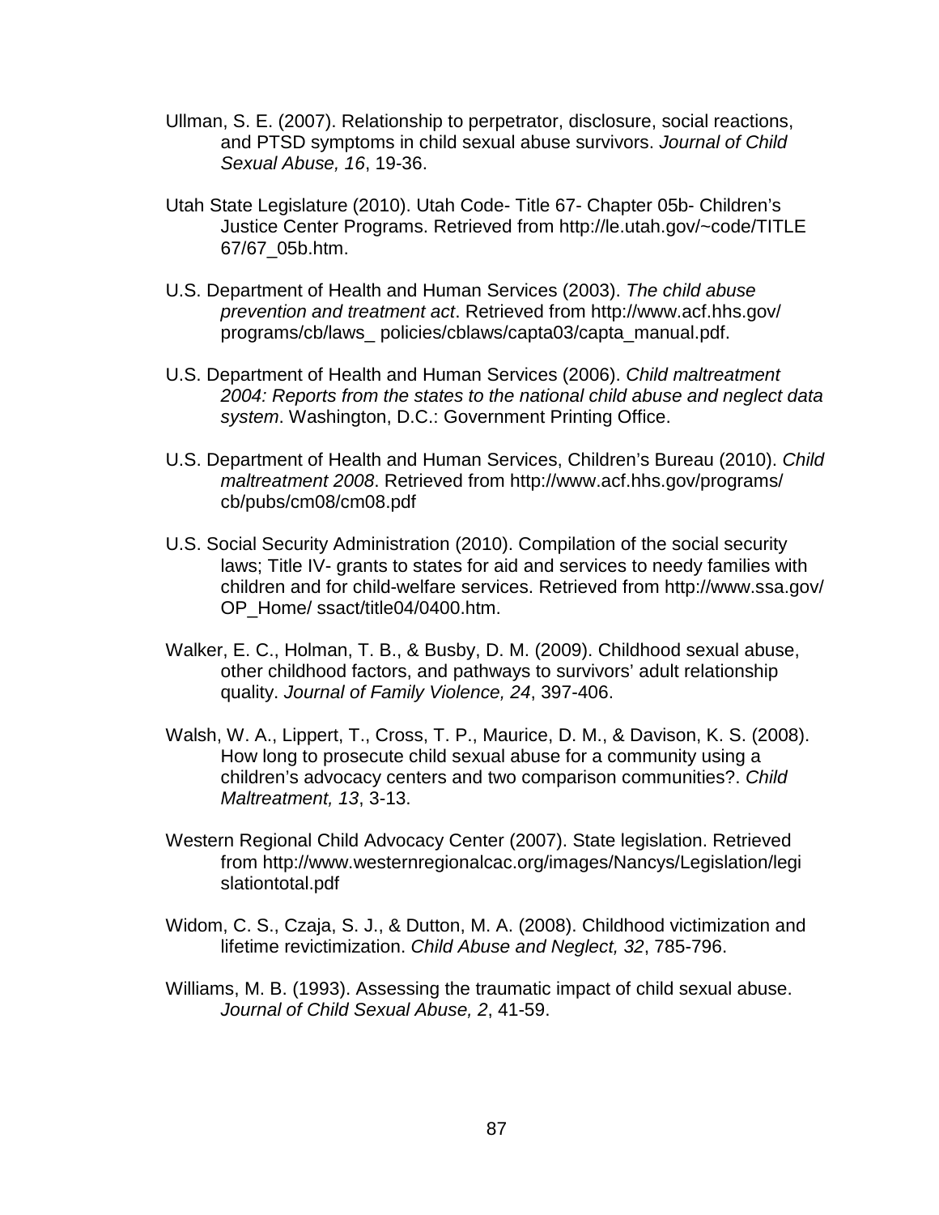Ullman, S. E. (2007). Relationship to perpetrator, disclosure, social reactions, and PTSD symptoms in child sexual abuse survivors. *Journal of Child Sexual Abuse, 16*, 19-36.

Utah State Legislature (2010). Utah Code- Title 67- Chapter 05b- Children's Justice Center Programs. Retrieved from http://le.utah.gov/~code/TITLE 67/67_05b.htm.

U.S. Department of Health and Human Services (2003). *The child abuse prevention and treatment act*. Retrieved from http://www.acf.hhs.gov/ programs/cb/laws_ policies/cblaws/capta03/capta_manual.pdf.

U.S. Department of Health and Human Services (2006). *Child maltreatment 2004: Reports from the states to the national child abuse and neglect data system*. Washington, D.C.: Government Printing Office.

U.S. Department of Health and Human Services, Children's Bureau (2010). *Child maltreatment 2008*. Retrieved from http://www.acf.hhs.gov/programs/ cb/pubs/cm08/cm08.pdf

U.S. Social Security Administration (2010). Compilation of the social security laws; Title IV- grants to states for aid and services to needy families with children and for child-welfare services. Retrieved from http://www.ssa.gov/ OP_Home/ ssact/title04/0400.htm.

Walker, E. C., Holman, T. B., & Busby, D. M. (2009). Childhood sexual abuse, other childhood factors, and pathways to survivors' adult relationship quality. *Journal of Family Violence, 24*, 397-406.

Walsh, W. A., Lippert, T., Cross, T. P., Maurice, D. M., & Davison, K. S. (2008). How long to prosecute child sexual abuse for a community using a children's advocacy centers and two comparison communities?. *Child Maltreatment, 13*, 3-13.

Western Regional Child Advocacy Center (2007). State legislation. Retrieved from http://www.westernregionalcac.org/images/Nancys/Legislation/legislationtotal.pdf

Widom, C. S., Czaja, S. J., & Dutton, M. A. (2008). Childhood victimization and lifetime revictimization. *Child Abuse and Neglect, 32*, 785-796.

Williams, M. B. (1993). Assessing the traumatic impact of child sexual abuse. *Journal of Child Sexual Abuse, 2*, 41-59.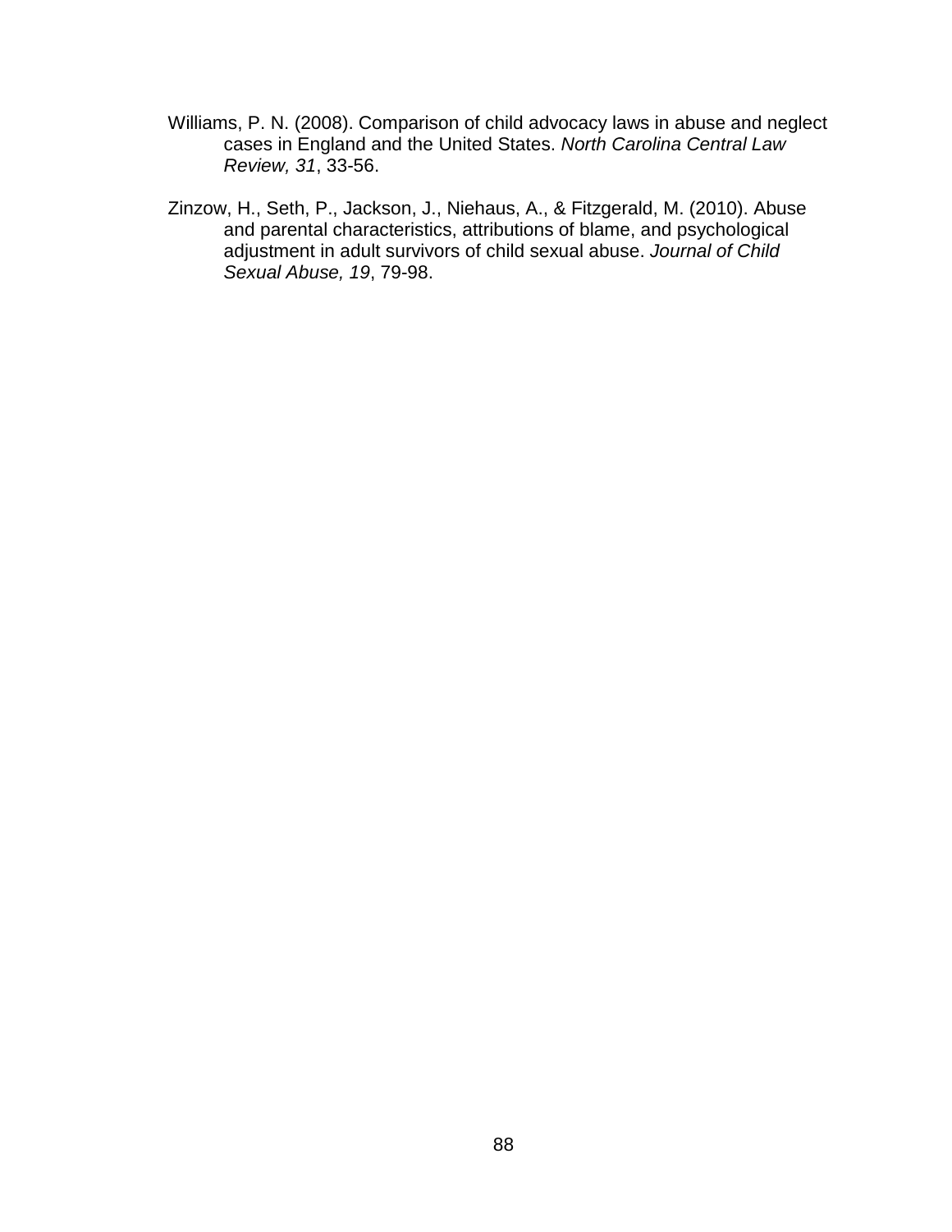Williams, P. N. (2008). Comparison of child advocacy laws in abuse and neglect cases in England and the United States. *North Carolina Central Law Review, 31*, 33-56.

Zinzow, H., Seth, P., Jackson, J., Niehaus, A., & Fitzgerald, M. (2010). Abuse and parental characteristics, attributions of blame, and psychological adjustment in adult survivors of child sexual abuse. *Journal of Child Sexual Abuse, 19*, 79-98.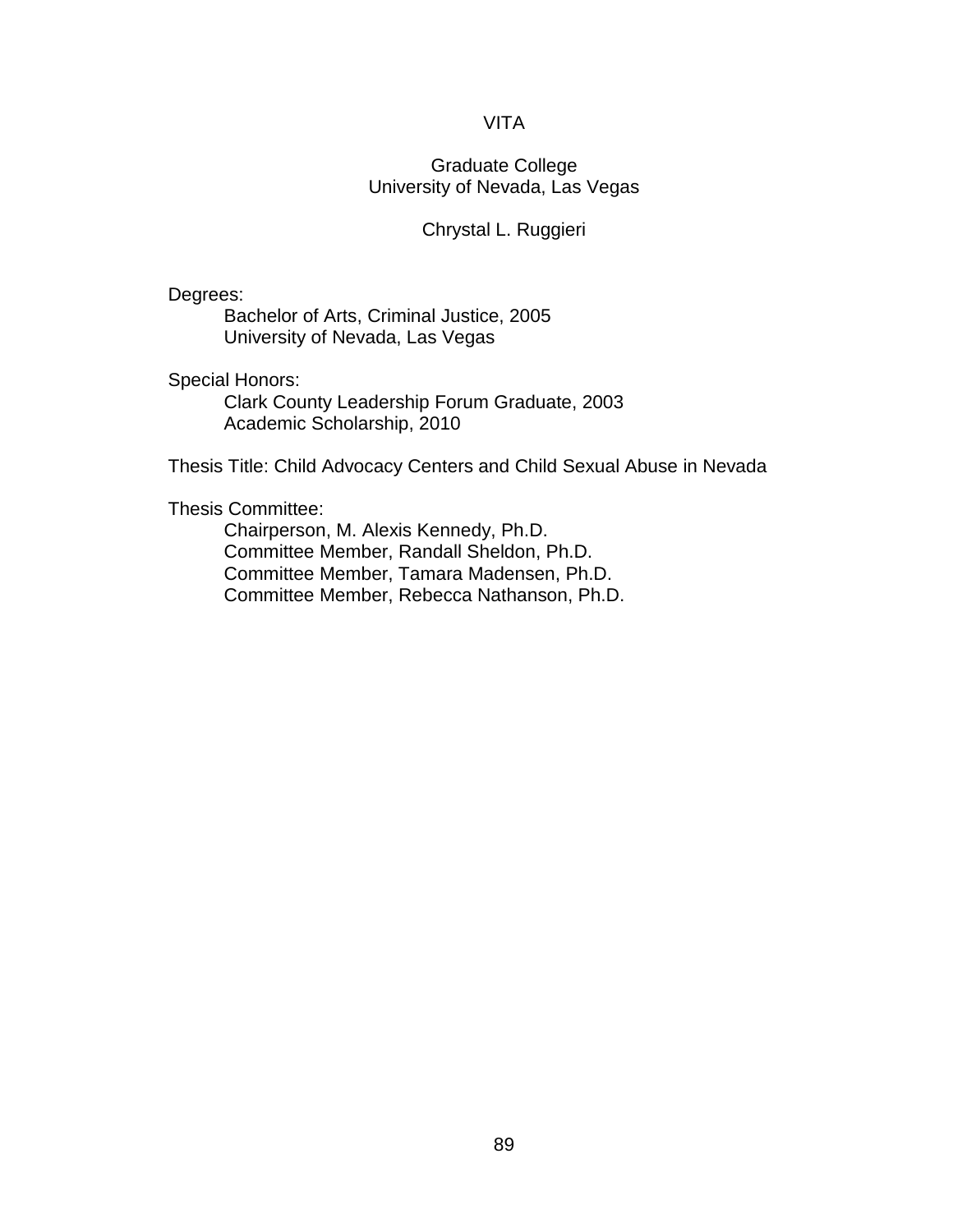# VITA

Graduate College
University of Nevada, Las Vegas

Chrystal L. Ruggieri

Degrees:

Bachelor of Arts, Criminal Justice, 2005
University of Nevada, Las Vegas

Special Honors:

Clark County Leadership Forum Graduate, 2003
Academic Scholarship, 2010

Thesis Title: Child Advocacy Centers and Child Sexual Abuse in Nevada

Thesis Committee:

Chairperson, M. Alexis Kennedy, Ph.D.
Committee Member, Randall Sheldon, Ph.D.
Committee Member, Tamara Madensen, Ph.D.
Committee Member, Rebecca Nathanson, Ph.D.